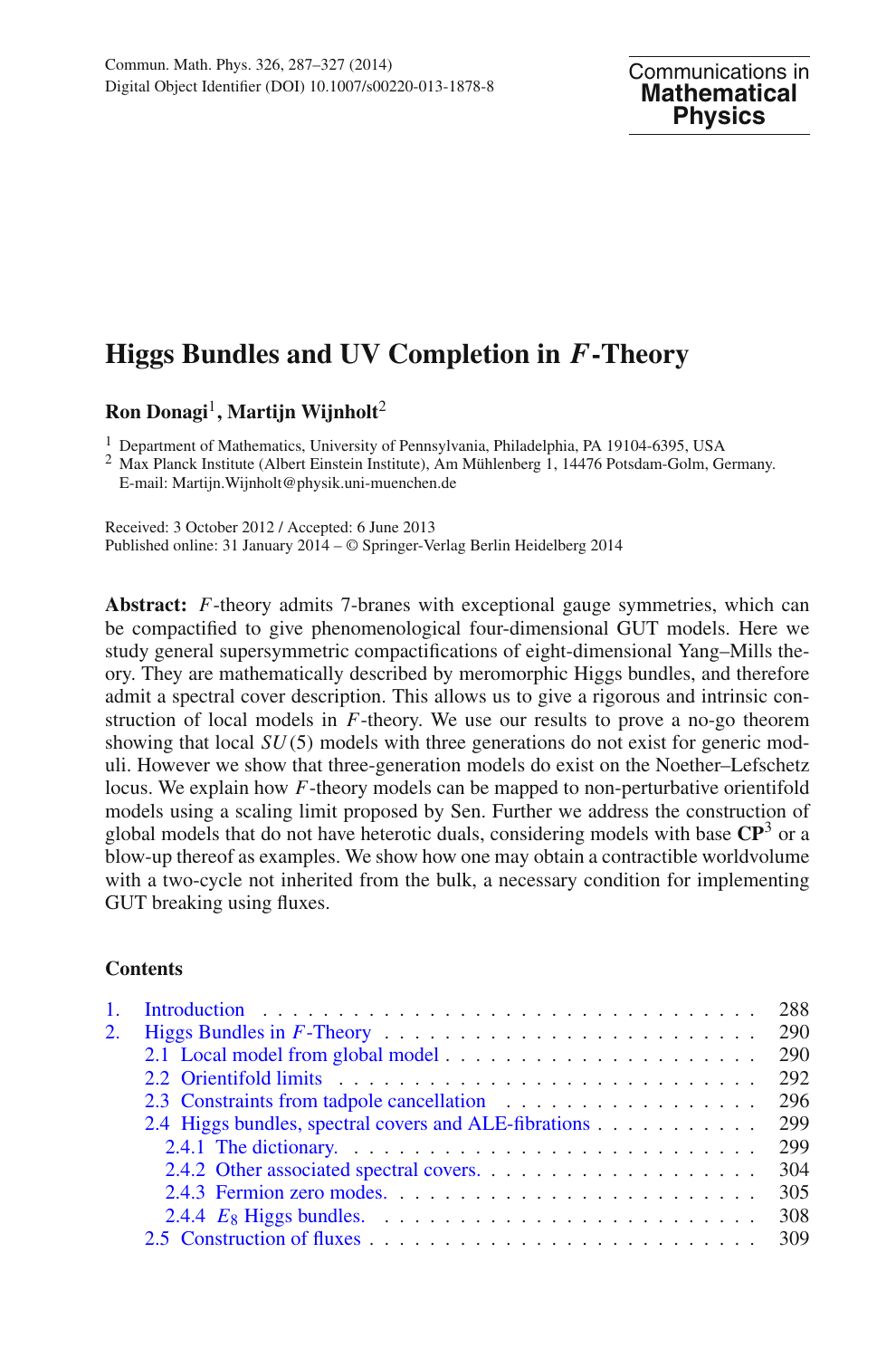# Higgs Bundles and UV Completion in $F$-Theory

**Ron Donagi**[1], **Martijn Wijnholt**[2]

[1] Department of Mathematics, University of Pennsylvania, Philadelphia, PA 19104-6395, USA

[2] Max Planck Institute (Albert Einstein Institute), Am Mühlenberg 1, 14476 Potsdam-Golm, Germany. E-mail: Martijn.Wijnholt@physik.uni-muenchen.de

Received: 3 October 2012 / Accepted: 6 June 2013
Published online: 31 January 2014 – © Springer-Verlag Berlin Heidelberg 2014

**Abstract:** $F$-theory admits 7-branes with exceptional gauge symmetries, which can be compactified to give phenomenological four-dimensional GUT models. Here we study general supersymmetric compactifications of eight-dimensional Yang–Mills theory. They are mathematically described by meromorphic Higgs bundles, and therefore admit a spectral cover description. This allows us to give a rigorous and intrinsic construction of local models in $F$-theory. We use our results to prove a no-go theorem showing that local $SU(5)$ models with three generations do not exist for generic moduli. However we show that three-generation models do exist on the Noether–Lefschetz locus. We explain how $F$-theory models can be mapped to non-perturbative orientifold models using a scaling limit proposed by Sen. Further we address the construction of global models that do not have heterotic duals, considering models with base $\mathbf{CP}^3$ or a blow-up thereof as examples. We show how one may obtain a contractible worldvolume with a two-cycle not inherited from the bulk, a necessary condition for implementing GUT breaking using fluxes.

## Contents

1. Introduction . . . . . . . . . . 288
2. Higgs Bundles in $F$-Theory . . . . . . . . . . 290
   - 2.1 Local model from global model . . . . . . . . . . 290
   - 2.2 Orientifold limits . . . . . . . . . . 292
   - 2.3 Constraints from tadpole cancellation . . . . . . . . . . 296
   - 2.4 Higgs bundles, spectral covers and ALE-fibrations . . . . . . . . . . 299
     - 2.4.1 The dictionary. . . . . . . . . . . 299
     - 2.4.2 Other associated spectral covers. . . . . . . . . . . 304
     - 2.4.3 Fermion zero modes. . . . . . . . . . . 305
     - 2.4.4 $E_8$ Higgs bundles. . . . . . . . . . . 308
   - 2.5 Construction of fluxes . . . . . . . . . . 309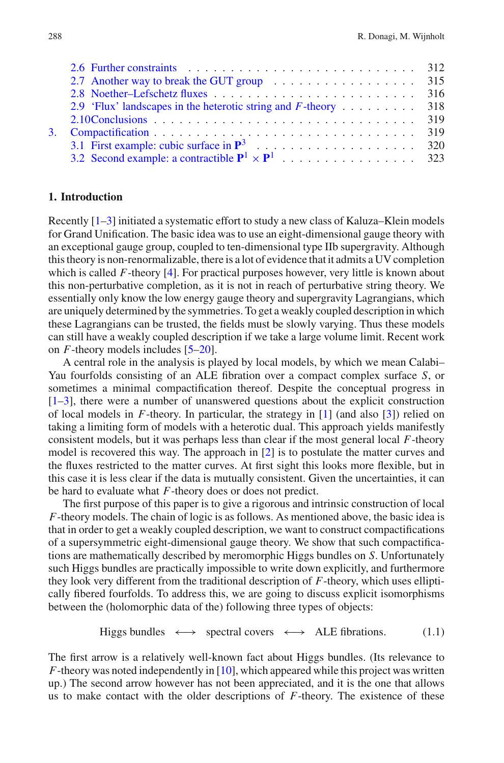2.6 Further constraints . . . . . . . . . . . . . . . . . . . . . . . . . 312
2.7 Another way to break the GUT group . . . . . . . . . . . . . . . . 315
2.8 Noether–Lefschetz fluxes . . . . . . . . . . . . . . . . . . . . . . . 316
2.9 'Flux' landscapes in the heterotic string and $F$-theory . . . . . . . . . 318
2.10 Conclusions . . . . . . . . . . . . . . . . . . . . . . . . . . . . . 319
3. Compactification . . . . . . . . . . . . . . . . . . . . . . . . . . . . 319
3.1 First example: cubic surface in $\mathbf{P}^3$ . . . . . . . . . . . . . . . . . . . 320
3.2 Second example: a contractible $\mathbf{P}^1 \times \mathbf{P}^1$ . . . . . . . . . . . . . . . 323

## 1. Introduction

Recently [1–3] initiated a systematic effort to study a new class of Kaluza–Klein models for Grand Unification. The basic idea was to use an eight-dimensional gauge theory with an exceptional gauge group, coupled to ten-dimensional type IIb supergravity. Although this theory is non-renormalizable, there is a lot of evidence that it admits a UV completion which is called $F$-theory [4]. For practical purposes however, very little is known about this non-perturbative completion, as it is not in reach of perturbative string theory. We essentially only know the low energy gauge theory and supergravity Lagrangians, which are uniquely determined by the symmetries. To get a weakly coupled description in which these Lagrangians can be trusted, the fields must be slowly varying. Thus these models can still have a weakly coupled description if we take a large volume limit. Recent work on $F$-theory models includes [5–20].

A central role in the analysis is played by local models, by which we mean Calabi–Yau fourfolds consisting of an ALE fibration over a compact complex surface $S$, or sometimes a minimal compactification thereof. Despite the conceptual progress in [1–3], there were a number of unanswered questions about the explicit construction of local models in $F$-theory. In particular, the strategy in [1] (and also [3]) relied on taking a limiting form of models with a heterotic dual. This approach yields manifestly consistent models, but it was perhaps less than clear if the most general local $F$-theory model is recovered this way. The approach in [2] is to postulate the matter curves and the fluxes restricted to the matter curves. At first sight this looks more flexible, but in this case it is less clear if the data is mutually consistent. Given the uncertainties, it can be hard to evaluate what $F$-theory does or does not predict.

The first purpose of this paper is to give a rigorous and intrinsic construction of local $F$-theory models. The chain of logic is as follows. As mentioned above, the basic idea is that in order to get a weakly coupled description, we want to construct compactifications of a supersymmetric eight-dimensional gauge theory. We show that such compactifications are mathematically described by meromorphic Higgs bundles on $S$. Unfortunately such Higgs bundles are practically impossible to write down explicitly, and furthermore they look very different from the traditional description of $F$-theory, which uses elliptically fibered fourfolds. To address this, we are going to discuss explicit isomorphisms between the (holomorphic data of the) following three types of objects:

$$\text{Higgs bundles} \;\longleftrightarrow\; \text{spectral covers} \;\longleftrightarrow\; \text{ALE fibrations.} \tag{1.1}$$

The first arrow is a relatively well-known fact about Higgs bundles. (Its relevance to $F$-theory was noted independently in [10], which appeared while this project was written up.) The second arrow however has not been appreciated, and it is the one that allows us to make contact with the older descriptions of $F$-theory. The existence of these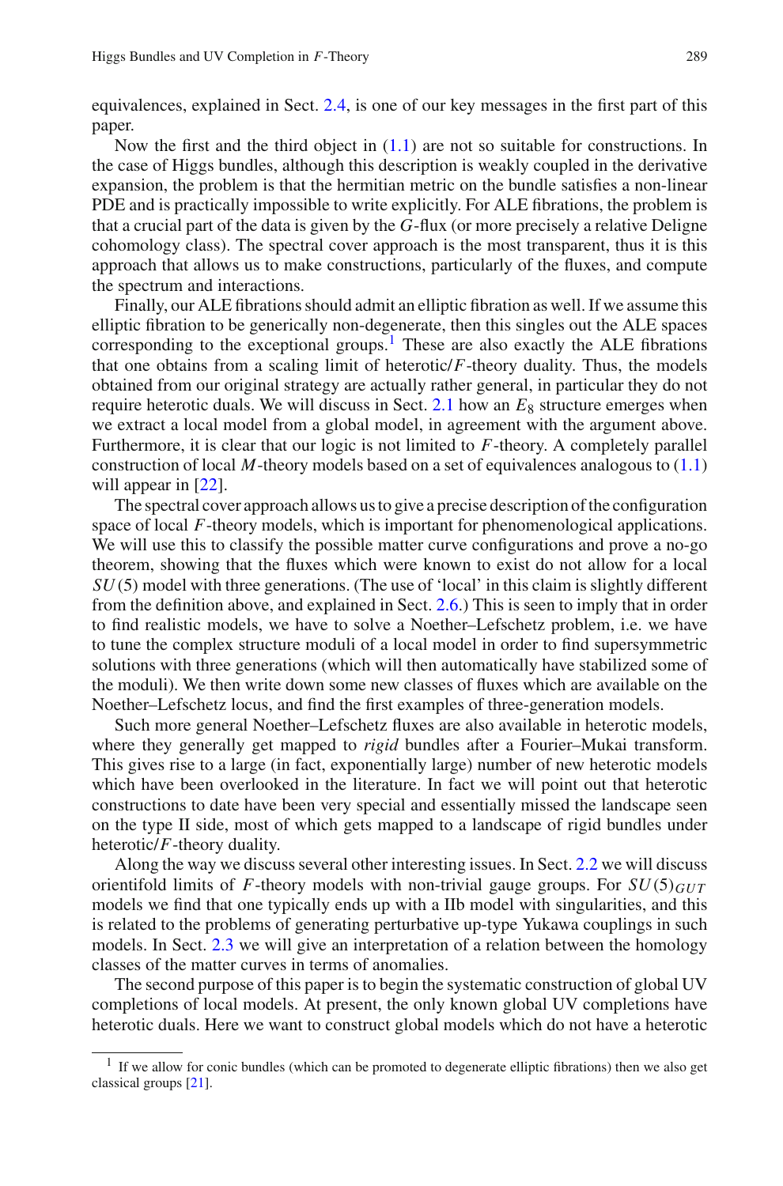equivalences, explained in Sect. 2.4, is one of our key messages in the first part of this paper.

Now the first and the third object in (1.1) are not so suitable for constructions. In the case of Higgs bundles, although this description is weakly coupled in the derivative expansion, the problem is that the hermitian metric on the bundle satisfies a non-linear PDE and is practically impossible to write explicitly. For ALE fibrations, the problem is that a crucial part of the data is given by the $G$-flux (or more precisely a relative Deligne cohomology class). The spectral cover approach is the most transparent, thus it is this approach that allows us to make constructions, particularly of the fluxes, and compute the spectrum and interactions.

Finally, our ALE fibrations should admit an elliptic fibration as well. If we assume this elliptic fibration to be generically non-degenerate, then this singles out the ALE spaces corresponding to the exceptional groups.[1] These are also exactly the ALE fibrations that one obtains from a scaling limit of heterotic/$F$-theory duality. Thus, the models obtained from our original strategy are actually rather general, in particular they do not require heterotic duals. We will discuss in Sect. 2.1 how an $E_8$ structure emerges when we extract a local model from a global model, in agreement with the argument above. Furthermore, it is clear that our logic is not limited to $F$-theory. A completely parallel construction of local $M$-theory models based on a set of equivalences analogous to (1.1) will appear in [22].

The spectral cover approach allows us to give a precise description of the configuration space of local $F$-theory models, which is important for phenomenological applications. We will use this to classify the possible matter curve configurations and prove a no-go theorem, showing that the fluxes which were known to exist do not allow for a local $SU(5)$ model with three generations. (The use of 'local' in this claim is slightly different from the definition above, and explained in Sect. 2.6.) This is seen to imply that in order to find realistic models, we have to solve a Noether–Lefschetz problem, i.e. we have to tune the complex structure moduli of a local model in order to find supersymmetric solutions with three generations (which will then automatically have stabilized some of the moduli). We then write down some new classes of fluxes which are available on the Noether–Lefschetz locus, and find the first examples of three-generation models.

Such more general Noether–Lefschetz fluxes are also available in heterotic models, where they generally get mapped to *rigid* bundles after a Fourier–Mukai transform. This gives rise to a large (in fact, exponentially large) number of new heterotic models which have been overlooked in the literature. In fact we will point out that heterotic constructions to date have been very special and essentially missed the landscape seen on the type II side, most of which gets mapped to a landscape of rigid bundles under heterotic/$F$-theory duality.

Along the way we discuss several other interesting issues. In Sect. 2.2 we will discuss orientifold limits of $F$-theory models with non-trivial gauge groups. For $SU(5)_{GUT}$ models we find that one typically ends up with a IIb model with singularities, and this is related to the problems of generating perturbative up-type Yukawa couplings in such models. In Sect. 2.3 we will give an interpretation of a relation between the homology classes of the matter curves in terms of anomalies.

The second purpose of this paper is to begin the systematic construction of global UV completions of local models. At present, the only known global UV completions have heterotic duals. Here we want to construct global models which do not have a heterotic

[1] If we allow for conic bundles (which can be promoted to degenerate elliptic fibrations) then we also get classical groups [21].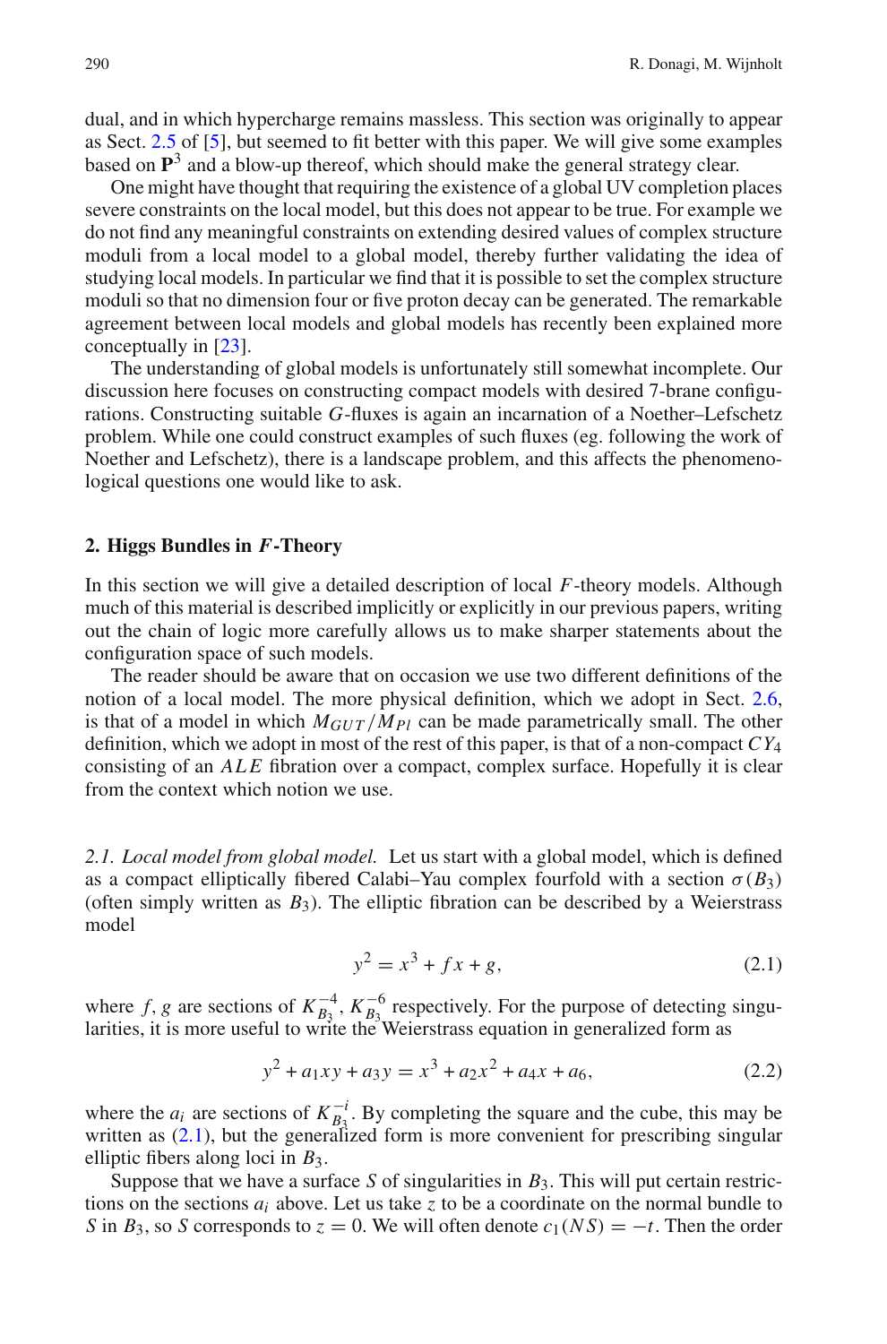dual, and in which hypercharge remains massless. This section was originally to appear as Sect. 2.5 of [5], but seemed to fit better with this paper. We will give some examples based on $\mathbf{P}^3$ and a blow-up thereof, which should make the general strategy clear.

One might have thought that requiring the existence of a global UV completion places severe constraints on the local model, but this does not appear to be true. For example we do not find any meaningful constraints on extending desired values of complex structure moduli from a local model to a global model, thereby further validating the idea of studying local models. In particular we find that it is possible to set the complex structure moduli so that no dimension four or five proton decay can be generated. The remarkable agreement between local models and global models has recently been explained more conceptually in [23].

The understanding of global models is unfortunately still somewhat incomplete. Our discussion here focuses on constructing compact models with desired 7-brane configurations. Constructing suitable $G$-fluxes is again an incarnation of a Noether–Lefschetz problem. While one could construct examples of such fluxes (eg. following the work of Noether and Lefschetz), there is a landscape problem, and this affects the phenomenological questions one would like to ask.

## 2. Higgs Bundles in *F*-Theory

In this section we will give a detailed description of local $F$-theory models. Although much of this material is described implicitly or explicitly in our previous papers, writing out the chain of logic more carefully allows us to make sharper statements about the configuration space of such models.

The reader should be aware that on occasion we use two different definitions of the notion of a local model. The more physical definition, which we adopt in Sect. 2.6, is that of a model in which $M_{GUT}/M_{Pl}$ can be made parametrically small. The other definition, which we adopt in most of the rest of this paper, is that of a non-compact $CY_4$ consisting of an $ALE$ fibration over a compact, complex surface. Hopefully it is clear from the context which notion we use.

*2.1. Local model from global model.* Let us start with a global model, which is defined as a compact elliptically fibered Calabi–Yau complex fourfold with a section $\sigma(B_3)$ (often simply written as $B_3$). The elliptic fibration can be described by a Weierstrass model

$$y^2 = x^3 + fx + g, \tag{2.1}$$

where $f, g$ are sections of $K_{B_3}^{-4}$, $K_{B_3}^{-6}$ respectively. For the purpose of detecting singularities, it is more useful to write the Weierstrass equation in generalized form as

$$y^2 + a_1xy + a_3y = x^3 + a_2x^2 + a_4x + a_6, \tag{2.2}$$

where the $a_i$ are sections of $K_{B_3}^{-i}$. By completing the square and the cube, this may be written as (2.1), but the generalized form is more convenient for prescribing singular elliptic fibers along loci in $B_3$.

Suppose that we have a surface $S$ of singularities in $B_3$. This will put certain restrictions on the sections $a_i$ above. Let us take $z$ to be a coordinate on the normal bundle to $S$ in $B_3$, so $S$ corresponds to $z = 0$. We will often denote $c_1(N_S) = -t$. Then the order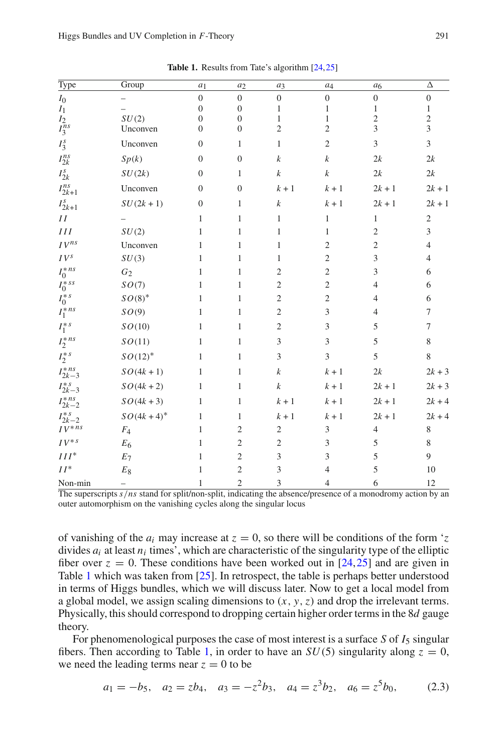**Table 1.** Results from Tate's algorithm [24,25]

| Type | Group | $a_1$ | $a_2$ | $a_3$ | $a_4$ | $a_6$ | $\Delta$ |
|---|---|---|---|---|---|---|---|
| $I_0$ | – | 0 | 0 | 0 | 0 | 0 | 0 |
| $I_1$ | – | 0 | 0 | 1 | 1 | 1 | 1 |
| $I_2$ | $SU(2)$ | 0 | 0 | 1 | 1 | 2 | 2 |
| $I_3^{ns}$ | Unconven | 0 | 0 | 2 | 2 | 3 | 3 |
| $I_3^{s}$ | Unconven | 0 | 1 | 1 | 2 | 3 | 3 |
| $I_{2k}^{ns}$ | $Sp(k)$ | 0 | 0 | $k$ | $k$ | $2k$ | $2k$ |
| $I_{2k}^{s}$ | $SU(2k)$ | 0 | 1 | $k$ | $k$ | $2k$ | $2k$ |
| $I_{2k+1}^{ns}$ | Unconven | 0 | 0 | $k+1$ | $k+1$ | $2k+1$ | $2k+1$ |
| $I_{2k+1}^{s}$ | $SU(2k+1)$ | 0 | 1 | $k$ | $k+1$ | $2k+1$ | $2k+1$ |
| $II$ | – | 1 | 1 | 1 | 1 | 1 | 2 |
| $III$ | $SU(2)$ | 1 | 1 | 1 | 1 | 2 | 3 |
| $IV^{ns}$ | Unconven | 1 | 1 | 1 | 2 | 2 | 4 |
| $IV^{s}$ | $SU(3)$ | 1 | 1 | 1 | 2 | 3 | 4 |
| $I_0^{*ns}$ | $G_2$ | 1 | 1 | 2 | 2 | 3 | 6 |
| $I_0^{*ss}$ | $SO(7)$ | 1 | 1 | 2 | 2 | 4 | 6 |
| $I_0^{*s}$ | $SO(8)^*$ | 1 | 1 | 2 | 2 | 4 | 6 |
| $I_1^{*ns}$ | $SO(9)$ | 1 | 1 | 2 | 3 | 4 | 7 |
| $I_1^{*s}$ | $SO(10)$ | 1 | 1 | 2 | 3 | 5 | 7 |
| $I_2^{*ns}$ | $SO(11)$ | 1 | 1 | 3 | 3 | 5 | 8 |
| $I_2^{*s}$ | $SO(12)^*$ | 1 | 1 | 3 | 3 | 5 | 8 |
| $I_{2k-3}^{*ns}$ | $SO(4k+1)$ | 1 | 1 | $k$ | $k+1$ | $2k$ | $2k+3$ |
| $I_{2k-3}^{*s}$ | $SO(4k+2)$ | 1 | 1 | $k$ | $k+1$ | $2k+1$ | $2k+3$ |
| $I_{2k-2}^{*ns}$ | $SO(4k+3)$ | 1 | 1 | $k+1$ | $k+1$ | $2k+1$ | $2k+4$ |
| $I_{2k-2}^{*s}$ | $SO(4k+4)^*$ | 1 | 1 | $k+1$ | $k+1$ | $2k+1$ | $2k+4$ |
| $IV^{*ns}$ | $F_4$ | 1 | 2 | 2 | 3 | 4 | 8 |
| $IV^{*s}$ | $E_6$ | 1 | 2 | 2 | 3 | 5 | 8 |
| $III^*$ | $E_7$ | 1 | 2 | 3 | 3 | 5 | 9 |
| $II^*$ | $E_8$ | 1 | 2 | 3 | 4 | 5 | 10 |
| Non-min | – | 1 | 2 | 3 | 4 | 6 | 12 |

The superscripts $s/ns$ stand for split/non-split, indicating the absence/presence of a monodromy action by an outer automorphism on the vanishing cycles along the singular locus

of vanishing of the $a_i$ may increase at $z = 0$, so there will be conditions of the form '$z$ divides $a_i$ at least $n_i$ times', which are characteristic of the singularity type of the elliptic fiber over $z = 0$. These conditions have been worked out in [24,25] and are given in Table 1 which was taken from [25]. In retrospect, the table is perhaps better understood in terms of Higgs bundles, which we will discuss later. Now to get a local model from a global model, we assign scaling dimensions to $(x, y, z)$ and drop the irrelevant terms. Physically, this should correspond to dropping certain higher order terms in the 8$d$ gauge theory.

For phenomenological purposes the case of most interest is a surface $S$ of $I_5$ singular fibers. Then according to Table 1, in order to have an $SU(5)$ singularity along $z = 0$, we need the leading terms near $z = 0$ to be

$$a_1 = -b_5, \quad a_2 = zb_4, \quad a_3 = -z^2 b_3, \quad a_4 = z^3 b_2, \quad a_6 = z^5 b_0, \tag{2.3}$$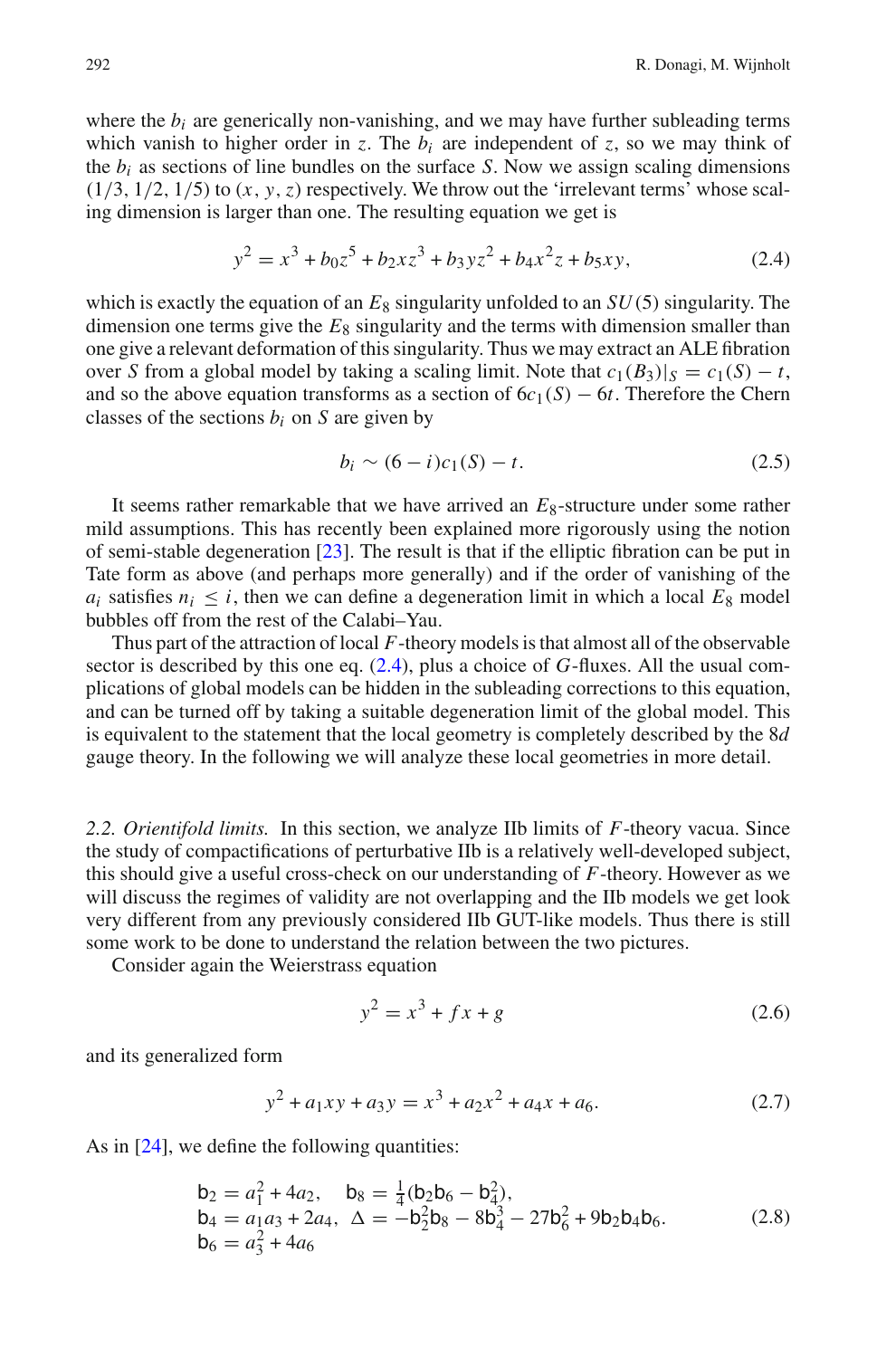where the $b_i$ are generically non-vanishing, and we may have further subleading terms which vanish to higher order in $z$. The $b_i$ are independent of $z$, so we may think of the $b_i$ as sections of line bundles on the surface $S$. Now we assign scaling dimensions $(1/3, 1/2, 1/5)$ to $(x, y, z)$ respectively. We throw out the 'irrelevant terms' whose scaling dimension is larger than one. The resulting equation we get is

$$y^2 = x^3 + b_0 z^5 + b_2 x z^3 + b_3 y z^2 + b_4 x^2 z + b_5 x y, \tag{2.4}$$

which is exactly the equation of an $E_8$ singularity unfolded to an $SU(5)$ singularity. The dimension one terms give the $E_8$ singularity and the terms with dimension smaller than one give a relevant deformation of this singularity. Thus we may extract an ALE fibration over $S$ from a global model by taking a scaling limit. Note that $c_1(B_3)|_S = c_1(S) - t$, and so the above equation transforms as a section of $6c_1(S) - 6t$. Therefore the Chern classes of the sections $b_i$ on $S$ are given by

$$b_i \sim (6 - i)c_1(S) - t. \tag{2.5}$$

It seems rather remarkable that we have arrived an $E_8$-structure under some rather mild assumptions. This has recently been explained more rigorously using the notion of semi-stable degeneration [23]. The result is that if the elliptic fibration can be put in Tate form as above (and perhaps more generally) and if the order of vanishing of the $a_i$ satisfies $n_i \leq i$, then we can define a degeneration limit in which a local $E_8$ model bubbles off from the rest of the Calabi–Yau.

Thus part of the attraction of local $F$-theory models is that almost all of the observable sector is described by this one eq. (2.4), plus a choice of $G$-fluxes. All the usual complications of global models can be hidden in the subleading corrections to this equation, and can be turned off by taking a suitable degeneration limit of the global model. This is equivalent to the statement that the local geometry is completely described by the $8d$ gauge theory. In the following we will analyze these local geometries in more detail.

*2.2. Orientifold limits.* In this section, we analyze IIb limits of $F$-theory vacua. Since the study of compactifications of perturbative IIb is a relatively well-developed subject, this should give a useful cross-check on our understanding of $F$-theory. However as we will discuss the regimes of validity are not overlapping and the IIb models we get look very different from any previously considered IIb GUT-like models. Thus there is still some work to be done to understand the relation between the two pictures.

Consider again the Weierstrass equation

$$y^2 = x^3 + f x + g \tag{2.6}$$

and its generalized form

$$y^2 + a_1 x y + a_3 y = x^3 + a_2 x^2 + a_4 x + a_6. \tag{2.7}$$

As in [24], we define the following quantities:

$$\begin{aligned}
&\mathsf{b}_2 = a_1^2 + 4a_2, \quad \mathsf{b}_8 = \tfrac{1}{4}(\mathsf{b}_2\mathsf{b}_6 - \mathsf{b}_4^2),\\
&\mathsf{b}_4 = a_1 a_3 + 2a_4, \ \ \Delta = -\mathsf{b}_2^2\mathsf{b}_8 - 8\mathsf{b}_4^3 - 27\mathsf{b}_6^2 + 9\mathsf{b}_2\mathsf{b}_4\mathsf{b}_6.\\
&\mathsf{b}_6 = a_3^2 + 4a_6
\end{aligned} \tag{2.8}$$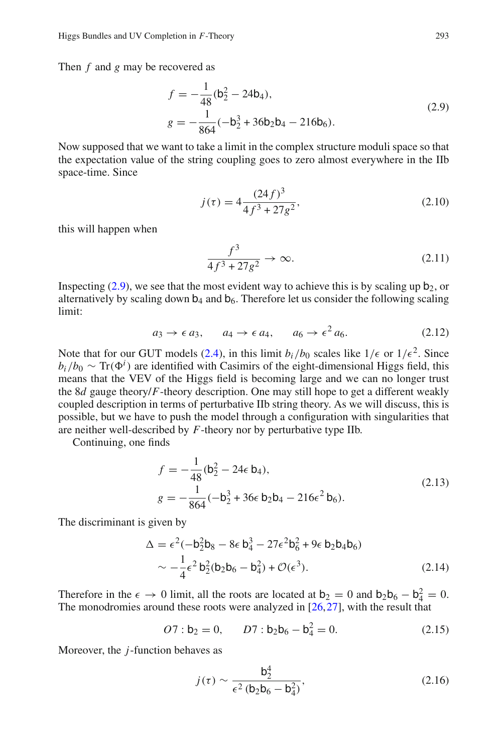Then $f$ and $g$ may be recovered as

$$
\begin{aligned}
f &= -\frac{1}{48}(\mathsf{b}_2^2 - 24\mathsf{b}_4), \\
g &= -\frac{1}{864}(-\mathsf{b}_2^3 + 36\mathsf{b}_2\mathsf{b}_4 - 216\mathsf{b}_6).
\end{aligned}
\tag{2.9}
$$

Now supposed that we want to take a limit in the complex structure moduli space so that the expectation value of the string coupling goes to zero almost everywhere in the IIb space-time. Since

$$
j(\tau) = 4\frac{(24f)^3}{4f^3 + 27g^2}, \tag{2.10}
$$

this will happen when

$$
\frac{f^3}{4f^3 + 27g^2} \to \infty. \tag{2.11}
$$

Inspecting (2.9), we see that the most evident way to achieve this is by scaling up $\mathsf{b}_2$, or alternatively by scaling down $\mathsf{b}_4$ and $\mathsf{b}_6$. Therefore let us consider the following scaling limit:

$$
a_3 \to \epsilon\, a_3, \qquad a_4 \to \epsilon\, a_4, \qquad a_6 \to \epsilon^2\, a_6. \tag{2.12}
$$

Note that for our GUT models (2.4), in this limit $b_i/b_0$ scales like $1/\epsilon$ or $1/\epsilon^2$. Since $b_i/b_0 \sim \mathrm{Tr}(\Phi^i)$ are identified with Casimirs of the eight-dimensional Higgs field, this means that the VEV of the Higgs field is becoming large and we can no longer trust the 8$d$ gauge theory/$F$-theory description. One may still hope to get a different weakly coupled description in terms of perturbative IIb string theory. As we will discuss, this is possible, but we have to push the model through a configuration with singularities that are neither well-described by $F$-theory nor by perturbative type IIb.

Continuing, one finds

$$
\begin{aligned}
f &= -\frac{1}{48}(\mathsf{b}_2^2 - 24\epsilon\, \mathsf{b}_4), \\
g &= -\frac{1}{864}(-\mathsf{b}_2^3 + 36\epsilon\, \mathsf{b}_2\mathsf{b}_4 - 216\epsilon^2\, \mathsf{b}_6).
\end{aligned}
\tag{2.13}
$$

The discriminant is given by

$$
\begin{aligned}
\Delta &= \epsilon^2(-\mathsf{b}_2^2\mathsf{b}_8 - 8\epsilon\, \mathsf{b}_4^3 - 27\epsilon^2\mathsf{b}_6^2 + 9\epsilon\, \mathsf{b}_2\mathsf{b}_4\mathsf{b}_6) \\
&\sim -\frac{1}{4}\epsilon^2\, \mathsf{b}_2^2(\mathsf{b}_2\mathsf{b}_6 - \mathsf{b}_4^2) + \mathcal{O}(\epsilon^3).
\end{aligned}
\tag{2.14}
$$

Therefore in the $\epsilon \to 0$ limit, all the roots are located at $\mathsf{b}_2 = 0$ and $\mathsf{b}_2\mathsf{b}_6 - \mathsf{b}_4^2 = 0$. The monodromies around these roots were analyzed in [26,27], with the result that

$$
O7 : \mathsf{b}_2 = 0, \qquad D7 : \mathsf{b}_2\mathsf{b}_6 - \mathsf{b}_4^2 = 0. \tag{2.15}
$$

Moreover, the $j$-function behaves as

$$
j(\tau) \sim \frac{\mathsf{b}_2^4}{\epsilon^2\,(\mathsf{b}_2\mathsf{b}_6 - \mathsf{b}_4^2)}, \tag{2.16}
$$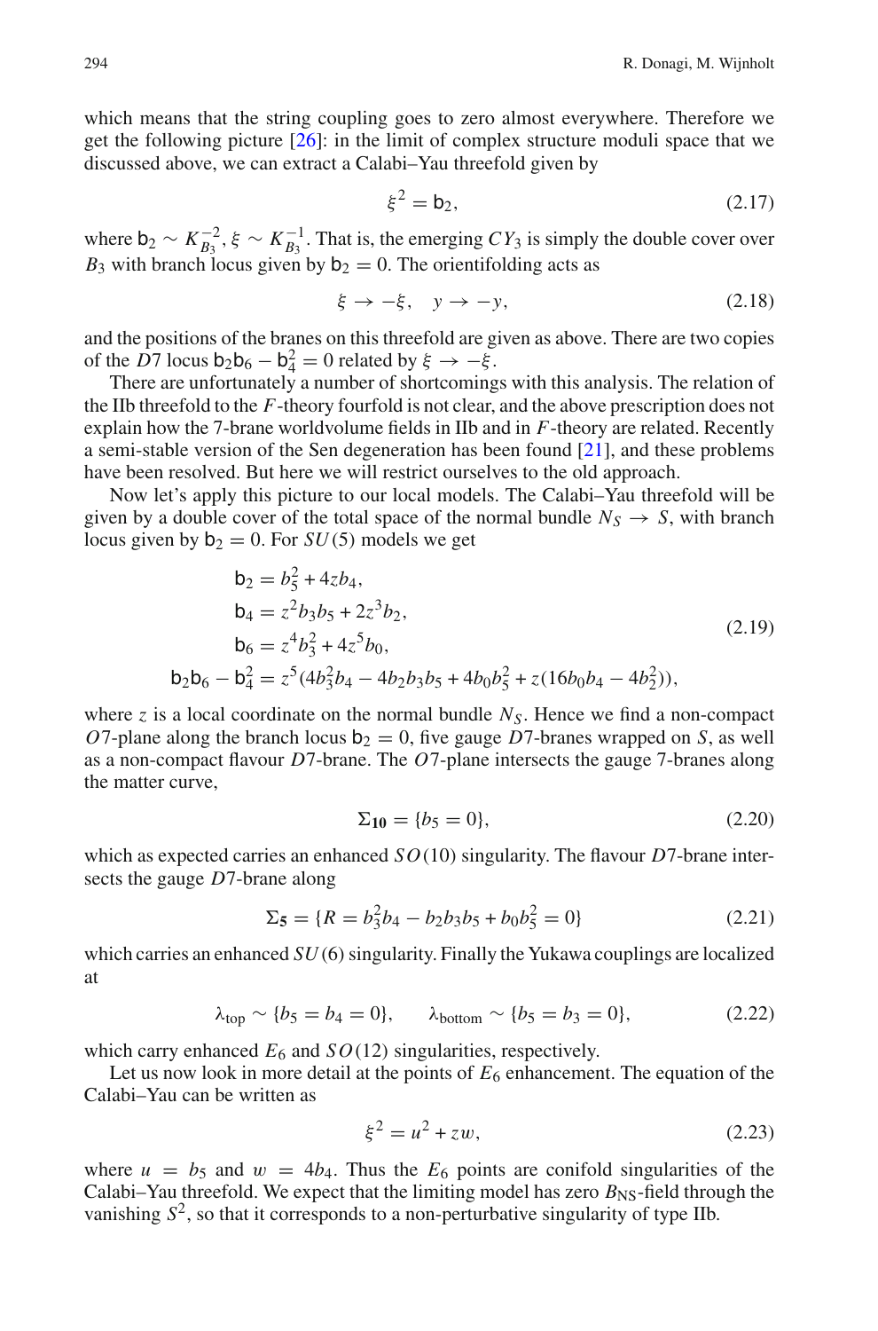which means that the string coupling goes to zero almost everywhere. Therefore we get the following picture [26]: in the limit of complex structure moduli space that we discussed above, we can extract a Calabi–Yau threefold given by

$$\xi^2 = \mathsf{b}_2, \tag{2.17}$$

where $\mathsf{b}_2 \sim K_{B_3}^{-2}$, $\xi \sim K_{B_3}^{-1}$. That is, the emerging $CY_3$ is simply the double cover over $B_3$ with branch locus given by $\mathsf{b}_2 = 0$. The orientifolding acts as

$$\xi \to -\xi, \quad y \to -y, \tag{2.18}$$

and the positions of the branes on this threefold are given as above. There are two copies of the $D7$ locus $\mathsf{b}_2\mathsf{b}_6 - \mathsf{b}_4^2 = 0$ related by $\xi \to -\xi$.

There are unfortunately a number of shortcomings with this analysis. The relation of the IIb threefold to the $F$-theory fourfold is not clear, and the above prescription does not explain how the 7-brane worldvolume fields in IIb and in $F$-theory are related. Recently a semi-stable version of the Sen degeneration has been found [21], and these problems have been resolved. But here we will restrict ourselves to the old approach.

Now let's apply this picture to our local models. The Calabi–Yau threefold will be given by a double cover of the total space of the normal bundle $N_S \to S$, with branch locus given by $\mathsf{b}_2 = 0$. For $SU(5)$ models we get

$$\begin{aligned}
\mathsf{b}_2 &= b_5^2 + 4zb_4, \\
\mathsf{b}_4 &= z^2 b_3 b_5 + 2z^3 b_2, \\
\mathsf{b}_6 &= z^4 b_3^2 + 4z^5 b_0, \\
\mathsf{b}_2\mathsf{b}_6 - \mathsf{b}_4^2 &= z^5(4b_3^2 b_4 - 4b_2 b_3 b_5 + 4b_0 b_5^2 + z(16 b_0 b_4 - 4b_2^2)),
\end{aligned} \tag{2.19}$$

where $z$ is a local coordinate on the normal bundle $N_S$. Hence we find a non-compact $O7$-plane along the branch locus $\mathsf{b}_2 = 0$, five gauge $D7$-branes wrapped on $S$, as well as a non-compact flavour $D7$-brane. The $O7$-plane intersects the gauge 7-branes along the matter curve,

$$\Sigma_{\mathbf{10}} = \{b_5 = 0\}, \tag{2.20}$$

which as expected carries an enhanced $SO(10)$ singularity. The flavour $D7$-brane intersects the gauge $D7$-brane along

$$\Sigma_{\mathbf{5}} = \{R = b_3^2 b_4 - b_2 b_3 b_5 + b_0 b_5^2 = 0\} \tag{2.21}$$

which carries an enhanced $SU(6)$ singularity. Finally the Yukawa couplings are localized at

$$\lambda_{\text{top}} \sim \{b_5 = b_4 = 0\}, \qquad \lambda_{\text{bottom}} \sim \{b_5 = b_3 = 0\}, \tag{2.22}$$

which carry enhanced $E_6$ and $SO(12)$ singularities, respectively.

Let us now look in more detail at the points of $E_6$ enhancement. The equation of the Calabi–Yau can be written as

$$\xi^2 = u^2 + zw, \tag{2.23}$$

where $u = b_5$ and $w = 4b_4$. Thus the $E_6$ points are conifold singularities of the Calabi–Yau threefold. We expect that the limiting model has zero $B_{\text{NS}}$-field through the vanishing $S^2$, so that it corresponds to a non-perturbative singularity of type IIb.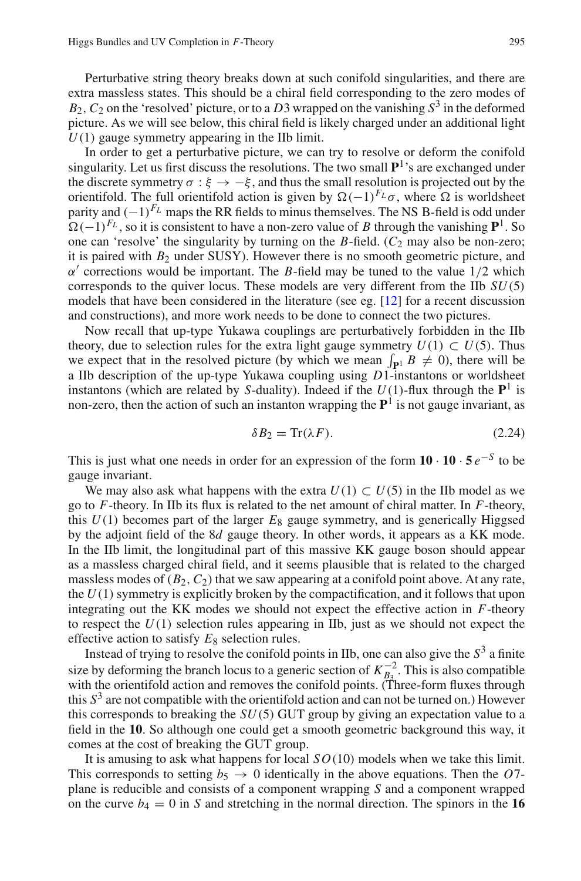Perturbative string theory breaks down at such conifold singularities, and there are extra massless states. This should be a chiral field corresponding to the zero modes of $B_2$, $C_2$ on the 'resolved' picture, or to a $D3$ wrapped on the vanishing $S^3$ in the deformed picture. As we will see below, this chiral field is likely charged under an additional light $U(1)$ gauge symmetry appearing in the IIb limit.

In order to get a perturbative picture, we can try to resolve or deform the conifold singularity. Let us first discuss the resolutions. The two small $\mathbf{P}^1$'s are exchanged under the discrete symmetry $\sigma : \xi \to -\xi$, and thus the small resolution is projected out by the orientifold. The full orientifold action is given by $\Omega(-1)^{F_L}\sigma$, where $\Omega$ is worldsheet parity and $(-1)^{F_L}$ maps the RR fields to minus themselves. The NS B-field is odd under $\Omega(-1)^{F_L}$, so it is consistent to have a non-zero value of $B$ through the vanishing $\mathbf{P}^1$. So one can 'resolve' the singularity by turning on the $B$-field. ($C_2$ may also be non-zero; it is paired with $B_2$ under SUSY). However there is no smooth geometric picture, and $\alpha'$ corrections would be important. The $B$-field may be tuned to the value $1/2$ which corresponds to the quiver locus. These models are very different from the IIb $SU(5)$ models that have been considered in the literature (see eg. [12] for a recent discussion and constructions), and more work needs to be done to connect the two pictures.

Now recall that up-type Yukawa couplings are perturbatively forbidden in the IIb theory, due to selection rules for the extra light gauge symmetry $U(1) \subset U(5)$. Thus we expect that in the resolved picture (by which we mean $\int_{\mathbf{P}^1} B \neq 0$), there will be a IIb description of the up-type Yukawa coupling using $D1$-instantons or worldsheet instantons (which are related by $S$-duality). Indeed if the $U(1)$-flux through the $\mathbf{P}^1$ is non-zero, then the action of such an instanton wrapping the $\mathbf{P}^1$ is not gauge invariant, as

$$\delta B_2 = \mathrm{Tr}(\lambda F). \tag{2.24}$$

This is just what one needs in order for an expression of the form $\mathbf{10} \cdot \mathbf{10} \cdot \mathbf{5}\, e^{-S}$ to be gauge invariant.

We may also ask what happens with the extra $U(1) \subset U(5)$ in the IIb model as we go to $F$-theory. In IIb its flux is related to the net amount of chiral matter. In $F$-theory, this $U(1)$ becomes part of the larger $E_8$ gauge symmetry, and is generically Higgsed by the adjoint field of the $8d$ gauge theory. In other words, it appears as a KK mode. In the IIb limit, the longitudinal part of this massive KK gauge boson should appear as a massless charged chiral field, and it seems plausible that is related to the charged massless modes of $(B_2, C_2)$ that we saw appearing at a conifold point above. At any rate, the $U(1)$ symmetry is explicitly broken by the compactification, and it follows that upon integrating out the KK modes we should not expect the effective action in $F$-theory to respect the $U(1)$ selection rules appearing in IIb, just as we should not expect the effective action to satisfy $E_8$ selection rules.

Instead of trying to resolve the conifold points in IIb, one can also give the $S^3$ a finite size by deforming the branch locus to a generic section of $K_{B_3}^{-2}$. This is also compatible with the orientifold action and removes the conifold points. (Three-form fluxes through this $S^3$ are not compatible with the orientifold action and can not be turned on.) However this corresponds to breaking the $SU(5)$ GUT group by giving an expectation value to a field in the $\mathbf{10}$. So although one could get a smooth geometric background this way, it comes at the cost of breaking the GUT group.

It is amusing to ask what happens for local $SO(10)$ models when we take this limit. This corresponds to setting $b_5 \to 0$ identically in the above equations. Then the $O7$-plane is reducible and consists of a component wrapping $S$ and a component wrapped on the curve $b_4 = 0$ in $S$ and stretching in the normal direction. The spinors in the $\mathbf{16}$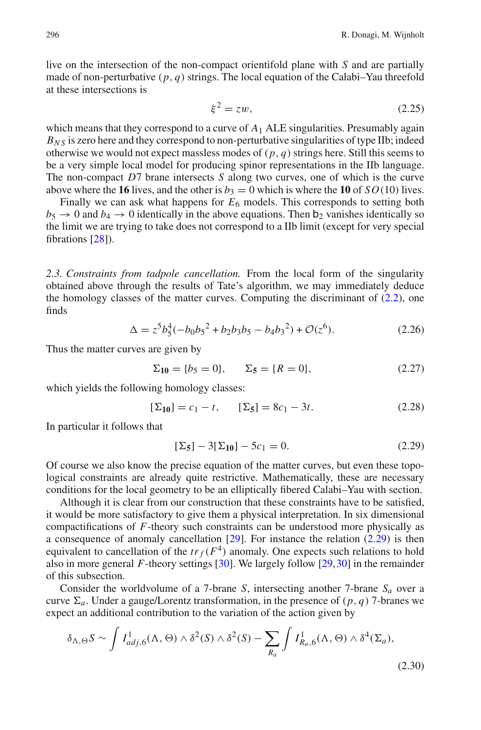live on the intersection of the non-compact orientifold plane with $S$ and are partially made of non-perturbative $(p, q)$ strings. The local equation of the Calabi–Yau threefold at these intersections is

$$\xi^2 = zw, \tag{2.25}$$

which means that they correspond to a curve of $A_1$ ALE singularities. Presumably again $B_{NS}$ is zero here and they correspond to non-perturbative singularities of type IIb; indeed otherwise we would not expect massless modes of $(p, q)$ strings here. Still this seems to be a very simple local model for producing spinor representations in the IIb language. The non-compact $D7$ brane intersects $S$ along two curves, one of which is the curve above where the **16** lives, and the other is $b_3 = 0$ which is where the **10** of $SO(10)$ lives.

Finally we can ask what happens for $E_6$ models. This corresponds to setting both $b_5 \to 0$ and $b_4 \to 0$ identically in the above equations. Then $\mathsf{b}_2$ vanishes identically so the limit we are trying to take does not correspond to a IIb limit (except for very special fibrations [28]).

*2.3. Constraints from tadpole cancellation.* From the local form of the singularity obtained above through the results of Tate's algorithm, we may immediately deduce the homology classes of the matter curves. Computing the discriminant of (2.2), one finds

$$\Delta = z^5 b_5^4(-b_0 b_5{}^2 + b_2 b_3 b_5 - b_4 b_3{}^2) + \mathcal{O}(z^6). \tag{2.26}$$

Thus the matter curves are given by

$$\Sigma_{\mathbf{10}} = \{b_5 = 0\}, \qquad \Sigma_{\mathbf{5}} = \{R = 0\}, \tag{2.27}$$

which yields the following homology classes:

$$[\Sigma_{\mathbf{10}}] = c_1 - t, \qquad [\Sigma_{\mathbf{5}}] = 8c_1 - 3t. \tag{2.28}$$

In particular it follows that

$$[\Sigma_{\mathbf{5}}] - 3[\Sigma_{\mathbf{10}}] - 5c_1 = 0. \tag{2.29}$$

Of course we also know the precise equation of the matter curves, but even these topological constraints are already quite restrictive. Mathematically, these are necessary conditions for the local geometry to be an elliptically fibered Calabi–Yau with section.

Although it is clear from our construction that these constraints have to be satisfied, it would be more satisfactory to give them a physical interpretation. In six dimensional compactifications of $F$-theory such constraints can be understood more physically as a consequence of anomaly cancellation [29]. For instance the relation (2.29) is then equivalent to cancellation of the $tr_f(F^4)$ anomaly. One expects such relations to hold also in more general $F$-theory settings [30]. We largely follow [29,30] in the remainder of this subsection.

Consider the worldvolume of a 7-brane $S$, intersecting another 7-brane $S_a$ over a curve $\Sigma_a$. Under a gauge/Lorentz transformation, in the presence of $(p, q)$ 7-branes we expect an additional contribution to the variation of the action given by

$$\delta_{\Lambda,\Theta} S \sim \int I^1_{adj,6}(\Lambda, \Theta) \wedge \delta^2(S) \wedge \delta^2(S) - \sum_{R_a} \int I^1_{R_a,6}(\Lambda, \Theta) \wedge \delta^4(\Sigma_a), \tag{2.30}$$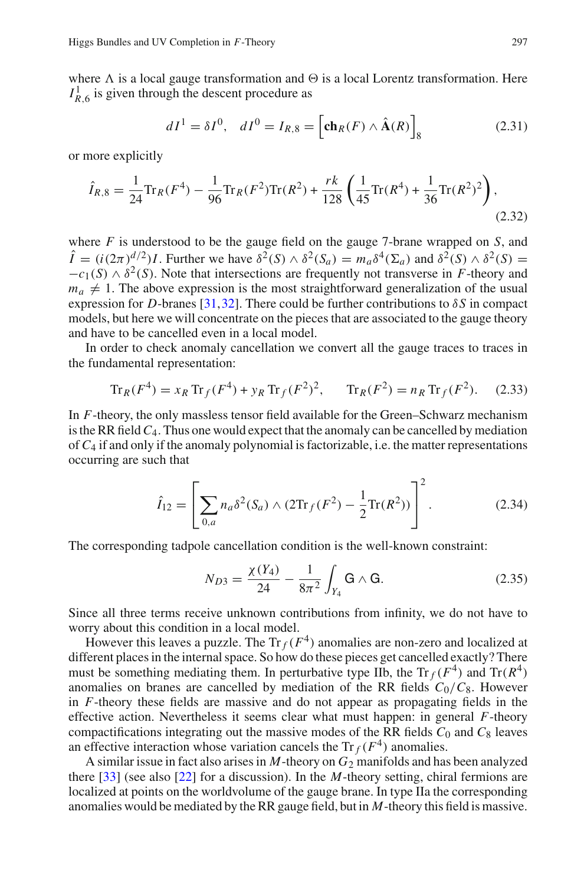where $\Lambda$ is a local gauge transformation and $\Theta$ is a local Lorentz transformation. Here $I^1_{R,6}$ is given through the descent procedure as

$$dI^1 = \delta I^0, \quad dI^0 = I_{R,8} = \left[\mathbf{ch}_R(F) \wedge \hat{\mathbf{A}}(R)\right]_8 \tag{2.31}$$

or more explicitly

$$\hat{I}_{R,8} = \frac{1}{24}\mathrm{Tr}_R(F^4) - \frac{1}{96}\mathrm{Tr}_R(F^2)\mathrm{Tr}(R^2) + \frac{rk}{128}\left(\frac{1}{45}\mathrm{Tr}(R^4) + \frac{1}{36}\mathrm{Tr}(R^2)^2\right), \tag{2.32}$$

where $F$ is understood to be the gauge field on the gauge 7-brane wrapped on $S$, and $\hat{I} = (i(2\pi)^{d/2})I$. Further we have $\delta^2(S) \wedge \delta^2(S_a) = m_a \delta^4(\Sigma_a)$ and $\delta^2(S) \wedge \delta^2(S) = -c_1(S) \wedge \delta^2(S)$. Note that intersections are frequently not transverse in $F$-theory and $m_a \neq 1$. The above expression is the most straightforward generalization of the usual expression for $D$-branes [31,32]. There could be further contributions to $\delta S$ in compact models, but here we will concentrate on the pieces that are associated to the gauge theory and have to be cancelled even in a local model.

In order to check anomaly cancellation we convert all the gauge traces to traces in the fundamental representation:

$$\mathrm{Tr}_R(F^4) = x_R\,\mathrm{Tr}_f(F^4) + y_R\,\mathrm{Tr}_f(F^2)^2, \qquad \mathrm{Tr}_R(F^2) = n_R\,\mathrm{Tr}_f(F^2). \tag{2.33}$$

In $F$-theory, the only massless tensor field available for the Green–Schwarz mechanism is the RR field $C_4$. Thus one would expect that the anomaly can be cancelled by mediation of $C_4$ if and only if the anomaly polynomial is factorizable, i.e. the matter representations occurring are such that

$$\hat{I}_{12} = \left[\sum_{0,a} n_a \delta^2(S_a) \wedge (2\mathrm{Tr}_f(F^2) - \frac{1}{2}\mathrm{Tr}(R^2))\right]^2. \tag{2.34}$$

The corresponding tadpole cancellation condition is the well-known constraint:

$$N_{D3} = \frac{\chi(Y_4)}{24} - \frac{1}{8\pi^2}\int_{Y_4} \mathsf{G} \wedge \mathsf{G}. \tag{2.35}$$

Since all three terms receive unknown contributions from infinity, we do not have to worry about this condition in a local model.

However this leaves a puzzle. The $\mathrm{Tr}_f(F^4)$ anomalies are non-zero and localized at different places in the internal space. So how do these pieces get cancelled exactly? There must be something mediating them. In perturbative type IIb, the $\mathrm{Tr}_f(F^4)$ and $\mathrm{Tr}(R^4)$ anomalies on branes are cancelled by mediation of the RR fields $C_0/C_8$. However in $F$-theory these fields are massive and do not appear as propagating fields in the effective action. Nevertheless it seems clear what must happen: in general $F$-theory compactifications integrating out the massive modes of the RR fields $C_0$ and $C_8$ leaves an effective interaction whose variation cancels the $\mathrm{Tr}_f(F^4)$ anomalies.

A similar issue in fact also arises in $M$-theory on $G_2$ manifolds and has been analyzed there [33] (see also [22] for a discussion). In the $M$-theory setting, chiral fermions are localized at points on the worldvolume of the gauge brane. In type IIa the corresponding anomalies would be mediated by the RR gauge field, but in $M$-theory this field is massive.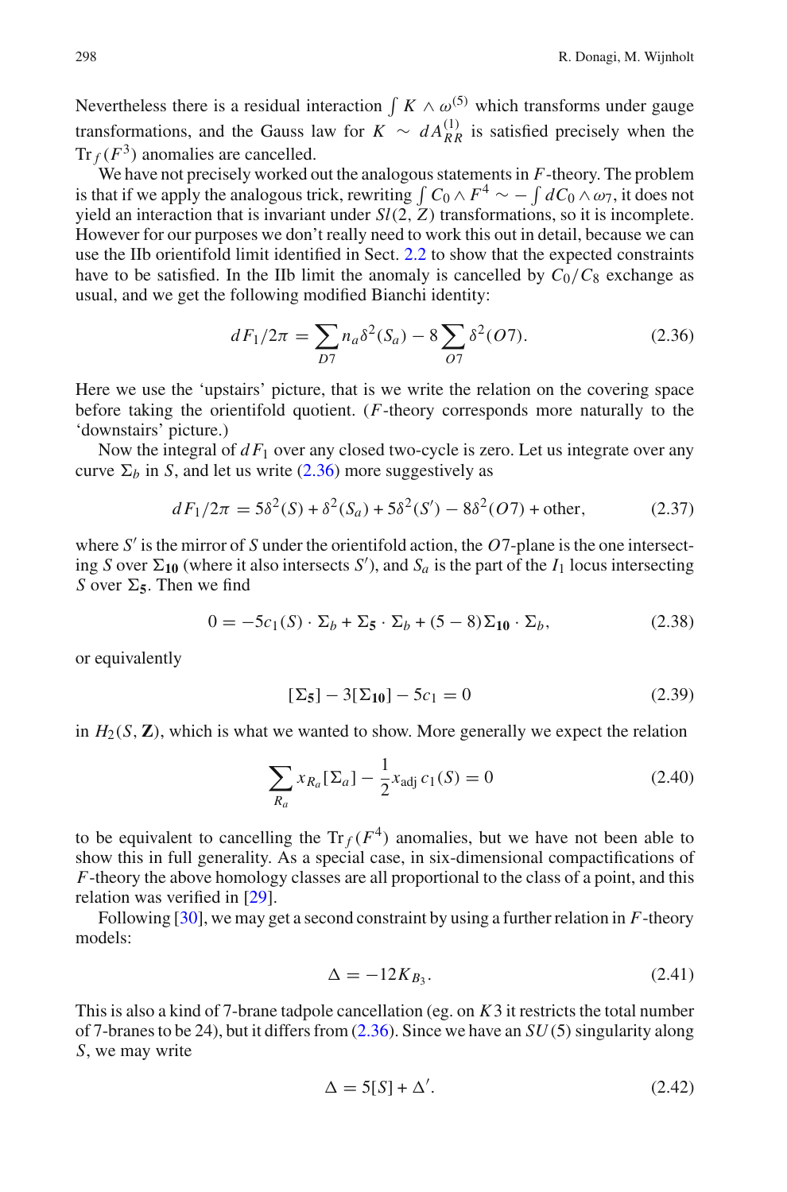Nevertheless there is a residual interaction $\int K \wedge \omega^{(5)}$ which transforms under gauge transformations, and the Gauss law for $K \sim dA^{(1)}_{RR}$ is satisfied precisely when the $\mathrm{Tr}_f(F^3)$ anomalies are cancelled.

We have not precisely worked out the analogous statements in $F$-theory. The problem is that if we apply the analogous trick, rewriting $\int C_0 \wedge F^4 \sim -\int dC_0 \wedge \omega_7$, it does not yield an interaction that is invariant under $Sl(2, Z)$ transformations, so it is incomplete. However for our purposes we don't really need to work this out in detail, because we can use the IIb orientifold limit identified in Sect. 2.2 to show that the expected constraints have to be satisfied. In the IIb limit the anomaly is cancelled by $C_0/C_8$ exchange as usual, and we get the following modified Bianchi identity:

$$dF_1/2\pi = \sum_{D7} n_a \delta^2(S_a) - 8 \sum_{O7} \delta^2(O7). \tag{2.36}$$

Here we use the 'upstairs' picture, that is we write the relation on the covering space before taking the orientifold quotient. ($F$-theory corresponds more naturally to the 'downstairs' picture.)

Now the integral of $dF_1$ over any closed two-cycle is zero. Let us integrate over any curve $\Sigma_b$ in $S$, and let us write (2.36) more suggestively as

$$dF_1/2\pi = 5\delta^2(S) + \delta^2(S_a) + 5\delta^2(S') - 8\delta^2(O7) + \text{other}, \tag{2.37}$$

where $S'$ is the mirror of $S$ under the orientifold action, the $O7$-plane is the one intersecting $S$ over $\Sigma_{\mathbf{10}}$ (where it also intersects $S'$), and $S_a$ is the part of the $I_1$ locus intersecting $S$ over $\Sigma_{\mathbf{5}}$. Then we find

$$0 = -5c_1(S) \cdot \Sigma_b + \Sigma_{\mathbf{5}} \cdot \Sigma_b + (5 - 8)\Sigma_{\mathbf{10}} \cdot \Sigma_b, \tag{2.38}$$

or equivalently

$$[\Sigma_{\mathbf{5}}] - 3[\Sigma_{\mathbf{10}}] - 5c_1 = 0 \tag{2.39}$$

in $H_2(S, \mathbf{Z})$, which is what we wanted to show. More generally we expect the relation

$$\sum_{R_a} x_{R_a} [\Sigma_a] - \frac{1}{2} x_{\text{adj}}\, c_1(S) = 0 \tag{2.40}$$

to be equivalent to cancelling the $\mathrm{Tr}_f(F^4)$ anomalies, but we have not been able to show this in full generality. As a special case, in six-dimensional compactifications of $F$-theory the above homology classes are all proportional to the class of a point, and this relation was verified in [29].

Following [30], we may get a second constraint by using a further relation in $F$-theory models:

$$\Delta = -12K_{B_3}. \tag{2.41}$$

This is also a kind of 7-brane tadpole cancellation (eg. on $K3$ it restricts the total number of 7-branes to be 24), but it differs from (2.36). Since we have an $SU(5)$ singularity along $S$, we may write

$$\Delta = 5[S] + \Delta'. \tag{2.42}$$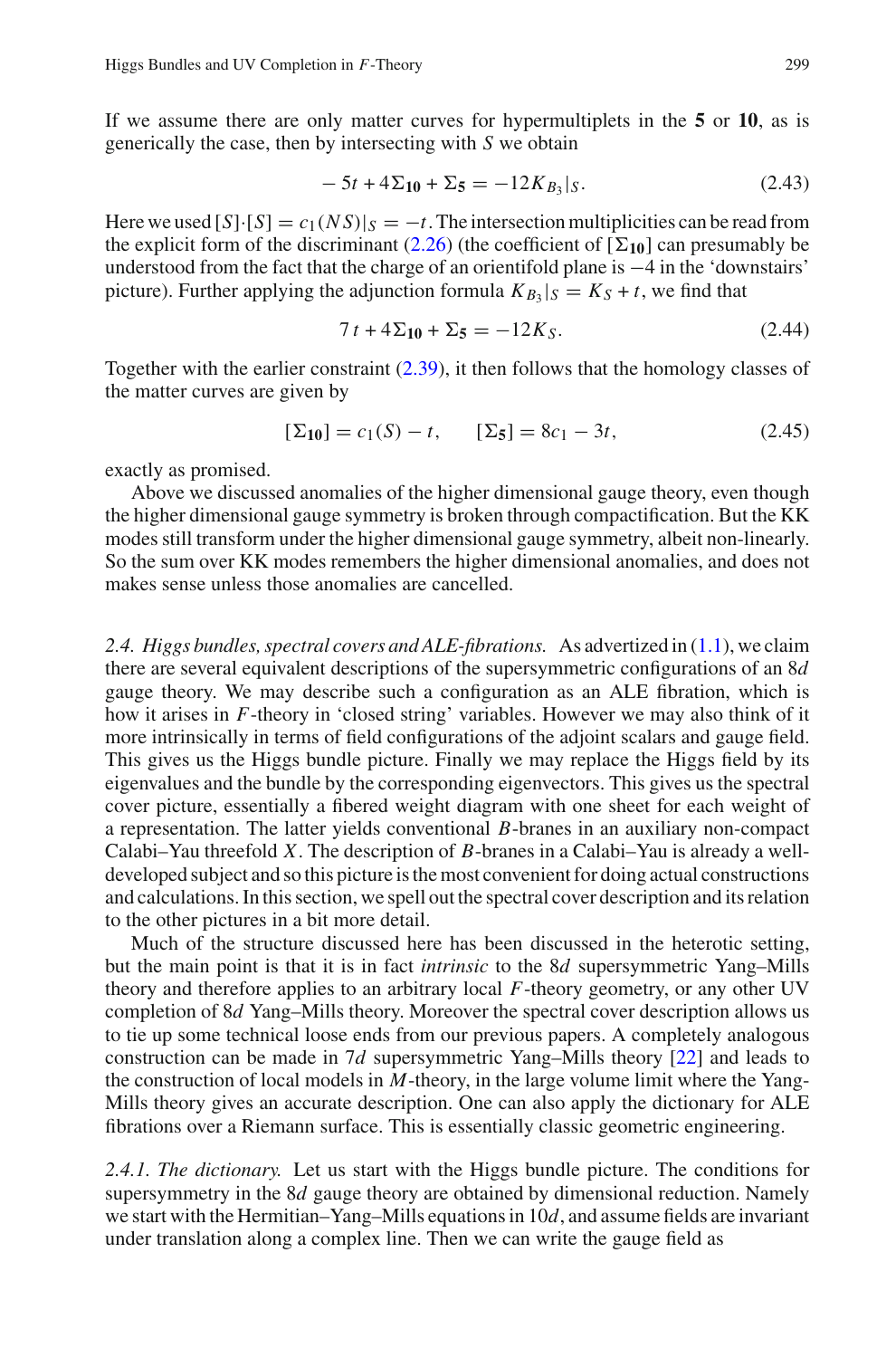If we assume there are only matter curves for hypermultiplets in the **5** or **10**, as is generically the case, then by intersecting with $S$ we obtain

$$-5t + 4\Sigma_{\mathbf{10}} + \Sigma_{\mathbf{5}} = -12K_{B_3}|_S. \tag{2.43}$$

Here we used $[S]\cdot[S] = c_1(NS)|_S = -t$. The intersection multiplicities can be read from the explicit form of the discriminant (2.26) (the coefficient of $[\Sigma_{\mathbf{10}}]$ can presumably be understood from the fact that the charge of an orientifold plane is $-4$ in the 'downstairs' picture). Further applying the adjunction formula $K_{B_3}|_S = K_S + t$, we find that

$$7\,t + 4\Sigma_{\mathbf{10}} + \Sigma_{\mathbf{5}} = -12K_S. \tag{2.44}$$

Together with the earlier constraint (2.39), it then follows that the homology classes of the matter curves are given by

$$[\Sigma_{\mathbf{10}}] = c_1(S) - t, \qquad [\Sigma_{\mathbf{5}}] = 8c_1 - 3t, \tag{2.45}$$

exactly as promised.

Above we discussed anomalies of the higher dimensional gauge theory, even though the higher dimensional gauge symmetry is broken through compactification. But the KK modes still transform under the higher dimensional gauge symmetry, albeit non-linearly. So the sum over KK modes remembers the higher dimensional anomalies, and does not makes sense unless those anomalies are cancelled.

*2.4. Higgs bundles, spectral covers and ALE-fibrations.* As advertized in (1.1), we claim there are several equivalent descriptions of the supersymmetric configurations of an 8$d$ gauge theory. We may describe such a configuration as an ALE fibration, which is how it arises in $F$-theory in 'closed string' variables. However we may also think of it more intrinsically in terms of field configurations of the adjoint scalars and gauge field. This gives us the Higgs bundle picture. Finally we may replace the Higgs field by its eigenvalues and the bundle by the corresponding eigenvectors. This gives us the spectral cover picture, essentially a fibered weight diagram with one sheet for each weight of a representation. The latter yields conventional $B$-branes in an auxiliary non-compact Calabi–Yau threefold $X$. The description of $B$-branes in a Calabi–Yau is already a well-developed subject and so this picture is the most convenient for doing actual constructions and calculations. In this section, we spell out the spectral cover description and its relation to the other pictures in a bit more detail.

Much of the structure discussed here has been discussed in the heterotic setting, but the main point is that it is in fact *intrinsic* to the 8$d$ supersymmetric Yang–Mills theory and therefore applies to an arbitrary local $F$-theory geometry, or any other UV completion of 8$d$ Yang–Mills theory. Moreover the spectral cover description allows us to tie up some technical loose ends from our previous papers. A completely analogous construction can be made in 7$d$ supersymmetric Yang–Mills theory [22] and leads to the construction of local models in $M$-theory, in the large volume limit where the Yang-Mills theory gives an accurate description. One can also apply the dictionary for ALE fibrations over a Riemann surface. This is essentially classic geometric engineering.

*2.4.1. The dictionary.* Let us start with the Higgs bundle picture. The conditions for supersymmetry in the 8$d$ gauge theory are obtained by dimensional reduction. Namely we start with the Hermitian–Yang–Mills equations in 10$d$, and assume fields are invariant under translation along a complex line. Then we can write the gauge field as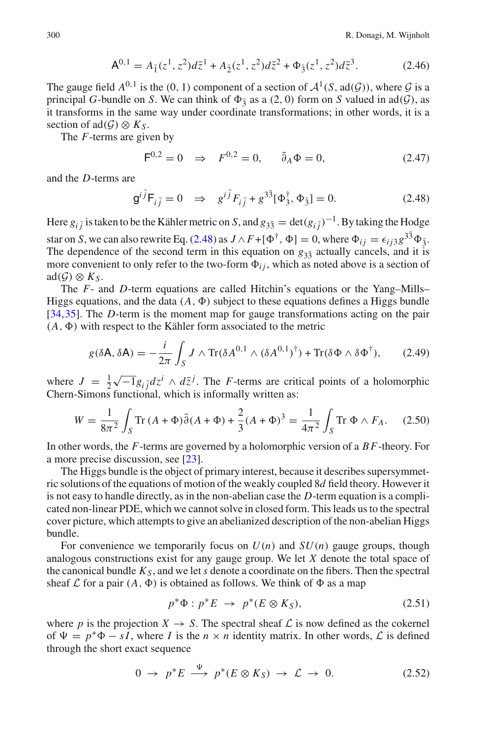$$\mathsf{A}^{0,1} = A_{\bar{1}}(z^1, z^2)d\bar{z}^1 + A_{\bar{2}}(z^1, z^2)d\bar{z}^2 + \Phi_{\bar{3}}(z^1, z^2)d\bar{z}^3. \tag{2.46}$$

The gauge field $A^{0,1}$ is the (0, 1) component of a section of $\mathcal{A}^1(S, \text{ad}(\mathcal{G}))$, where $\mathcal{G}$ is a principal $G$-bundle on $S$. We can think of $\Phi_{\bar{3}}$ as a (2, 0) form on $S$ valued in $\text{ad}(\mathcal{G})$, as it transforms in the same way under coordinate transformations; in other words, it is a section of $\text{ad}(\mathcal{G}) \otimes K_S$.

The $F$-terms are given by

$$\mathsf{F}^{0,2} = 0 \quad \Rightarrow \quad F^{0,2} = 0, \qquad \bar{\partial}_A \Phi = 0, \tag{2.47}$$

and the $D$-terms are

$$\mathsf{g}^{i\bar{j}}\mathsf{F}_{i\bar{j}} = 0 \quad \Rightarrow \quad g^{i\bar{j}}F_{i\bar{j}} + g^{3\bar{3}}[\Phi_{\bar{3}}^{\dagger}, \Phi_{\bar{3}}] = 0. \tag{2.48}$$

Here $g_{i\bar{j}}$ is taken to be the Kähler metric on $S$, and $g_{3\bar{3}} = \det(g_{i\bar{j}})^{-1}$. By taking the Hodge star on $S$, we can also rewrite Eq. (2.48) as $J \wedge F + [\Phi^{\dagger}, \Phi] = 0$, where $\Phi_{ij} = \epsilon_{ij3}g^{3\bar{3}}\Phi_{\bar{3}}$. The dependence of the second term in this equation on $g_{3\bar{3}}$ actually cancels, and it is more convenient to only refer to the two-form $\Phi_{ij}$, which as noted above is a section of $\text{ad}(\mathcal{G}) \otimes K_S$.

The $F$- and $D$-term equations are called Hitchin's equations or the Yang–Mills–Higgs equations, and the data $(A, \Phi)$ subject to these equations defines a Higgs bundle [34,35]. The $D$-term is the moment map for gauge transformations acting on the pair $(A, \Phi)$ with respect to the Kähler form associated to the metric

$$g(\delta\mathsf{A}, \delta\mathsf{A}) = -\frac{i}{2\pi}\int_S J \wedge \text{Tr}(\delta A^{0,1} \wedge (\delta A^{0,1})^{\dagger}) + \text{Tr}(\delta\Phi \wedge \delta\Phi^{\dagger}), \tag{2.49}$$

where $J = \frac{1}{2}\sqrt{-1}g_{i\bar{j}}dz^i \wedge d\bar{z}^j$. The $F$-terms are critical points of a holomorphic Chern-Simons functional, which is informally written as:

$$W = \frac{1}{8\pi^2}\int_S \text{Tr}\,(A + \Phi)\bar{\partial}(A + \Phi) + \frac{2}{3}(A + \Phi)^3 = \frac{1}{4\pi^2}\int_S \text{Tr}\,\Phi \wedge F_A. \tag{2.50}$$

In other words, the $F$-terms are governed by a holomorphic version of a $BF$-theory. For a more precise discussion, see [23].

The Higgs bundle is the object of primary interest, because it describes supersymmetric solutions of the equations of motion of the weakly coupled 8$d$ field theory. However it is not easy to handle directly, as in the non-abelian case the $D$-term equation is a complicated non-linear PDE, which we cannot solve in closed form. This leads us to the spectral cover picture, which attempts to give an abelianized description of the non-abelian Higgs bundle.

For convenience we temporarily focus on $U(n)$ and $SU(n)$ gauge groups, though analogous constructions exist for any gauge group. We let $X$ denote the total space of the canonical bundle $K_S$, and we let $s$ denote a coordinate on the fibers. Then the spectral sheaf $\mathcal{L}$ for a pair $(A, \Phi)$ is obtained as follows. We think of $\Phi$ as a map

$$p^*\Phi : p^*E \;\to\; p^*(E \otimes K_S), \tag{2.51}$$

where $p$ is the projection $X \to S$. The spectral sheaf $\mathcal{L}$ is now defined as the cokernel of $\Psi = p^*\Phi - sI$, where $I$ is the $n \times n$ identity matrix. In other words, $\mathcal{L}$ is defined through the short exact sequence

$$0 \;\to\; p^*E \;\xrightarrow{\;\Psi\;}\; p^*(E \otimes K_S) \;\to\; \mathcal{L} \;\to\; 0. \tag{2.52}$$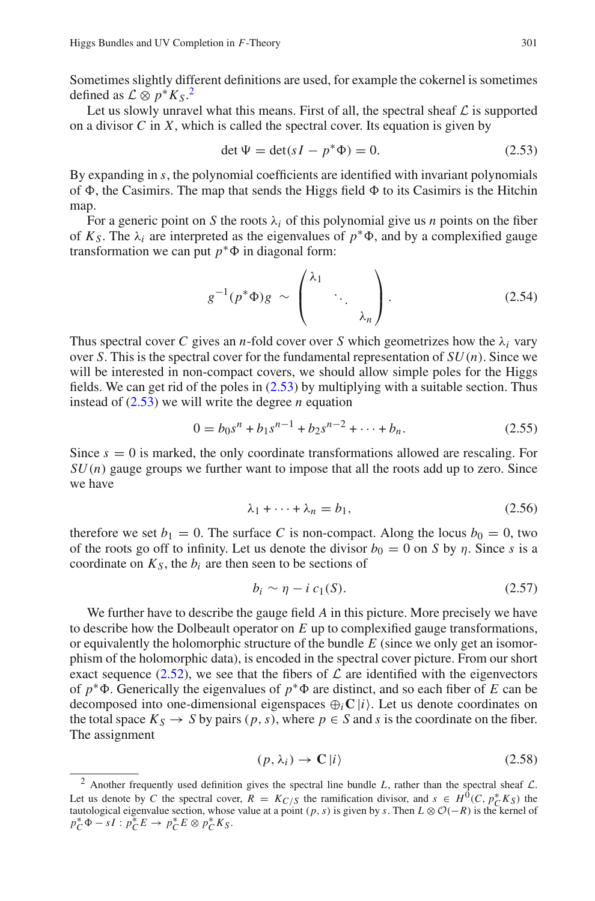Sometimes slightly different definitions are used, for example the cokernel is sometimes defined as $\mathcal{L} \otimes p^* K_S$.[2]

Let us slowly unravel what this means. First of all, the spectral sheaf $\mathcal{L}$ is supported on a divisor $C$ in $X$, which is called the spectral cover. Its equation is given by

$$\det \Psi = \det(sI - p^*\Phi) = 0. \tag{2.53}$$

By expanding in $s$, the polynomial coefficients are identified with invariant polynomials of $\Phi$, the Casimirs. The map that sends the Higgs field $\Phi$ to its Casimirs is the Hitchin map.

For a generic point on $S$ the roots $\lambda_i$ of this polynomial give us $n$ points on the fiber of $K_S$. The $\lambda_i$ are interpreted as the eigenvalues of $p^*\Phi$, and by a complexified gauge transformation we can put $p^*\Phi$ in diagonal form:

$$g^{-1}(p^*\Phi)g \sim \begin{pmatrix} \lambda_1 & & \\ & \ddots & \\ & & \lambda_n \end{pmatrix}. \tag{2.54}$$

Thus spectral cover $C$ gives an $n$-fold cover over $S$ which geometrizes how the $\lambda_i$ vary over $S$. This is the spectral cover for the fundamental representation of $SU(n)$. Since we will be interested in non-compact covers, we should allow simple poles for the Higgs fields. We can get rid of the poles in (2.53) by multiplying with a suitable section. Thus instead of (2.53) we will write the degree $n$ equation

$$0 = b_0 s^n + b_1 s^{n-1} + b_2 s^{n-2} + \cdots + b_n. \tag{2.55}$$

Since $s = 0$ is marked, the only coordinate transformations allowed are rescaling. For $SU(n)$ gauge groups we further want to impose that all the roots add up to zero. Since we have

$$\lambda_1 + \cdots + \lambda_n = b_1, \tag{2.56}$$

therefore we set $b_1 = 0$. The surface $C$ is non-compact. Along the locus $b_0 = 0$, two of the roots go off to infinity. Let us denote the divisor $b_0 = 0$ on $S$ by $\eta$. Since $s$ is a coordinate on $K_S$, the $b_i$ are then seen to be sections of

$$b_i \sim \eta - i\, c_1(S). \tag{2.57}$$

We further have to describe the gauge field $A$ in this picture. More precisely we have to describe how the Dolbeault operator on $E$ up to complexified gauge transformations, or equivalently the holomorphic structure of the bundle $E$ (since we only get an isomorphism of the holomorphic data), is encoded in the spectral cover picture. From our short exact sequence (2.52), we see that the fibers of $\mathcal{L}$ are identified with the eigenvectors of $p^*\Phi$. Generically the eigenvalues of $p^*\Phi$ are distinct, and so each fiber of $E$ can be decomposed into one-dimensional eigenspaces $\oplus_i \mathbf{C}\,|i\rangle$. Let us denote coordinates on the total space $K_S \to S$ by pairs $(p, s)$, where $p \in S$ and $s$ is the coordinate on the fiber. The assignment

$$(p, \lambda_i) \to \mathbf{C}\,|i\rangle \tag{2.58}$$

---

[2] Another frequently used definition gives the spectral line bundle $L$, rather than the spectral sheaf $\mathcal{L}$. Let us denote by $C$ the spectral cover, $R = K_{C/S}$ the ramification divisor, and $s \in H^0(C, p_C^* K_S)$ the tautological eigenvalue section, whose value at a point $(p, s)$ is given by $s$. Then $L \otimes \mathcal{O}(-R)$ is the kernel of $p_C^*\Phi - sI : p_C^* E \to p_C^* E \otimes p_C^* K_S$.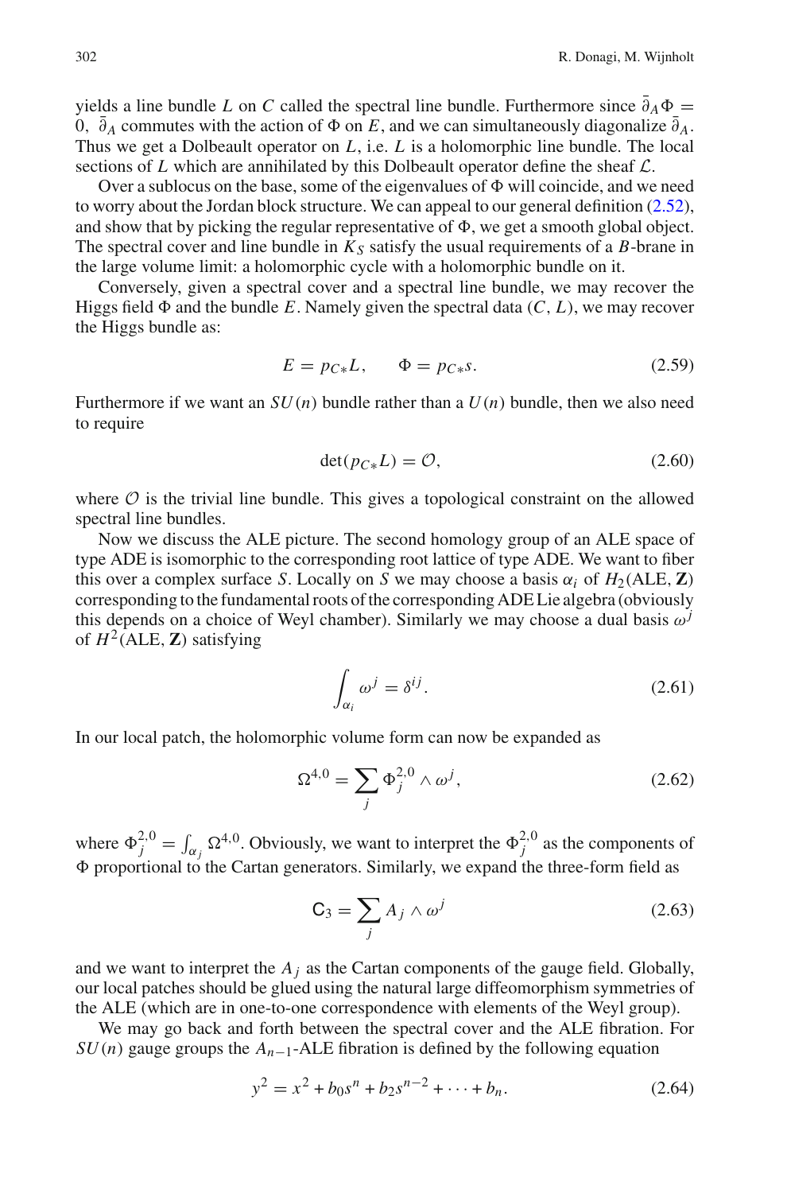yields a line bundle $L$ on $C$ called the spectral line bundle. Furthermore since $\bar{\partial}_A \Phi = 0$, $\bar{\partial}_A$ commutes with the action of $\Phi$ on $E$, and we can simultaneously diagonalize $\bar{\partial}_A$. Thus we get a Dolbeault operator on $L$, i.e. $L$ is a holomorphic line bundle. The local sections of $L$ which are annihilated by this Dolbeault operator define the sheaf $\mathcal{L}$.

Over a sublocus on the base, some of the eigenvalues of $\Phi$ will coincide, and we need to worry about the Jordan block structure. We can appeal to our general definition (2.52), and show that by picking the regular representative of $\Phi$, we get a smooth global object. The spectral cover and line bundle in $K_S$ satisfy the usual requirements of a $B$-brane in the large volume limit: a holomorphic cycle with a holomorphic bundle on it.

Conversely, given a spectral cover and a spectral line bundle, we may recover the Higgs field $\Phi$ and the bundle $E$. Namely given the spectral data $(C, L)$, we may recover the Higgs bundle as:

$$E = p_{C*}L, \qquad \Phi = p_{C*}s. \tag{2.59}$$

Furthermore if we want an $SU(n)$ bundle rather than a $U(n)$ bundle, then we also need to require

$$\det(p_{C*}L) = \mathcal{O}, \tag{2.60}$$

where $\mathcal{O}$ is the trivial line bundle. This gives a topological constraint on the allowed spectral line bundles.

Now we discuss the ALE picture. The second homology group of an ALE space of type ADE is isomorphic to the corresponding root lattice of type ADE. We want to fiber this over a complex surface $S$. Locally on $S$ we may choose a basis $\alpha_i$ of $H_2(\text{ALE}, \mathbf{Z})$ corresponding to the fundamental roots of the corresponding ADE Lie algebra (obviously this depends on a choice of Weyl chamber). Similarly we may choose a dual basis $\omega^j$ of $H^2(\text{ALE}, \mathbf{Z})$ satisfying

$$\int_{\alpha_i} \omega^j = \delta^{ij}. \tag{2.61}$$

In our local patch, the holomorphic volume form can now be expanded as

$$\Omega^{4,0} = \sum_j \Phi_j^{2,0} \wedge \omega^j, \tag{2.62}$$

where $\Phi_j^{2,0} = \int_{\alpha_j} \Omega^{4,0}$. Obviously, we want to interpret the $\Phi_j^{2,0}$ as the components of $\Phi$ proportional to the Cartan generators. Similarly, we expand the three-form field as

$$\mathsf{C}_3 = \sum_j A_j \wedge \omega^j \tag{2.63}$$

and we want to interpret the $A_j$ as the Cartan components of the gauge field. Globally, our local patches should be glued using the natural large diffeomorphism symmetries of the ALE (which are in one-to-one correspondence with elements of the Weyl group).

We may go back and forth between the spectral cover and the ALE fibration. For $SU(n)$ gauge groups the $A_{n-1}$-ALE fibration is defined by the following equation

$$y^2 = x^2 + b_0 s^n + b_2 s^{n-2} + \cdots + b_n. \tag{2.64}$$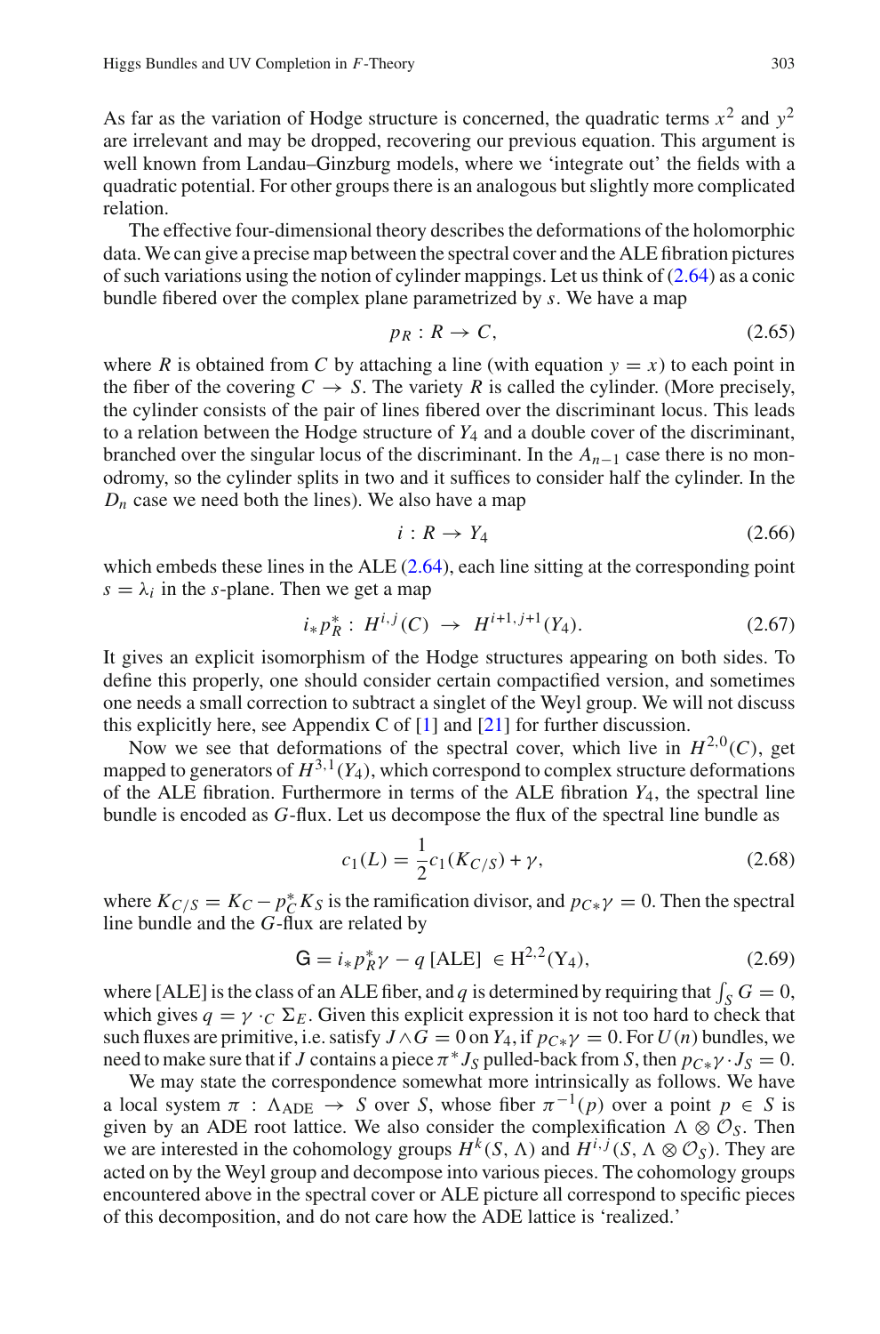As far as the variation of Hodge structure is concerned, the quadratic terms $x^2$ and $y^2$ are irrelevant and may be dropped, recovering our previous equation. This argument is well known from Landau–Ginzburg models, where we 'integrate out' the fields with a quadratic potential. For other groups there is an analogous but slightly more complicated relation.

The effective four-dimensional theory describes the deformations of the holomorphic data. We can give a precise map between the spectral cover and the ALE fibration pictures of such variations using the notion of cylinder mappings. Let us think of (2.64) as a conic bundle fibered over the complex plane parametrized by $s$. We have a map

$$p_R : R \to C, \tag{2.65}$$

where $R$ is obtained from $C$ by attaching a line (with equation $y = x$) to each point in the fiber of the covering $C \to S$. The variety $R$ is called the cylinder. (More precisely, the cylinder consists of the pair of lines fibered over the discriminant locus. This leads to a relation between the Hodge structure of $Y_4$ and a double cover of the discriminant, branched over the singular locus of the discriminant. In the $A_{n-1}$ case there is no monodromy, so the cylinder splits in two and it suffices to consider half the cylinder. In the $D_n$ case we need both the lines). We also have a map

$$i : R \to Y_4 \tag{2.66}$$

which embeds these lines in the ALE (2.64), each line sitting at the corresponding point $s = \lambda_i$ in the $s$-plane. Then we get a map

$$i_* p_R^* : H^{i,j}(C) \ \to \ H^{i+1,j+1}(Y_4). \tag{2.67}$$

It gives an explicit isomorphism of the Hodge structures appearing on both sides. To define this properly, one should consider certain compactified version, and sometimes one needs a small correction to subtract a singlet of the Weyl group. We will not discuss this explicitly here, see Appendix C of [1] and [21] for further discussion.

Now we see that deformations of the spectral cover, which live in $H^{2,0}(C)$, get mapped to generators of $H^{3,1}(Y_4)$, which correspond to complex structure deformations of the ALE fibration. Furthermore in terms of the ALE fibration $Y_4$, the spectral line bundle is encoded as $G$-flux. Let us decompose the flux of the spectral line bundle as

$$c_1(L) = \frac{1}{2} c_1(K_{C/S}) + \gamma, \tag{2.68}$$

where $K_{C/S} = K_C - p_C^* K_S$ is the ramification divisor, and $p_{C*}\gamma = 0$. Then the spectral line bundle and the $G$-flux are related by

$$\mathsf{G} = i_* p_R^* \gamma - q\,[\mathrm{ALE}] \ \in \mathrm{H}^{2,2}(\mathrm{Y}_4), \tag{2.69}$$

where [ALE] is the class of an ALE fiber, and $q$ is determined by requiring that $\int_S G = 0$, which gives $q = \gamma \cdot_C \Sigma_E$. Given this explicit expression it is not too hard to check that such fluxes are primitive, i.e. satisfy $J \wedge G = 0$ on $Y_4$, if $p_{C*}\gamma = 0$. For $U(n)$ bundles, we need to make sure that if $J$ contains a piece $\pi^* J_S$ pulled-back from $S$, then $p_{C*}\gamma \cdot J_S = 0$.

We may state the correspondence somewhat more intrinsically as follows. We have a local system $\pi : \Lambda_{\mathrm{ADE}} \to S$ over $S$, whose fiber $\pi^{-1}(p)$ over a point $p \in S$ is given by an ADE root lattice. We also consider the complexification $\Lambda \otimes \mathcal{O}_S$. Then we are interested in the cohomology groups $H^k(S, \Lambda)$ and $H^{i,j}(S, \Lambda \otimes \mathcal{O}_S)$. They are acted on by the Weyl group and decompose into various pieces. The cohomology groups encountered above in the spectral cover or ALE picture all correspond to specific pieces of this decomposition, and do not care how the ADE lattice is 'realized.'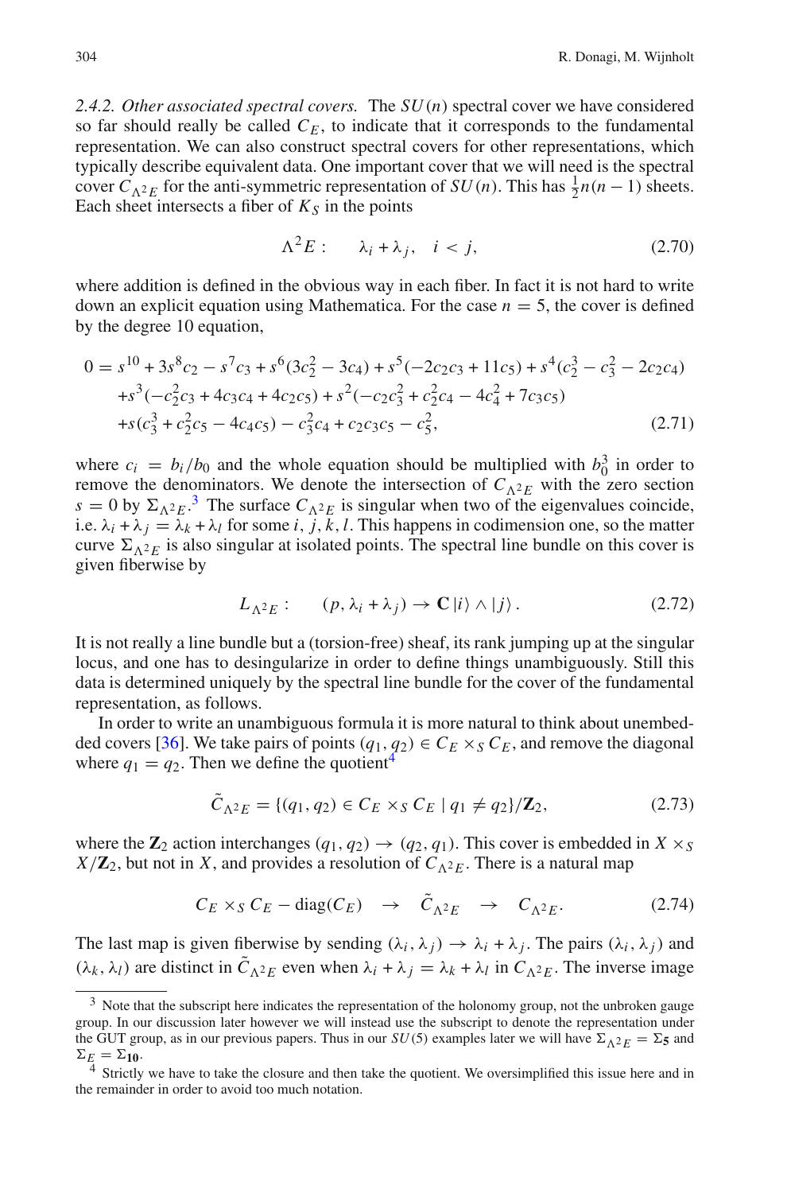*2.4.2. Other associated spectral covers.* The $SU(n)$ spectral cover we have considered so far should really be called $C_E$, to indicate that it corresponds to the fundamental representation. We can also construct spectral covers for other representations, which typically describe equivalent data. One important cover that we will need is the spectral cover $C_{\Lambda^2 E}$ for the anti-symmetric representation of $SU(n)$. This has $\frac{1}{2}n(n-1)$ sheets. Each sheet intersects a fiber of $K_S$ in the points

$$\Lambda^2 E: \qquad \lambda_i + \lambda_j, \quad i < j, \tag{2.70}$$

where addition is defined in the obvious way in each fiber. In fact it is not hard to write down an explicit equation using Mathematica. For the case $n = 5$, the cover is defined by the degree 10 equation,

$$\begin{aligned} 0 = {} & s^{10} + 3s^8 c_2 - s^7 c_3 + s^6(3c_2^2 - 3c_4) + s^5(-2c_2c_3 + 11c_5) + s^4(c_2^3 - c_3^2 - 2c_2c_4) \\ & + s^3(-c_2^2 c_3 + 4c_3c_4 + 4c_2c_5) + s^2(-c_2c_3^2 + c_2^2 c_4 - 4c_4^2 + 7c_3c_5) \\ & + s(c_3^3 + c_2^2 c_5 - 4c_4c_5) - c_3^2 c_4 + c_2c_3c_5 - c_5^2, \end{aligned} \tag{2.71}$$

where $c_i = b_i/b_0$ and the whole equation should be multiplied with $b_0^3$ in order to remove the denominators. We denote the intersection of $C_{\Lambda^2 E}$ with the zero section $s = 0$ by $\Sigma_{\Lambda^2 E}$.[3] The surface $C_{\Lambda^2 E}$ is singular when two of the eigenvalues coincide, i.e. $\lambda_i + \lambda_j = \lambda_k + \lambda_l$ for some $i, j, k, l$. This happens in codimension one, so the matter curve $\Sigma_{\Lambda^2 E}$ is also singular at isolated points. The spectral line bundle on this cover is given fiberwise by

$$L_{\Lambda^2 E}: \qquad (p, \lambda_i + \lambda_j) \to \mathbf{C}\,|i\rangle \wedge |j\rangle\,. \tag{2.72}$$

It is not really a line bundle but a (torsion-free) sheaf, its rank jumping up at the singular locus, and one has to desingularize in order to define things unambiguously. Still this data is determined uniquely by the spectral line bundle for the cover of the fundamental representation, as follows.

In order to write an unambiguous formula it is more natural to think about unembedded covers [36]. We take pairs of points $(q_1, q_2) \in C_E \times_S C_E$, and remove the diagonal where $q_1 = q_2$. Then we define the quotient[4]

$$\tilde{C}_{\Lambda^2 E} = \{(q_1, q_2) \in C_E \times_S C_E \mid q_1 \neq q_2\}/\mathbf{Z}_2, \tag{2.73}$$

where the $\mathbf{Z}_2$ action interchanges $(q_1, q_2) \to (q_2, q_1)$. This cover is embedded in $X \times_S X/\mathbf{Z}_2$, but not in $X$, and provides a resolution of $C_{\Lambda^2 E}$. There is a natural map

$$C_E \times_S C_E - \mathrm{diag}(C_E) \quad \to \quad \tilde{C}_{\Lambda^2 E} \quad \to \quad C_{\Lambda^2 E}. \tag{2.74}$$

The last map is given fiberwise by sending $(\lambda_i, \lambda_j) \to \lambda_i + \lambda_j$. The pairs $(\lambda_i, \lambda_j)$ and $(\lambda_k, \lambda_l)$ are distinct in $\tilde{C}_{\Lambda^2 E}$ even when $\lambda_i + \lambda_j = \lambda_k + \lambda_l$ in $C_{\Lambda^2 E}$. The inverse image

---

[3] Note that the subscript here indicates the representation of the holonomy group, not the unbroken gauge group. In our discussion later however we will instead use the subscript to denote the representation under the GUT group, as in our previous papers. Thus in our $SU(5)$ examples later we will have $\Sigma_{\Lambda^2 E} = \Sigma_{\mathbf{5}}$ and $\Sigma_E = \Sigma_{\mathbf{10}}$.

[4] Strictly we have to take the closure and then take the quotient. We oversimplified this issue here and in the remainder in order to avoid too much notation.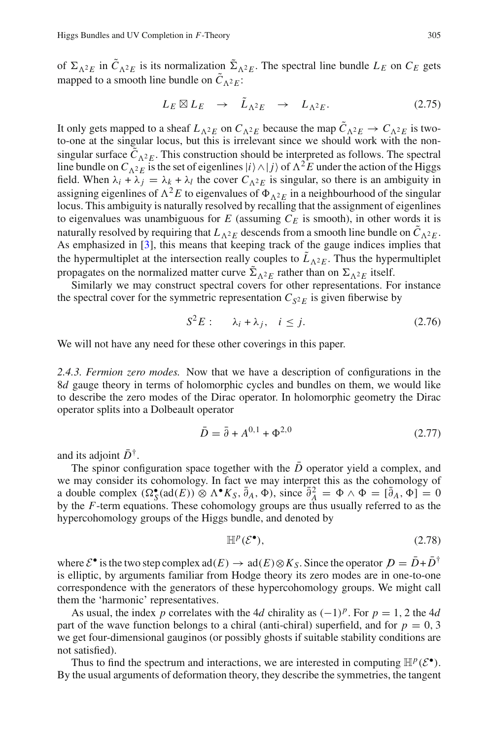of $\Sigma_{\Lambda^2 E}$ in $\tilde{C}_{\Lambda^2 E}$ is its normalization $\tilde{\Sigma}_{\Lambda^2 E}$. The spectral line bundle $L_E$ on $C_E$ gets mapped to a smooth line bundle on $\tilde{C}_{\Lambda^2 E}$:

$$L_E \boxtimes L_E \quad \to \quad \tilde{L}_{\Lambda^2 E} \quad \to \quad L_{\Lambda^2 E}. \tag{2.75}$$

It only gets mapped to a sheaf $L_{\Lambda^2 E}$ on $C_{\Lambda^2 E}$ because the map $\tilde{C}_{\Lambda^2 E} \to C_{\Lambda^2 E}$ is two-to-one at the singular locus, but this is irrelevant since we should work with the non-singular surface $\tilde{C}_{\Lambda^2 E}$. This construction should be interpreted as follows. The spectral line bundle on $C_{\Lambda^2 E}$ is the set of eigenlines $|i\rangle \wedge |j\rangle$ of $\Lambda^2 E$ under the action of the Higgs field. When $\lambda_i + \lambda_j = \lambda_k + \lambda_l$ the cover $C_{\Lambda^2 E}$ is singular, so there is an ambiguity in assigning eigenlines of $\Lambda^2 E$ to eigenvalues of $\Phi_{\Lambda^2 E}$ in a neighbourhood of the singular locus. This ambiguity is naturally resolved by recalling that the assignment of eigenlines to eigenvalues was unambiguous for $E$ (assuming $C_E$ is smooth), in other words it is naturally resolved by requiring that $L_{\Lambda^2 E}$ descends from a smooth line bundle on $\tilde{C}_{\Lambda^2 E}$. As emphasized in [3], this means that keeping track of the gauge indices implies that the hypermultiplet at the intersection really couples to $\tilde{L}_{\Lambda^2 E}$. Thus the hypermultiplet propagates on the normalized matter curve $\tilde{\Sigma}_{\Lambda^2 E}$ rather than on $\Sigma_{\Lambda^2 E}$ itself.

Similarly we may construct spectral covers for other representations. For instance the spectral cover for the symmetric representation $C_{S^2 E}$ is given fiberwise by

$$S^2 E: \qquad \lambda_i + \lambda_j, \quad i \leq j. \tag{2.76}$$

We will not have any need for these other coverings in this paper.

*2.4.3. Fermion zero modes.* Now that we have a description of configurations in the $8d$ gauge theory in terms of holomorphic cycles and bundles on them, we would like to describe the zero modes of the Dirac operator. In holomorphic geometry the Dirac operator splits into a Dolbeault operator

$$\bar{D} = \bar{\partial} + A^{0,1} + \Phi^{2,0} \tag{2.77}$$

and its adjoint $\bar{D}^\dagger$.

The spinor configuration space together with the $\bar{D}$ operator yield a complex, and we may consider its cohomology. In fact we may interpret this as the cohomology of a double complex $(\Omega_S^\bullet(\mathrm{ad}(E)) \otimes \Lambda^\bullet K_S, \bar{\partial}_A, \Phi)$, since $\bar{\partial}_A^2 = \Phi \wedge \Phi = [\bar{\partial}_A, \Phi] = 0$ by the $F$-term equations. These cohomology groups are thus usually referred to as the hypercohomology groups of the Higgs bundle, and denoted by

$$\mathbb{H}^p(\mathcal{E}^\bullet), \tag{2.78}$$

where $\mathcal{E}^\bullet$ is the two step complex $\mathrm{ad}(E) \to \mathrm{ad}(E) \otimes K_S$. Since the operator $\not{D} = \bar{D} + \bar{D}^\dagger$ is elliptic, by arguments familiar from Hodge theory its zero modes are in one-to-one correspondence with the generators of these hypercohomology groups. We might call them the 'harmonic' representatives.

As usual, the index $p$ correlates with the $4d$ chirality as $(-1)^p$. For $p = 1, 2$ the $4d$ part of the wave function belongs to a chiral (anti-chiral) superfield, and for $p = 0, 3$ we get four-dimensional gauginos (or possibly ghosts if suitable stability conditions are not satisfied).

Thus to find the spectrum and interactions, we are interested in computing $\mathbb{H}^p(\mathcal{E}^\bullet)$. By the usual arguments of deformation theory, they describe the symmetries, the tangent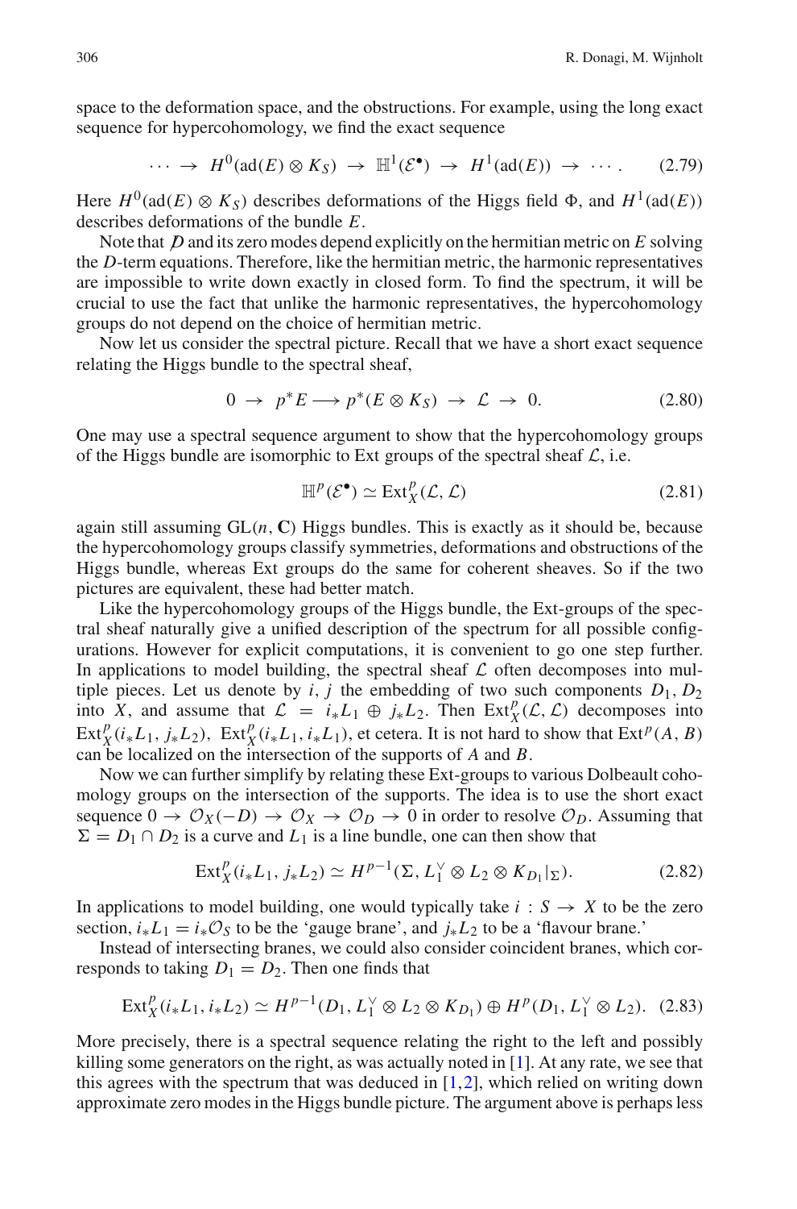space to the deformation space, and the obstructions. For example, using the long exact sequence for hypercohomology, we find the exact sequence

$$\cdots \rightarrow H^0(\mathrm{ad}(E) \otimes K_S) \rightarrow \mathbb{H}^1(\mathcal{E}^\bullet) \rightarrow H^1(\mathrm{ad}(E)) \rightarrow \cdots. \tag{2.79}$$

Here $H^0(\mathrm{ad}(E) \otimes K_S)$ describes deformations of the Higgs field $\Phi$, and $H^1(\mathrm{ad}(E))$ describes deformations of the bundle $E$.

Note that $\not{D}$ and its zero modes depend explicitly on the hermitian metric on $E$ solving the $D$-term equations. Therefore, like the hermitian metric, the harmonic representatives are impossible to write down exactly in closed form. To find the spectrum, it will be crucial to use the fact that unlike the harmonic representatives, the hypercohomology groups do not depend on the choice of hermitian metric.

Now let us consider the spectral picture. Recall that we have a short exact sequence relating the Higgs bundle to the spectral sheaf,

$$0 \rightarrow p^*E \longrightarrow p^*(E \otimes K_S) \rightarrow \mathcal{L} \rightarrow 0. \tag{2.80}$$

One may use a spectral sequence argument to show that the hypercohomology groups of the Higgs bundle are isomorphic to Ext groups of the spectral sheaf $\mathcal{L}$, i.e.

$$\mathbb{H}^p(\mathcal{E}^\bullet) \simeq \mathrm{Ext}^p_X(\mathcal{L}, \mathcal{L}) \tag{2.81}$$

again still assuming $\mathrm{GL}(n, \mathbf{C})$ Higgs bundles. This is exactly as it should be, because the hypercohomology groups classify symmetries, deformations and obstructions of the Higgs bundle, whereas Ext groups do the same for coherent sheaves. So if the two pictures are equivalent, these had better match.

Like the hypercohomology groups of the Higgs bundle, the Ext-groups of the spectral sheaf naturally give a unified description of the spectrum for all possible configurations. However for explicit computations, it is convenient to go one step further. In applications to model building, the spectral sheaf $\mathcal{L}$ often decomposes into multiple pieces. Let us denote by $i, j$ the embedding of two such components $D_1, D_2$ into $X$, and assume that $\mathcal{L} = i_*L_1 \oplus j_*L_2$. Then $\mathrm{Ext}^p_X(\mathcal{L}, \mathcal{L})$ decomposes into $\mathrm{Ext}^p_X(i_*L_1, j_*L_2)$, $\mathrm{Ext}^p_X(i_*L_1, i_*L_1)$, et cetera. It is not hard to show that $\mathrm{Ext}^p(A, B)$ can be localized on the intersection of the supports of $A$ and $B$.

Now we can further simplify by relating these Ext-groups to various Dolbeault cohomology groups on the intersection of the supports. The idea is to use the short exact sequence $0 \rightarrow \mathcal{O}_X(-D) \rightarrow \mathcal{O}_X \rightarrow \mathcal{O}_D \rightarrow 0$ in order to resolve $\mathcal{O}_D$. Assuming that $\Sigma = D_1 \cap D_2$ is a curve and $L_1$ is a line bundle, one can then show that

$$\mathrm{Ext}^p_X(i_*L_1, j_*L_2) \simeq H^{p-1}(\Sigma, L_1^\vee \otimes L_2 \otimes K_{D_1}|_\Sigma). \tag{2.82}$$

In applications to model building, one would typically take $i : S \rightarrow X$ to be the zero section, $i_*L_1 = i_*\mathcal{O}_S$ to be the 'gauge brane', and $j_*L_2$ to be a 'flavour brane.'

Instead of intersecting branes, we could also consider coincident branes, which corresponds to taking $D_1 = D_2$. Then one finds that

$$\mathrm{Ext}^p_X(i_*L_1, i_*L_2) \simeq H^{p-1}(D_1, L_1^\vee \otimes L_2 \otimes K_{D_1}) \oplus H^p(D_1, L_1^\vee \otimes L_2). \tag{2.83}$$

More precisely, there is a spectral sequence relating the right to the left and possibly killing some generators on the right, as was actually noted in [1]. At any rate, we see that this agrees with the spectrum that was deduced in [1,2], which relied on writing down approximate zero modes in the Higgs bundle picture. The argument above is perhaps less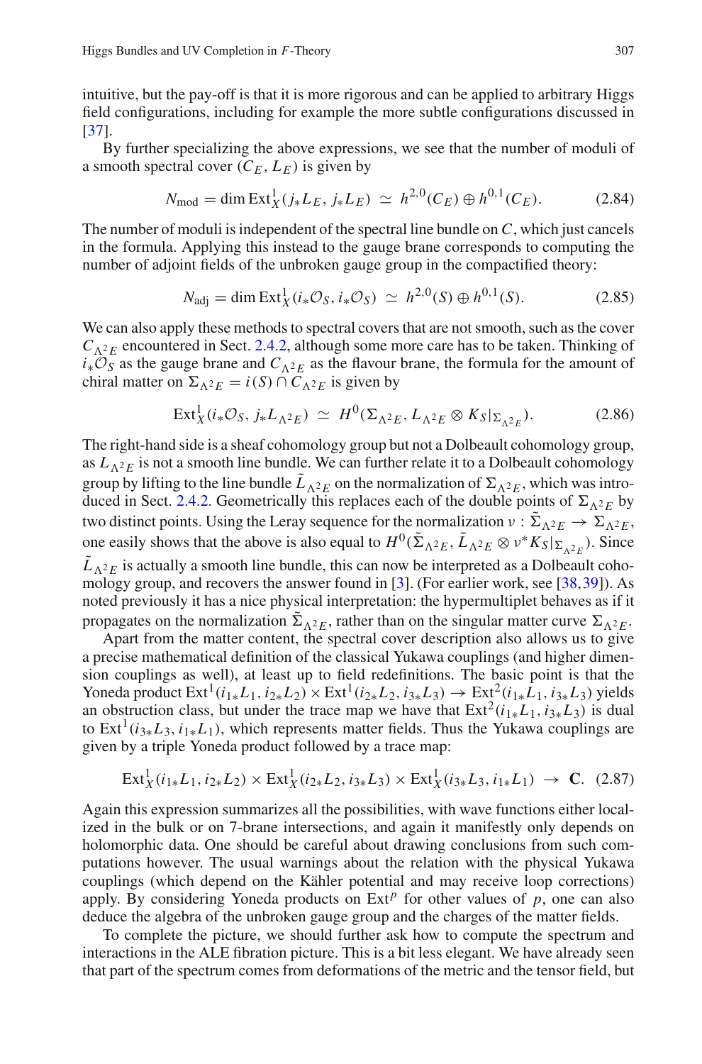intuitive, but the pay-off is that it is more rigorous and can be applied to arbitrary Higgs field configurations, including for example the more subtle configurations discussed in [37].

By further specializing the above expressions, we see that the number of moduli of a smooth spectral cover $(C_E, L_E)$ is given by

$$N_{\text{mod}} = \dim \operatorname{Ext}^1_X(j_* L_E, j_* L_E) \simeq h^{2,0}(C_E) \oplus h^{0,1}(C_E). \tag{2.84}$$

The number of moduli is independent of the spectral line bundle on $C$, which just cancels in the formula. Applying this instead to the gauge brane corresponds to computing the number of adjoint fields of the unbroken gauge group in the compactified theory:

$$N_{\text{adj}} = \dim \operatorname{Ext}^1_X(i_* \mathcal{O}_S, i_* \mathcal{O}_S) \simeq h^{2,0}(S) \oplus h^{0,1}(S). \tag{2.85}$$

We can also apply these methods to spectral covers that are not smooth, such as the cover $C_{\Lambda^2 E}$ encountered in Sect. 2.4.2, although some more care has to be taken. Thinking of $i_* \mathcal{O}_S$ as the gauge brane and $C_{\Lambda^2 E}$ as the flavour brane, the formula for the amount of chiral matter on $\Sigma_{\Lambda^2 E} = i(S) \cap C_{\Lambda^2 E}$ is given by

$$\operatorname{Ext}^1_X(i_* \mathcal{O}_S, j_* L_{\Lambda^2 E}) \simeq H^0(\Sigma_{\Lambda^2 E}, L_{\Lambda^2 E} \otimes K_S|_{\Sigma_{\Lambda^2 E}}). \tag{2.86}$$

The right-hand side is a sheaf cohomology group but not a Dolbeault cohomology group, as $L_{\Lambda^2 E}$ is not a smooth line bundle. We can further relate it to a Dolbeault cohomology group by lifting to the line bundle $\tilde{L}_{\Lambda^2 E}$ on the normalization of $\Sigma_{\Lambda^2 E}$, which was introduced in Sect. 2.4.2. Geometrically this replaces each of the double points of $\Sigma_{\Lambda^2 E}$ by two distinct points. Using the Leray sequence for the normalization $\nu : \tilde{\Sigma}_{\Lambda^2 E} \to \Sigma_{\Lambda^2 E}$, one easily shows that the above is also equal to $H^0(\tilde{\Sigma}_{\Lambda^2 E}, \tilde{L}_{\Lambda^2 E} \otimes \nu^* K_S|_{\Sigma_{\Lambda^2 E}})$. Since $\tilde{L}_{\Lambda^2 E}$ is actually a smooth line bundle, this can now be interpreted as a Dolbeault cohomology group, and recovers the answer found in [3]. (For earlier work, see [38, 39]). As noted previously it has a nice physical interpretation: the hypermultiplet behaves as if it propagates on the normalization $\tilde{\Sigma}_{\Lambda^2 E}$, rather than on the singular matter curve $\Sigma_{\Lambda^2 E}$.

Apart from the matter content, the spectral cover description also allows us to give a precise mathematical definition of the classical Yukawa couplings (and higher dimension couplings as well), at least up to field redefinitions. The basic point is that the Yoneda product $\operatorname{Ext}^1(i_{1*} L_1, i_{2*} L_2) \times \operatorname{Ext}^1(i_{2*} L_2, i_{3*} L_3) \to \operatorname{Ext}^2(i_{1*} L_1, i_{3*} L_3)$ yields an obstruction class, but under the trace map we have that $\operatorname{Ext}^2(i_{1*} L_1, i_{3*} L_3)$ is dual to $\operatorname{Ext}^1(i_{3*} L_3, i_{1*} L_1)$, which represents matter fields. Thus the Yukawa couplings are given by a triple Yoneda product followed by a trace map:

$$\operatorname{Ext}^1_X(i_{1*} L_1, i_{2*} L_2) \times \operatorname{Ext}^1_X(i_{2*} L_2, i_{3*} L_3) \times \operatorname{Ext}^1_X(i_{3*} L_3, i_{1*} L_1) \to \mathbf{C}. \tag{2.87}$$

Again this expression summarizes all the possibilities, with wave functions either localized in the bulk or on 7-brane intersections, and again it manifestly only depends on holomorphic data. One should be careful about drawing conclusions from such computations however. The usual warnings about the relation with the physical Yukawa couplings (which depend on the Kähler potential and may receive loop corrections) apply. By considering Yoneda products on $\operatorname{Ext}^p$ for other values of $p$, one can also deduce the algebra of the unbroken gauge group and the charges of the matter fields.

To complete the picture, we should further ask how to compute the spectrum and interactions in the ALE fibration picture. This is a bit less elegant. We have already seen that part of the spectrum comes from deformations of the metric and the tensor field, but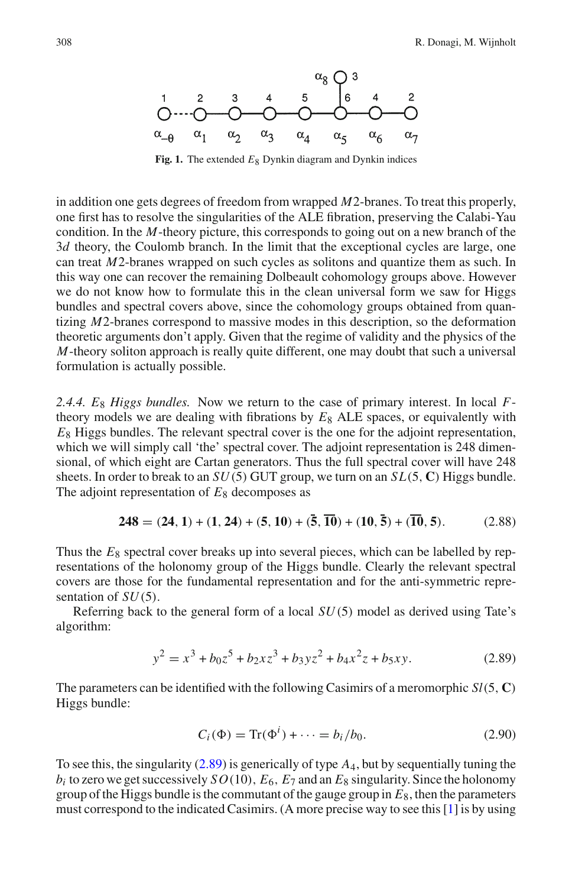**Fig. 1.** The extended $E_8$ Dynkin diagram and Dynkin indices

in addition one gets degrees of freedom from wrapped $M2$-branes. To treat this properly, one first has to resolve the singularities of the ALE fibration, preserving the Calabi-Yau condition. In the $M$-theory picture, this corresponds to going out on a new branch of the $3d$ theory, the Coulomb branch. In the limit that the exceptional cycles are large, one can treat $M2$-branes wrapped on such cycles as solitons and quantize them as such. In this way one can recover the remaining Dolbeault cohomology groups above. However we do not know how to formulate this in the clean universal form we saw for Higgs bundles and spectral covers above, since the cohomology groups obtained from quantizing $M2$-branes correspond to massive modes in this description, so the deformation theoretic arguments don't apply. Given that the regime of validity and the physics of the $M$-theory soliton approach is really quite different, one may doubt that such a universal formulation is actually possible.

*2.4.4. $E_8$ Higgs bundles.* Now we return to the case of primary interest. In local $F$-theory models we are dealing with fibrations by $E_8$ ALE spaces, or equivalently with $E_8$ Higgs bundles. The relevant spectral cover is the one for the adjoint representation, which we will simply call 'the' spectral cover. The adjoint representation is 248 dimensional, of which eight are Cartan generators. Thus the full spectral cover will have 248 sheets. In order to break to an $SU(5)$ GUT group, we turn on an $SL(5,\mathbf{C})$ Higgs bundle. The adjoint representation of $E_8$ decomposes as

$$\mathbf{248} = (\mathbf{24},\mathbf{1}) + (\mathbf{1},\mathbf{24}) + (\mathbf{5},\mathbf{10}) + (\bar{\mathbf{5}},\overline{\mathbf{10}}) + (\mathbf{10},\bar{\mathbf{5}}) + (\overline{\mathbf{10}},\mathbf{5}). \tag{2.88}$$

Thus the $E_8$ spectral cover breaks up into several pieces, which can be labelled by representations of the holonomy group of the Higgs bundle. Clearly the relevant spectral covers are those for the fundamental representation and for the anti-symmetric representation of $SU(5)$.

Referring back to the general form of a local $SU(5)$ model as derived using Tate's algorithm:

$$y^2 = x^3 + b_0 z^5 + b_2 x z^3 + b_3 y z^2 + b_4 x^2 z + b_5 x y. \tag{2.89}$$

The parameters can be identified with the following Casimirs of a meromorphic $Sl(5,\mathbf{C})$ Higgs bundle:

$$C_i(\Phi) = \mathrm{Tr}(\Phi^i) + \cdots = b_i/b_0. \tag{2.90}$$

To see this, the singularity (2.89) is generically of type $A_4$, but by sequentially tuning the $b_i$ to zero we get successively $SO(10)$, $E_6$, $E_7$ and an $E_8$ singularity. Since the holonomy group of the Higgs bundle is the commutant of the gauge group in $E_8$, then the parameters must correspond to the indicated Casimirs. (A more precise way to see this [1] is by using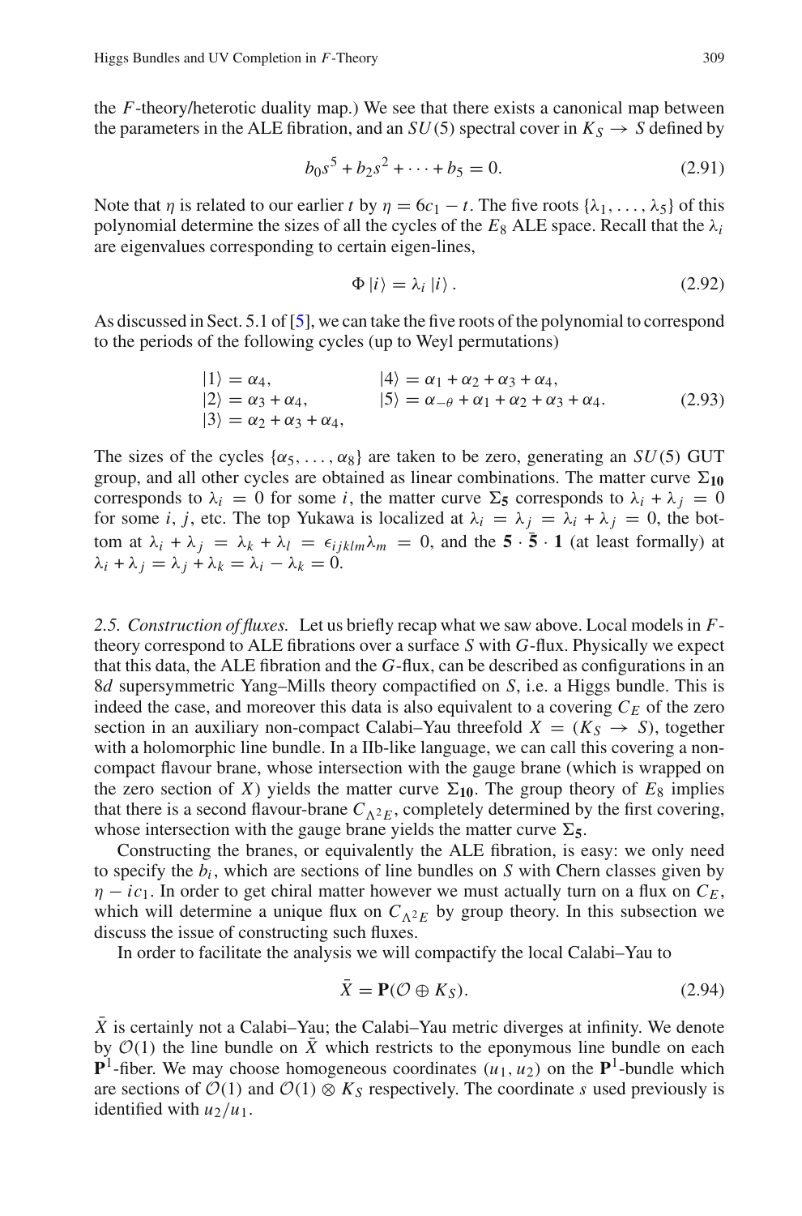the $F$-theory/heterotic duality map.) We see that there exists a canonical map between the parameters in the ALE fibration, and an $SU(5)$ spectral cover in $K_S \to S$ defined by

$$b_0 s^5 + b_2 s^2 + \cdots + b_5 = 0. \tag{2.91}$$

Note that $\eta$ is related to our earlier $t$ by $\eta = 6c_1 - t$. The five roots $\{\lambda_1, \ldots, \lambda_5\}$ of this polynomial determine the sizes of all the cycles of the $E_8$ ALE space. Recall that the $\lambda_i$ are eigenvalues corresponding to certain eigen-lines,

$$\Phi \, |i\rangle = \lambda_i \, |i\rangle \, . \tag{2.92}$$

As discussed in Sect. 5.1 of [5], we can take the five roots of the polynomial to correspond to the periods of the following cycles (up to Weyl permutations)

$$\begin{aligned} |1\rangle &= \alpha_4, & |4\rangle &= \alpha_1 + \alpha_2 + \alpha_3 + \alpha_4, \\ |2\rangle &= \alpha_3 + \alpha_4, & |5\rangle &= \alpha_{-\theta} + \alpha_1 + \alpha_2 + \alpha_3 + \alpha_4. \\ |3\rangle &= \alpha_2 + \alpha_3 + \alpha_4, \end{aligned} \tag{2.93}$$

The sizes of the cycles $\{\alpha_5, \ldots, \alpha_8\}$ are taken to be zero, generating an $SU(5)$ GUT group, and all other cycles are obtained as linear combinations. The matter curve $\Sigma_{\mathbf{10}}$ corresponds to $\lambda_i = 0$ for some $i$, the matter curve $\Sigma_{\mathbf{5}}$ corresponds to $\lambda_i + \lambda_j = 0$ for some $i, j$, etc. The top Yukawa is localized at $\lambda_i = \lambda_j = \lambda_i + \lambda_j = 0$, the bottom at $\lambda_i + \lambda_j = \lambda_k + \lambda_l = \epsilon_{ijklm}\lambda_m = 0$, and the $\mathbf{5} \cdot \bar{\mathbf{5}} \cdot \mathbf{1}$ (at least formally) at $\lambda_i + \lambda_j = \lambda_j + \lambda_k = \lambda_i - \lambda_k = 0$.

*2.5. Construction of fluxes.* Let us briefly recap what we saw above. Local models in $F$-theory correspond to ALE fibrations over a surface $S$ with $G$-flux. Physically we expect that this data, the ALE fibration and the $G$-flux, can be described as configurations in an $8d$ supersymmetric Yang–Mills theory compactified on $S$, i.e. a Higgs bundle. This is indeed the case, and moreover this data is also equivalent to a covering $C_E$ of the zero section in an auxiliary non-compact Calabi–Yau threefold $X = (K_S \to S)$, together with a holomorphic line bundle. In a IIb-like language, we can call this covering a non-compact flavour brane, whose intersection with the gauge brane (which is wrapped on the zero section of $X$) yields the matter curve $\Sigma_{\mathbf{10}}$. The group theory of $E_8$ implies that there is a second flavour-brane $C_{\Lambda^2 E}$, completely determined by the first covering, whose intersection with the gauge brane yields the matter curve $\Sigma_{\mathbf{5}}$.

Constructing the branes, or equivalently the ALE fibration, is easy: we only need to specify the $b_i$, which are sections of line bundles on $S$ with Chern classes given by $\eta - ic_1$. In order to get chiral matter however we must actually turn on a flux on $C_E$, which will determine a unique flux on $C_{\Lambda^2 E}$ by group theory. In this subsection we discuss the issue of constructing such fluxes.

In order to facilitate the analysis we will compactify the local Calabi–Yau to

$$\bar{X} = \mathbf{P}(\mathcal{O} \oplus K_S). \tag{2.94}$$

$\bar{X}$ is certainly not a Calabi–Yau; the Calabi–Yau metric diverges at infinity. We denote by $\mathcal{O}(1)$ the line bundle on $\bar{X}$ which restricts to the eponymous line bundle on each $\mathbf{P}^1$-fiber. We may choose homogeneous coordinates $(u_1, u_2)$ on the $\mathbf{P}^1$-bundle which are sections of $\mathcal{O}(1)$ and $\mathcal{O}(1) \otimes K_S$ respectively. The coordinate $s$ used previously is identified with $u_2/u_1$.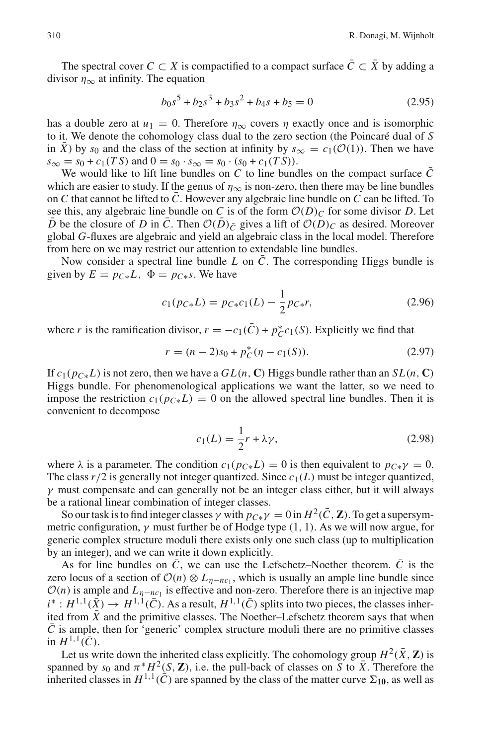The spectral cover $C \subset X$ is compactified to a compact surface $\bar{C} \subset \bar{X}$ by adding a divisor $\eta_\infty$ at infinity. The equation

$$b_0 s^5 + b_2 s^3 + b_3 s^2 + b_4 s + b_5 = 0 \tag{2.95}$$

has a double zero at $u_1 = 0$. Therefore $\eta_\infty$ covers $\eta$ exactly once and is isomorphic to it. We denote the cohomology class dual to the zero section (the Poincaré dual of $S$ in $\bar{X}$) by $s_0$ and the class of the section at infinity by $s_\infty = c_1(\mathcal{O}(1))$. Then we have $s_\infty = s_0 + c_1(TS)$ and $0 = s_0 \cdot s_\infty = s_0 \cdot (s_0 + c_1(TS))$.

We would like to lift line bundles on $C$ to line bundles on the compact surface $\bar{C}$ which are easier to study. If the genus of $\eta_\infty$ is non-zero, then there may be line bundles on $C$ that cannot be lifted to $\bar{C}$. However any algebraic line bundle on $C$ can be lifted. To see this, any algebraic line bundle on $C$ is of the form $\mathcal{O}(D)_C$ for some divisor $D$. Let $\bar{D}$ be the closure of $D$ in $\bar{C}$. Then $\mathcal{O}(\bar{D})_{\bar{C}}$ gives a lift of $\mathcal{O}(D)_C$ as desired. Moreover global $G$-fluxes are algebraic and yield an algebraic class in the local model. Therefore from here on we may restrict our attention to extendable line bundles.

Now consider a spectral line bundle $L$ on $\bar{C}$. The corresponding Higgs bundle is given by $E = p_{C*}L,\ \Phi = p_{C*}s$. We have

$$c_1(p_{C*}L) = p_{C*}c_1(L) - \frac{1}{2}p_{C*}r, \tag{2.96}$$

where $r$ is the ramification divisor, $r = -c_1(\bar{C}) + p_C^* c_1(S)$. Explicitly we find that

$$r = (n-2)s_0 + p_C^*(\eta - c_1(S)). \tag{2.97}$$

If $c_1(p_{C*}L)$ is not zero, then we have a $GL(n, \mathbf{C})$ Higgs bundle rather than an $SL(n, \mathbf{C})$ Higgs bundle. For phenomenological applications we want the latter, so we need to impose the restriction $c_1(p_{C*}L) = 0$ on the allowed spectral line bundles. Then it is convenient to decompose

$$c_1(L) = \frac{1}{2}r + \lambda\gamma, \tag{2.98}$$

where $\lambda$ is a parameter. The condition $c_1(p_{C*}L) = 0$ is then equivalent to $p_{C*}\gamma = 0$. The class $r/2$ is generally not integer quantized. Since $c_1(L)$ must be integer quantized, $\gamma$ must compensate and can generally not be an integer class either, but it will always be a rational linear combination of integer classes.

So our task is to find integer classes $\gamma$ with $p_{C*}\gamma = 0$ in $H^2(\bar{C}, \mathbf{Z})$. To get a supersymmetric configuration, $\gamma$ must further be of Hodge type $(1, 1)$. As we will now argue, for generic complex structure moduli there exists only one such class (up to multiplication by an integer), and we can write it down explicitly.

As for line bundles on $\bar{C}$, we can use the Lefschetz–Noether theorem. $\bar{C}$ is the zero locus of a section of $\mathcal{O}(n) \otimes L_{\eta - nc_1}$, which is usually an ample line bundle since $\mathcal{O}(n)$ is ample and $L_{\eta - nc_1}$ is effective and non-zero. Therefore there is an injective map $i^* : H^{1,1}(\bar{X}) \to H^{1,1}(\bar{C})$. As a result, $H^{1,1}(\bar{C})$ splits into two pieces, the classes inherited from $\bar{X}$ and the primitive classes. The Noether–Lefschetz theorem says that when $\bar{C}$ is ample, then for 'generic' complex structure moduli there are no primitive classes in $H^{1,1}(\bar{C})$.

Let us write down the inherited class explicitly. The cohomology group $H^2(\bar{X}, \mathbf{Z})$ is spanned by $s_0$ and $\pi^* H^2(S, \mathbf{Z})$, i.e. the pull-back of classes on $S$ to $\bar{X}$. Therefore the inherited classes in $H^{1,1}(\bar{C})$ are spanned by the class of the matter curve $\Sigma_{\mathbf{10}}$, as well as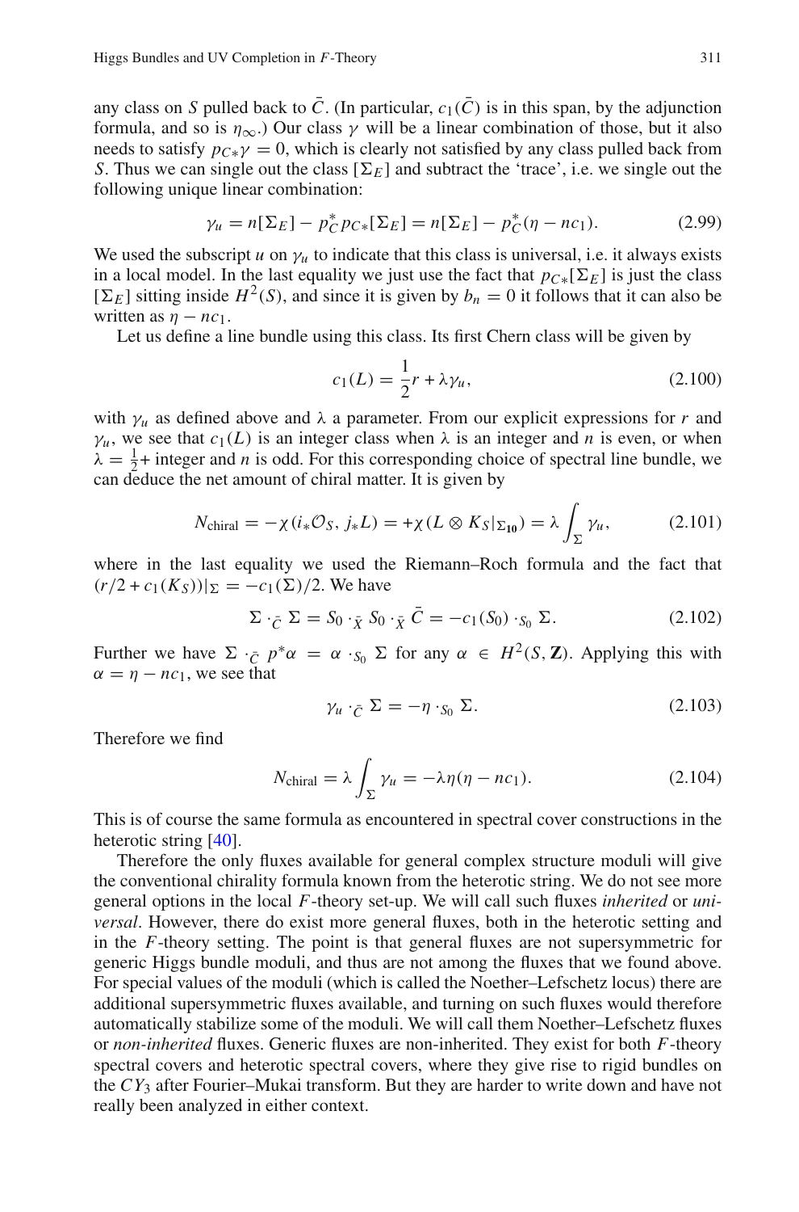any class on $S$ pulled back to $\bar{C}$. (In particular, $c_1(\bar{C})$ is in this span, by the adjunction formula, and so is $\eta_\infty$.) Our class $\gamma$ will be a linear combination of those, but it also needs to satisfy $p_{C*}\gamma = 0$, which is clearly not satisfied by any class pulled back from $S$. Thus we can single out the class $[\Sigma_E]$ and subtract the 'trace', i.e. we single out the following unique linear combination:

$$\gamma_u = n[\Sigma_E] - p_C^* p_{C*}[\Sigma_E] = n[\Sigma_E] - p_C^*(\eta - nc_1). \tag{2.99}$$

We used the subscript $u$ on $\gamma_u$ to indicate that this class is universal, i.e. it always exists in a local model. In the last equality we just use the fact that $p_{C*}[\Sigma_E]$ is just the class $[\Sigma_E]$ sitting inside $H^2(S)$, and since it is given by $b_n = 0$ it follows that it can also be written as $\eta - nc_1$.

Let us define a line bundle using this class. Its first Chern class will be given by

$$c_1(L) = \frac{1}{2}r + \lambda\gamma_u, \tag{2.100}$$

with $\gamma_u$ as defined above and $\lambda$ a parameter. From our explicit expressions for $r$ and $\gamma_u$, we see that $c_1(L)$ is an integer class when $\lambda$ is an integer and $n$ is even, or when $\lambda = \frac{1}{2}+$ integer and $n$ is odd. For this corresponding choice of spectral line bundle, we can deduce the net amount of chiral matter. It is given by

$$N_{\text{chiral}} = -\chi(i_*\mathcal{O}_S, j_*L) = +\chi(L \otimes K_S|_{\Sigma_{\mathbf{10}}}) = \lambda \int_\Sigma \gamma_u, \tag{2.101}$$

where in the last equality we used the Riemann–Roch formula and the fact that $(r/2 + c_1(K_S))|_\Sigma = -c_1(\Sigma)/2$. We have

$$\Sigma \cdot_{\bar{C}} \Sigma = S_0 \cdot_{\bar{X}} S_0 \cdot_{\bar{X}} \bar{C} = -c_1(S_0) \cdot_{S_0} \Sigma. \tag{2.102}$$

Further we have $\Sigma \cdot_{\bar{C}} p^*\alpha = \alpha \cdot_{S_0} \Sigma$ for any $\alpha \in H^2(S, \mathbf{Z})$. Applying this with $\alpha = \eta - nc_1$, we see that

$$\gamma_u \cdot_{\bar{C}} \Sigma = -\eta \cdot_{S_0} \Sigma. \tag{2.103}$$

Therefore we find

$$N_{\text{chiral}} = \lambda \int_\Sigma \gamma_u = -\lambda\eta(\eta - nc_1). \tag{2.104}$$

This is of course the same formula as encountered in spectral cover constructions in the heterotic string [40].

Therefore the only fluxes available for general complex structure moduli will give the conventional chirality formula known from the heterotic string. We do not see more general options in the local $F$-theory set-up. We will call such fluxes *inherited* or *universal*. However, there do exist more general fluxes, both in the heterotic setting and in the $F$-theory setting. The point is that general fluxes are not supersymmetric for generic Higgs bundle moduli, and thus are not among the fluxes that we found above. For special values of the moduli (which is called the Noether–Lefschetz locus) there are additional supersymmetric fluxes available, and turning on such fluxes would therefore automatically stabilize some of the moduli. We will call them Noether–Lefschetz fluxes or *non-inherited* fluxes. Generic fluxes are non-inherited. They exist for both $F$-theory spectral covers and heterotic spectral covers, where they give rise to rigid bundles on the $CY_3$ after Fourier–Mukai transform. But they are harder to write down and have not really been analyzed in either context.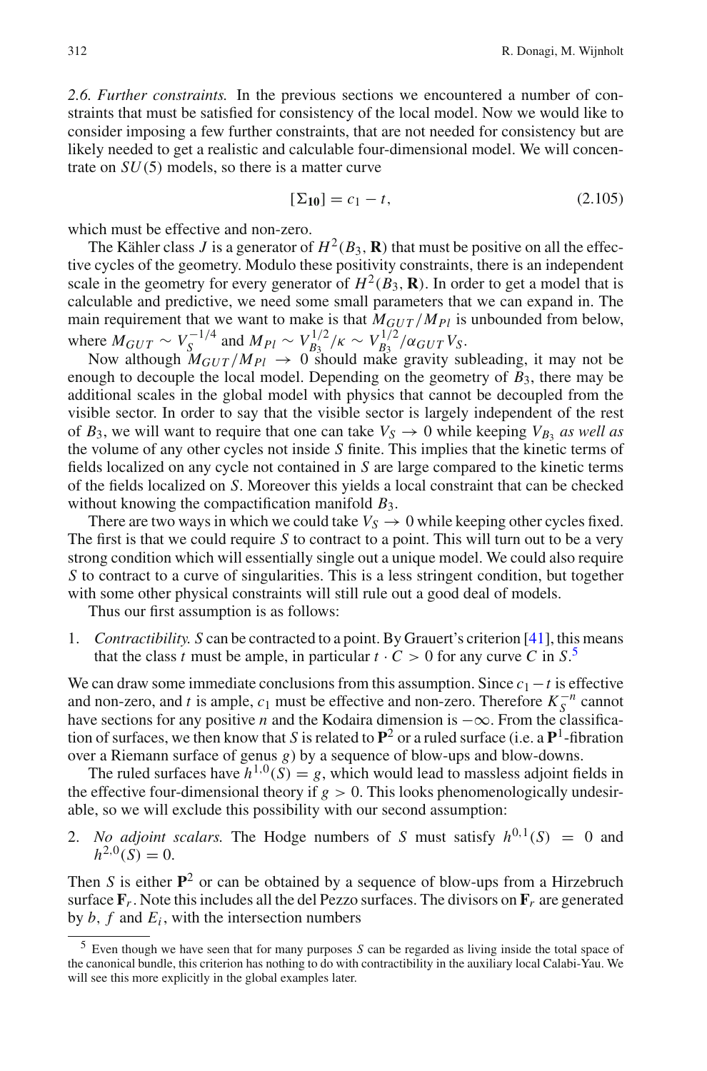*2.6. Further constraints.* In the previous sections we encountered a number of constraints that must be satisfied for consistency of the local model. Now we would like to consider imposing a few further constraints, that are not needed for consistency but are likely needed to get a realistic and calculable four-dimensional model. We will concentrate on $SU(5)$ models, so there is a matter curve

$$[\Sigma_{\mathbf{10}}] = c_1 - t, \tag{2.105}$$

which must be effective and non-zero.

The Kähler class $J$ is a generator of $H^2(B_3, \mathbf{R})$ that must be positive on all the effective cycles of the geometry. Modulo these positivity constraints, there is an independent scale in the geometry for every generator of $H^2(B_3, \mathbf{R})$. In order to get a model that is calculable and predictive, we need some small parameters that we can expand in. The main requirement that we want to make is that $M_{GUT}/M_{Pl}$ is unbounded from below, where $M_{GUT} \sim V_S^{-1/4}$ and $M_{Pl} \sim V_{B_3}^{1/2}/\kappa \sim V_{B_3}^{1/2}/\alpha_{GUT} V_S$.

Now although $M_{GUT}/M_{Pl} \to 0$ should make gravity subleading, it may not be enough to decouple the local model. Depending on the geometry of $B_3$, there may be additional scales in the global model with physics that cannot be decoupled from the visible sector. In order to say that the visible sector is largely independent of the rest of $B_3$, we will want to require that one can take $V_S \to 0$ while keeping $V_{B_3}$ *as well as* the volume of any other cycles not inside $S$ finite. This implies that the kinetic terms of fields localized on any cycle not contained in $S$ are large compared to the kinetic terms of the fields localized on $S$. Moreover this yields a local constraint that can be checked without knowing the compactification manifold $B_3$.

There are two ways in which we could take $V_S \to 0$ while keeping other cycles fixed. The first is that we could require $S$ to contract to a point. This will turn out to be a very strong condition which will essentially single out a unique model. We could also require $S$ to contract to a curve of singularities. This is a less stringent condition, but together with some other physical constraints will still rule out a good deal of models.

Thus our first assumption is as follows:

1. *Contractibility.* $S$ can be contracted to a point. By Grauert's criterion [41], this means that the class $t$ must be ample, in particular $t \cdot C > 0$ for any curve $C$ in $S$.[5]

We can draw some immediate conclusions from this assumption. Since $c_1 - t$ is effective and non-zero, and $t$ is ample, $c_1$ must be effective and non-zero. Therefore $K_S^{-n}$ cannot have sections for any positive $n$ and the Kodaira dimension is $-\infty$. From the classification of surfaces, we then know that $S$ is related to $\mathbf{P}^2$ or a ruled surface (i.e. a $\mathbf{P}^1$-fibration over a Riemann surface of genus $g$) by a sequence of blow-ups and blow-downs.

The ruled surfaces have $h^{1,0}(S) = g$, which would lead to massless adjoint fields in the effective four-dimensional theory if $g > 0$. This looks phenomenologically undesirable, so we will exclude this possibility with our second assumption:

2. *No adjoint scalars.* The Hodge numbers of $S$ must satisfy $h^{0,1}(S) = 0$ and $h^{2,0}(S) = 0$.

Then $S$ is either $\mathbf{P}^2$ or can be obtained by a sequence of blow-ups from a Hirzebruch surface $\mathbf{F}_r$. Note this includes all the del Pezzo surfaces. The divisors on $\mathbf{F}_r$ are generated by $b$, $f$ and $E_i$, with the intersection numbers

[5] Even though we have seen that for many purposes $S$ can be regarded as living inside the total space of the canonical bundle, this criterion has nothing to do with contractibility in the auxiliary local Calabi-Yau. We will see this more explicitly in the global examples later.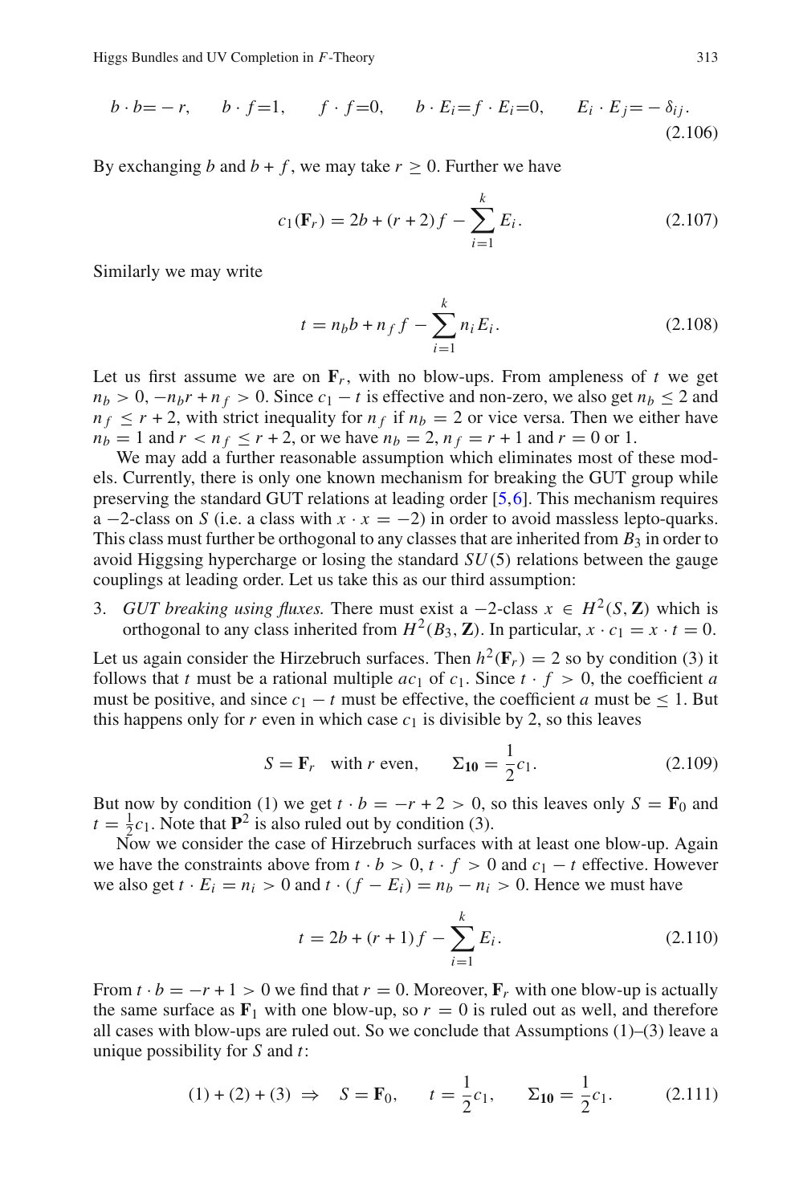$$b \cdot b = -r, \qquad b \cdot f = 1, \qquad f \cdot f = 0, \qquad b \cdot E_i = f \cdot E_i = 0, \qquad E_i \cdot E_j = -\delta_{ij}. \tag{2.106}$$

By exchanging $b$ and $b + f$, we may take $r \geq 0$. Further we have

$$c_1(\mathbf{F}_r) = 2b + (r+2)f - \sum_{i=1}^{k} E_i. \tag{2.107}$$

Similarly we may write

$$t = n_b b + n_f f - \sum_{i=1}^{k} n_i E_i. \tag{2.108}$$

Let us first assume we are on $\mathbf{F}_r$, with no blow-ups. From ampleness of $t$ we get $n_b > 0$, $-n_b r + n_f > 0$. Since $c_1 - t$ is effective and non-zero, we also get $n_b \leq 2$ and $n_f \leq r + 2$, with strict inequality for $n_f$ if $n_b = 2$ or vice versa. Then we either have $n_b = 1$ and $r < n_f \leq r + 2$, or we have $n_b = 2$, $n_f = r + 1$ and $r = 0$ or 1.

We may add a further reasonable assumption which eliminates most of these models. Currently, there is only one known mechanism for breaking the GUT group while preserving the standard GUT relations at leading order [5,6]. This mechanism requires a $-2$-class on $S$ (i.e. a class with $x \cdot x = -2$) in order to avoid massless lepto-quarks. This class must further be orthogonal to any classes that are inherited from $B_3$ in order to avoid Higgsing hypercharge or losing the standard $SU(5)$ relations between the gauge couplings at leading order. Let us take this as our third assumption:

3. *GUT breaking using fluxes.* There must exist a $-2$-class $x \in H^2(S, \mathbf{Z})$ which is orthogonal to any class inherited from $H^2(B_3, \mathbf{Z})$. In particular, $x \cdot c_1 = x \cdot t = 0$.

Let us again consider the Hirzebruch surfaces. Then $h^2(\mathbf{F}_r) = 2$ so by condition (3) it follows that $t$ must be a rational multiple $ac_1$ of $c_1$. Since $t \cdot f > 0$, the coefficient $a$ must be positive, and since $c_1 - t$ must be effective, the coefficient $a$ must be $\leq 1$. But this happens only for $r$ even in which case $c_1$ is divisible by 2, so this leaves

$$S = \mathbf{F}_r \quad \text{with } r \text{ even}, \qquad \Sigma_{\mathbf{10}} = \frac{1}{2}c_1. \tag{2.109}$$

But now by condition (1) we get $t \cdot b = -r + 2 > 0$, so this leaves only $S = \mathbf{F}_0$ and $t = \frac{1}{2}c_1$. Note that $\mathbf{P}^2$ is also ruled out by condition (3).

Now we consider the case of Hirzebruch surfaces with at least one blow-up. Again we have the constraints above from $t \cdot b > 0$, $t \cdot f > 0$ and $c_1 - t$ effective. However we also get $t \cdot E_i = n_i > 0$ and $t \cdot (f - E_i) = n_b - n_i > 0$. Hence we must have

$$t = 2b + (r+1)f - \sum_{i=1}^{k} E_i. \tag{2.110}$$

From $t \cdot b = -r + 1 > 0$ we find that $r = 0$. Moreover, $\mathbf{F}_r$ with one blow-up is actually the same surface as $\mathbf{F}_1$ with one blow-up, so $r = 0$ is ruled out as well, and therefore all cases with blow-ups are ruled out. So we conclude that Assumptions (1)–(3) leave a unique possibility for $S$ and $t$:

$$(1) + (2) + (3) \;\Rightarrow\; S = \mathbf{F}_0, \qquad t = \frac{1}{2}c_1, \qquad \Sigma_{\mathbf{10}} = \frac{1}{2}c_1. \tag{2.111}$$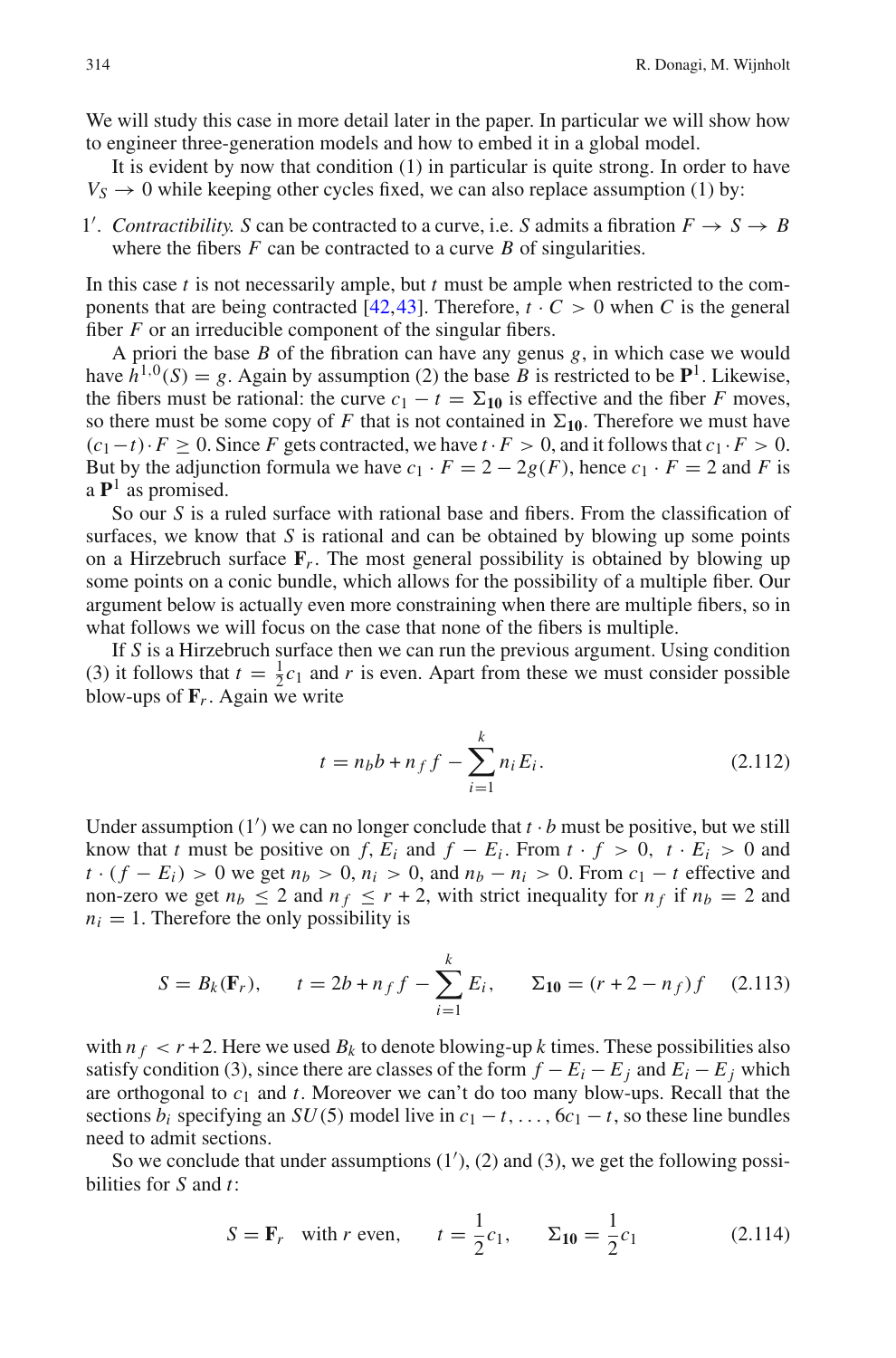We will study this case in more detail later in the paper. In particular we will show how to engineer three-generation models and how to embed it in a global model.

It is evident by now that condition (1) in particular is quite strong. In order to have $V_S \to 0$ while keeping other cycles fixed, we can also replace assumption (1) by:

1′. *Contractibility.* $S$ can be contracted to a curve, i.e. $S$ admits a fibration $F \to S \to B$ where the fibers $F$ can be contracted to a curve $B$ of singularities.

In this case $t$ is not necessarily ample, but $t$ must be ample when restricted to the components that are being contracted [42,43]. Therefore, $t \cdot C > 0$ when $C$ is the general fiber $F$ or an irreducible component of the singular fibers.

A priori the base $B$ of the fibration can have any genus $g$, in which case we would have $h^{1,0}(S) = g$. Again by assumption (2) the base $B$ is restricted to be $\mathbf{P}^1$. Likewise, the fibers must be rational: the curve $c_1 - t = \Sigma_{\mathbf{10}}$ is effective and the fiber $F$ moves, so there must be some copy of $F$ that is not contained in $\Sigma_{\mathbf{10}}$. Therefore we must have $(c_1 - t) \cdot F \geq 0$. Since $F$ gets contracted, we have $t \cdot F > 0$, and it follows that $c_1 \cdot F > 0$. But by the adjunction formula we have $c_1 \cdot F = 2 - 2g(F)$, hence $c_1 \cdot F = 2$ and $F$ is a $\mathbf{P}^1$ as promised.

So our $S$ is a ruled surface with rational base and fibers. From the classification of surfaces, we know that $S$ is rational and can be obtained by blowing up some points on a Hirzebruch surface $\mathbf{F}_r$. The most general possibility is obtained by blowing up some points on a conic bundle, which allows for the possibility of a multiple fiber. Our argument below is actually even more constraining when there are multiple fibers, so in what follows we will focus on the case that none of the fibers is multiple.

If $S$ is a Hirzebruch surface then we can run the previous argument. Using condition (3) it follows that $t = \frac{1}{2}c_1$ and $r$ is even. Apart from these we must consider possible blow-ups of $\mathbf{F}_r$. Again we write

$$t = n_b b + n_f f - \sum_{i=1}^{k} n_i E_i. \tag{2.112}$$

Under assumption (1′) we can no longer conclude that $t \cdot b$ must be positive, but we still know that $t$ must be positive on $f$, $E_i$ and $f - E_i$. From $t \cdot f > 0$, $t \cdot E_i > 0$ and $t \cdot (f - E_i) > 0$ we get $n_b > 0$, $n_i > 0$, and $n_b - n_i > 0$. From $c_1 - t$ effective and non-zero we get $n_b \leq 2$ and $n_f \leq r + 2$, with strict inequality for $n_f$ if $n_b = 2$ and $n_i = 1$. Therefore the only possibility is

$$S = B_k(\mathbf{F}_r), \qquad t = 2b + n_f f - \sum_{i=1}^{k} E_i, \qquad \Sigma_{\mathbf{10}} = (r + 2 - n_f) f \tag{2.113}$$

with $n_f < r + 2$. Here we used $B_k$ to denote blowing-up $k$ times. These possibilities also satisfy condition (3), since there are classes of the form $f - E_i - E_j$ and $E_i - E_j$ which are orthogonal to $c_1$ and $t$. Moreover we can't do too many blow-ups. Recall that the sections $b_i$ specifying an $SU(5)$ model live in $c_1 - t, \ldots, 6c_1 - t$, so these line bundles need to admit sections.

So we conclude that under assumptions (1′), (2) and (3), we get the following possibilities for $S$ and $t$:

$$S = \mathbf{F}_r \quad \text{with } r \text{ even}, \qquad t = \frac{1}{2}c_1, \qquad \Sigma_{\mathbf{10}} = \frac{1}{2}c_1 \tag{2.114}$$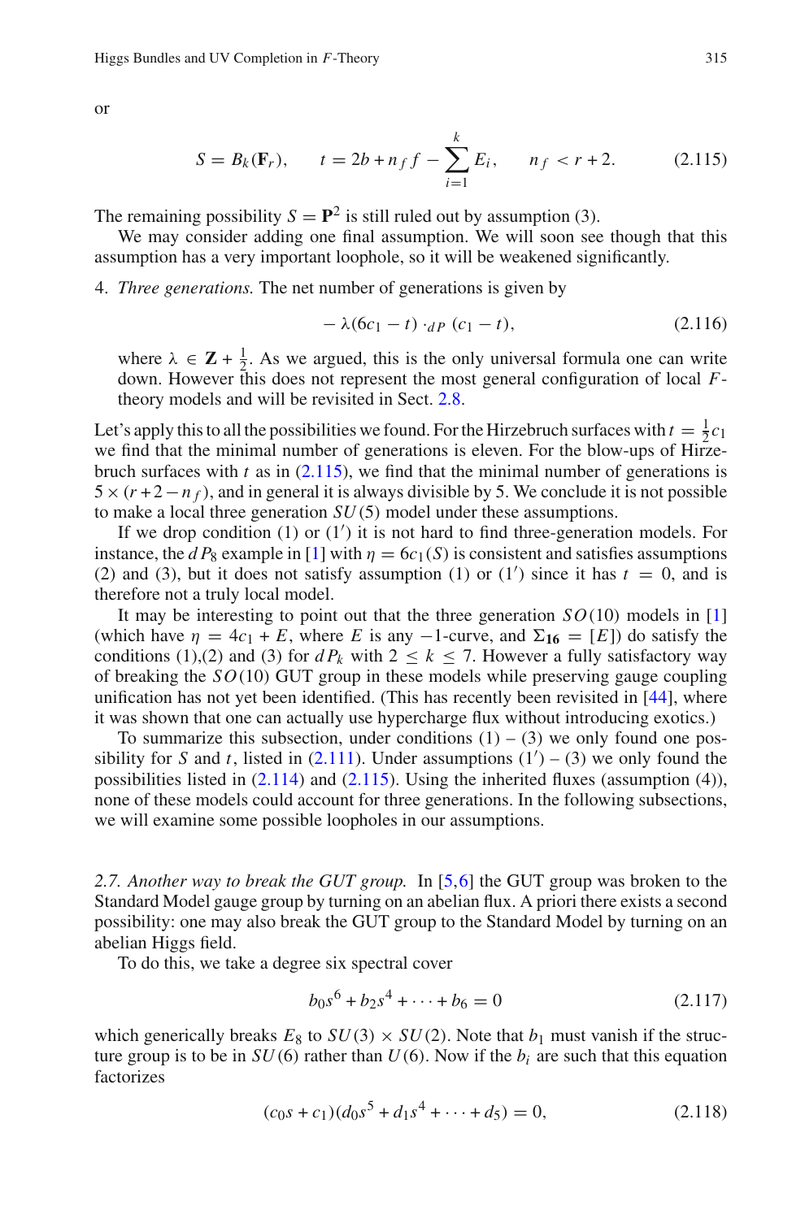or

$$S = B_k(\mathbf{F}_r), \qquad t = 2b + n_f f - \sum_{i=1}^{k} E_i, \qquad n_f < r + 2. \tag{2.115}$$

The remaining possibility $S = \mathbf{P}^2$ is still ruled out by assumption (3).

We may consider adding one final assumption. We will soon see though that this assumption has a very important loophole, so it will be weakened significantly.

4. *Three generations.* The net number of generations is given by

$$-\lambda(6c_1 - t) \cdot_{dP} (c_1 - t), \tag{2.116}$$

   where $\lambda \in \mathbf{Z} + \frac{1}{2}$. As we argued, this is the only universal formula one can write down. However this does not represent the most general configuration of local $F$-theory models and will be revisited in Sect. 2.8.

Let's apply this to all the possibilities we found. For the Hirzebruch surfaces with $t = \frac{1}{2}c_1$ we find that the minimal number of generations is eleven. For the blow-ups of Hirzebruch surfaces with $t$ as in (2.115), we find that the minimal number of generations is $5 \times (r + 2 - n_f)$, and in general it is always divisible by 5. We conclude it is not possible to make a local three generation $SU(5)$ model under these assumptions.

If we drop condition (1) or (1′) it is not hard to find three-generation models. For instance, the $dP_8$ example in [1] with $\eta = 6c_1(S)$ is consistent and satisfies assumptions (2) and (3), but it does not satisfy assumption (1) or (1′) since it has $t = 0$, and is therefore not a truly local model.

It may be interesting to point out that the three generation $SO(10)$ models in [1] (which have $\eta = 4c_1 + E$, where $E$ is any $-1$-curve, and $\Sigma_{\mathbf{16}} = [E]$) do satisfy the conditions (1),(2) and (3) for $dP_k$ with $2 \leq k \leq 7$. However a fully satisfactory way of breaking the $SO(10)$ GUT group in these models while preserving gauge coupling unification has not yet been identified. (This has recently been revisited in [44], where it was shown that one can actually use hypercharge flux without introducing exotics.)

To summarize this subsection, under conditions (1) – (3) we only found one possibility for $S$ and $t$, listed in (2.111). Under assumptions (1′) – (3) we only found the possibilities listed in (2.114) and (2.115). Using the inherited fluxes (assumption (4)), none of these models could account for three generations. In the following subsections, we will examine some possible loopholes in our assumptions.

*2.7. Another way to break the GUT group.* In [5,6] the GUT group was broken to the Standard Model gauge group by turning on an abelian flux. A priori there exists a second possibility: one may also break the GUT group to the Standard Model by turning on an abelian Higgs field.

To do this, we take a degree six spectral cover

$$b_0 s^6 + b_2 s^4 + \cdots + b_6 = 0 \tag{2.117}$$

which generically breaks $E_8$ to $SU(3) \times SU(2)$. Note that $b_1$ must vanish if the structure group is to be in $SU(6)$ rather than $U(6)$. Now if the $b_i$ are such that this equation factorizes

$$(c_0 s + c_1)(d_0 s^5 + d_1 s^4 + \cdots + d_5) = 0, \tag{2.118}$$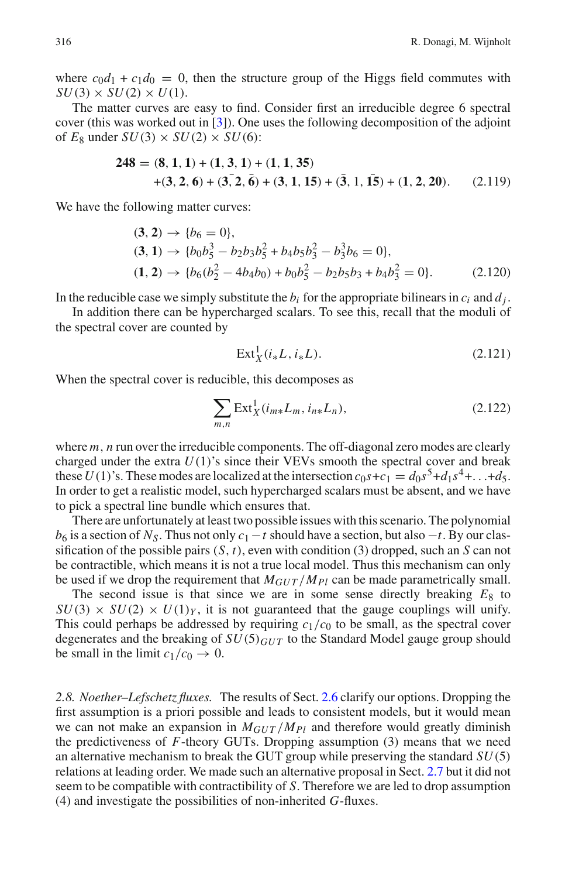where $c_0 d_1 + c_1 d_0 = 0$, then the structure group of the Higgs field commutes with $SU(3) \times SU(2) \times U(1)$.

The matter curves are easy to find. Consider first an irreducible degree 6 spectral cover (this was worked out in [3]). One uses the following decomposition of the adjoint of $E_8$ under $SU(3) \times SU(2) \times SU(6)$:

$$\begin{aligned}\mathbf{248} &= (\mathbf{8}, \mathbf{1}, \mathbf{1}) + (\mathbf{1}, \mathbf{3}, \mathbf{1}) + (\mathbf{1}, \mathbf{1}, \mathbf{35}) \\ &\quad + (\mathbf{3}, \mathbf{2}, \mathbf{6}) + (\bar{\mathbf{3}}, \mathbf{2}, \bar{\mathbf{6}}) + (\mathbf{3}, \mathbf{1}, \mathbf{15}) + (\bar{\mathbf{3}}, 1, \overline{\mathbf{15}}) + (\mathbf{1}, \mathbf{2}, \mathbf{20}).\end{aligned} \tag{2.119}$$

We have the following matter curves:

$$\begin{aligned}(\mathbf{3}, \mathbf{2}) &\rightarrow \{b_6 = 0\}, \\ (\mathbf{3}, \mathbf{1}) &\rightarrow \{b_0 b_5^3 - b_2 b_3 b_5^2 + b_4 b_5 b_3^2 - b_3^3 b_6 = 0\}, \\ (\mathbf{1}, \mathbf{2}) &\rightarrow \{b_6(b_2^2 - 4 b_4 b_0) + b_0 b_5^2 - b_2 b_5 b_3 + b_4 b_3^2 = 0\}.\end{aligned} \tag{2.120}$$

In the reducible case we simply substitute the $b_i$ for the appropriate bilinears in $c_i$ and $d_j$.

In addition there can be hypercharged scalars. To see this, recall that the moduli of the spectral cover are counted by

$$\mathrm{Ext}^1_X(i_* L, i_* L). \tag{2.121}$$

When the spectral cover is reducible, this decomposes as

$$\sum_{m,n} \mathrm{Ext}^1_X(i_{m*} L_m, i_{n*} L_n), \tag{2.122}$$

where $m, n$ run over the irreducible components. The off-diagonal zero modes are clearly charged under the extra $U(1)$'s since their VEVs smooth the spectral cover and break these $U(1)$'s. These modes are localized at the intersection $c_0 s + c_1 = d_0 s^5 + d_1 s^4 + \ldots + d_5$. In order to get a realistic model, such hypercharged scalars must be absent, and we have to pick a spectral line bundle which ensures that.

There are unfortunately at least two possible issues with this scenario. The polynomial $b_6$ is a section of $N_S$. Thus not only $c_1 - t$ should have a section, but also $-t$. By our classification of the possible pairs $(S, t)$, even with condition (3) dropped, such an $S$ can not be contractible, which means it is not a true local model. Thus this mechanism can only be used if we drop the requirement that $M_{GUT}/M_{Pl}$ can be made parametrically small.

The second issue is that since we are in some sense directly breaking $E_8$ to $SU(3) \times SU(2) \times U(1)_Y$, it is not guaranteed that the gauge couplings will unify. This could perhaps be addressed by requiring $c_1/c_0$ to be small, as the spectral cover degenerates and the breaking of $SU(5)_{GUT}$ to the Standard Model gauge group should be small in the limit $c_1/c_0 \rightarrow 0$.

*2.8. Noether–Lefschetz fluxes.* The results of Sect. 2.6 clarify our options. Dropping the first assumption is a priori possible and leads to consistent models, but it would mean we can not make an expansion in $M_{GUT}/M_{Pl}$ and therefore would greatly diminish the predictiveness of $F$-theory GUTs. Dropping assumption (3) means that we need an alternative mechanism to break the GUT group while preserving the standard $SU(5)$ relations at leading order. We made such an alternative proposal in Sect. 2.7 but it did not seem to be compatible with contractibility of $S$. Therefore we are led to drop assumption (4) and investigate the possibilities of non-inherited $G$-fluxes.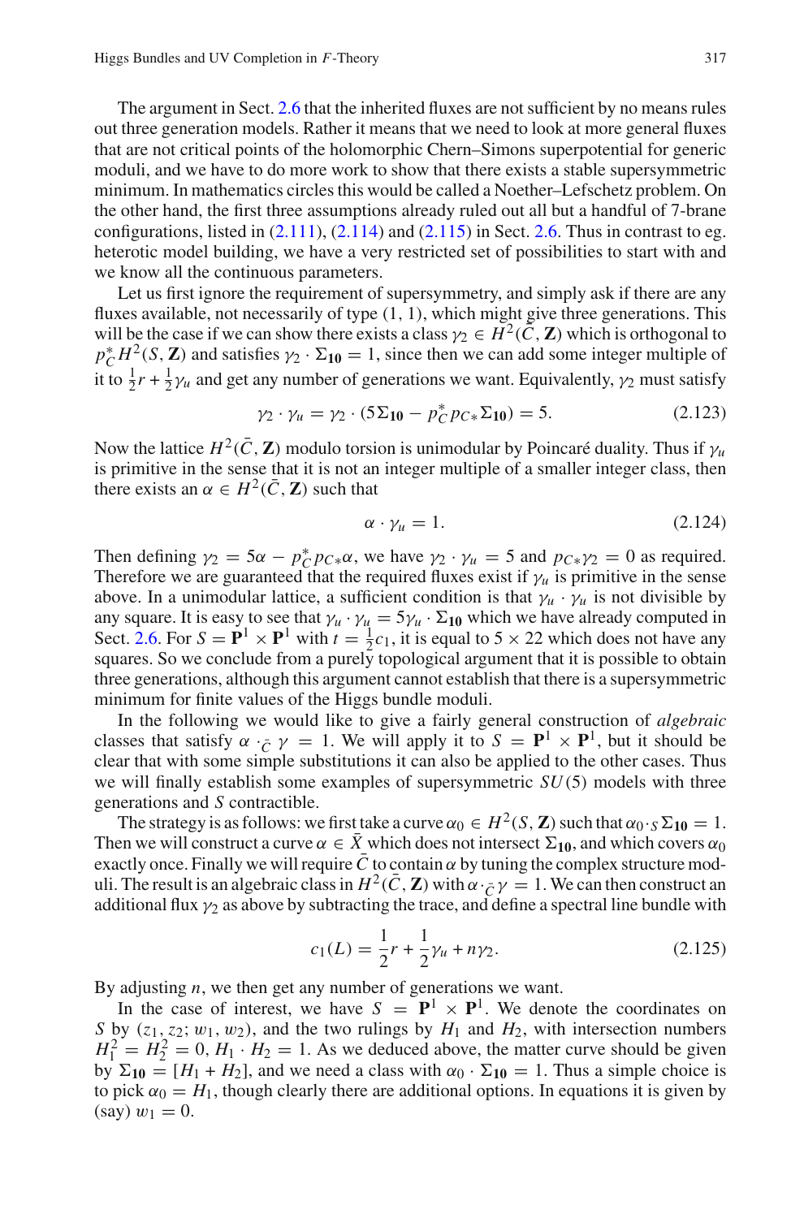The argument in Sect. 2.6 that the inherited fluxes are not sufficient by no means rules out three generation models. Rather it means that we need to look at more general fluxes that are not critical points of the holomorphic Chern–Simons superpotential for generic moduli, and we have to do more work to show that there exists a stable supersymmetric minimum. In mathematics circles this would be called a Noether–Lefschetz problem. On the other hand, the first three assumptions already ruled out all but a handful of 7-brane configurations, listed in (2.111), (2.114) and (2.115) in Sect. 2.6. Thus in contrast to eg. heterotic model building, we have a very restricted set of possibilities to start with and we know all the continuous parameters.

Let us first ignore the requirement of supersymmetry, and simply ask if there are any fluxes available, not necessarily of type (1, 1), which might give three generations. This will be the case if we can show there exists a class $\gamma_2 \in H^2(\bar{C}, \mathbf{Z})$ which is orthogonal to $p_C^* H^2(S, \mathbf{Z})$ and satisfies $\gamma_2 \cdot \Sigma_{\mathbf{10}} = 1$, since then we can add some integer multiple of it to $\frac{1}{2}r + \frac{1}{2}\gamma_u$ and get any number of generations we want. Equivalently, $\gamma_2$ must satisfy

$$\gamma_2 \cdot \gamma_u = \gamma_2 \cdot (5\Sigma_{\mathbf{10}} - p_C^* p_{C*} \Sigma_{\mathbf{10}}) = 5. \tag{2.123}$$

Now the lattice $H^2(\bar{C}, \mathbf{Z})$ modulo torsion is unimodular by Poincaré duality. Thus if $\gamma_u$ is primitive in the sense that it is not an integer multiple of a smaller integer class, then there exists an $\alpha \in H^2(\bar{C}, \mathbf{Z})$ such that

$$\alpha \cdot \gamma_u = 1. \tag{2.124}$$

Then defining $\gamma_2 = 5\alpha - p_C^* p_{C*}\alpha$, we have $\gamma_2 \cdot \gamma_u = 5$ and $p_{C*}\gamma_2 = 0$ as required. Therefore we are guaranteed that the required fluxes exist if $\gamma_u$ is primitive in the sense above. In a unimodular lattice, a sufficient condition is that $\gamma_u \cdot \gamma_u$ is not divisible by any square. It is easy to see that $\gamma_u \cdot \gamma_u = 5\gamma_u \cdot \Sigma_{\mathbf{10}}$ which we have already computed in Sect. 2.6. For $S = \mathbf{P}^1 \times \mathbf{P}^1$ with $t = \frac{1}{2}c_1$, it is equal to $5 \times 22$ which does not have any squares. So we conclude from a purely topological argument that it is possible to obtain three generations, although this argument cannot establish that there is a supersymmetric minimum for finite values of the Higgs bundle moduli.

In the following we would like to give a fairly general construction of *algebraic* classes that satisfy $\alpha \cdot_{\bar{C}} \gamma = 1$. We will apply it to $S = \mathbf{P}^1 \times \mathbf{P}^1$, but it should be clear that with some simple substitutions it can also be applied to the other cases. Thus we will finally establish some examples of supersymmetric $SU(5)$ models with three generations and $S$ contractible.

The strategy is as follows: we first take a curve $\alpha_0 \in H^2(S, \mathbf{Z})$ such that $\alpha_0 \cdot_S \Sigma_{\mathbf{10}} = 1$. Then we will construct a curve $\alpha \in \bar{X}$ which does not intersect $\Sigma_{\mathbf{10}}$, and which covers $\alpha_0$ exactly once. Finally we will require $\bar{C}$ to contain $\alpha$ by tuning the complex structure moduli. The result is an algebraic class in $H^2(\bar{C}, \mathbf{Z})$ with $\alpha \cdot_{\bar{C}} \gamma = 1$. We can then construct an additional flux $\gamma_2$ as above by subtracting the trace, and define a spectral line bundle with

$$c_1(L) = \frac{1}{2}r + \frac{1}{2}\gamma_u + n\gamma_2. \tag{2.125}$$

By adjusting $n$, we then get any number of generations we want.

In the case of interest, we have $S = \mathbf{P}^1 \times \mathbf{P}^1$. We denote the coordinates on $S$ by $(z_1, z_2; w_1, w_2)$, and the two rulings by $H_1$ and $H_2$, with intersection numbers $H_1^2 = H_2^2 = 0$, $H_1 \cdot H_2 = 1$. As we deduced above, the matter curve should be given by $\Sigma_{\mathbf{10}} = [H_1 + H_2]$, and we need a class with $\alpha_0 \cdot \Sigma_{\mathbf{10}} = 1$. Thus a simple choice is to pick $\alpha_0 = H_1$, though clearly there are additional options. In equations it is given by (say) $w_1 = 0$.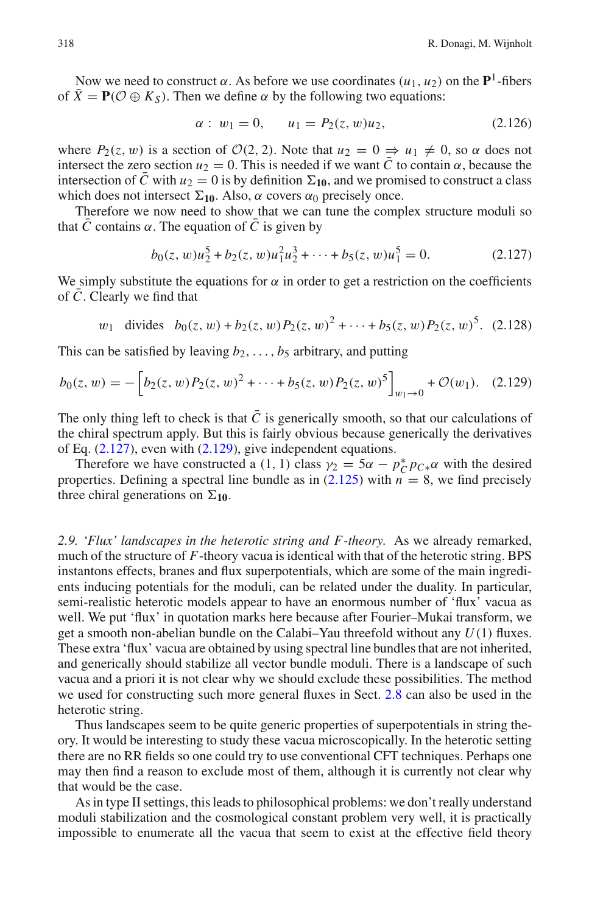Now we need to construct $\alpha$. As before we use coordinates $(u_1, u_2)$ on the $\mathbf{P}^1$-fibers of $\bar{X} = \mathbf{P}(\mathcal{O} \oplus K_S)$. Then we define $\alpha$ by the following two equations:

$$\alpha : \; w_1 = 0, \qquad u_1 = P_2(z, w) u_2, \tag{2.126}$$

where $P_2(z, w)$ is a section of $\mathcal{O}(2, 2)$. Note that $u_2 = 0 \Rightarrow u_1 \neq 0$, so $\alpha$ does not intersect the zero section $u_2 = 0$. This is needed if we want $\bar{C}$ to contain $\alpha$, because the intersection of $\bar{C}$ with $u_2 = 0$ is by definition $\Sigma_{\mathbf{10}}$, and we promised to construct a class which does not intersect $\Sigma_{\mathbf{10}}$. Also, $\alpha$ covers $\alpha_0$ precisely once.

Therefore we now need to show that we can tune the complex structure moduli so that $\bar{C}$ contains $\alpha$. The equation of $\bar{C}$ is given by

$$b_0(z, w) u_2^5 + b_2(z, w) u_1^2 u_2^3 + \cdots + b_5(z, w) u_1^5 = 0. \tag{2.127}$$

We simply substitute the equations for $\alpha$ in order to get a restriction on the coefficients of $\bar{C}$. Clearly we find that

$$w_1 \quad \text{divides} \quad b_0(z, w) + b_2(z, w) P_2(z, w)^2 + \cdots + b_5(z, w) P_2(z, w)^5. \tag{2.128}$$

This can be satisfied by leaving $b_2, \ldots, b_5$ arbitrary, and putting

$$b_0(z, w) = -\left[ b_2(z, w) P_2(z, w)^2 + \cdots + b_5(z, w) P_2(z, w)^5 \right]_{w_1 \to 0} + \mathcal{O}(w_1). \tag{2.129}$$

The only thing left to check is that $\bar{C}$ is generically smooth, so that our calculations of the chiral spectrum apply. But this is fairly obvious because generically the derivatives of Eq. (2.127), even with (2.129), give independent equations.

Therefore we have constructed a (1, 1) class $\gamma_2 = 5\alpha - p_C^* p_{C*} \alpha$ with the desired properties. Defining a spectral line bundle as in (2.125) with $n = 8$, we find precisely three chiral generations on $\Sigma_{\mathbf{10}}$.

*2.9. 'Flux' landscapes in the heterotic string and F-theory.* As we already remarked, much of the structure of $F$-theory vacua is identical with that of the heterotic string. BPS instantons effects, branes and flux superpotentials, which are some of the main ingredients inducing potentials for the moduli, can be related under the duality. In particular, semi-realistic heterotic models appear to have an enormous number of 'flux' vacua as well. We put 'flux' in quotation marks here because after Fourier–Mukai transform, we get a smooth non-abelian bundle on the Calabi–Yau threefold without any $U(1)$ fluxes. These extra 'flux' vacua are obtained by using spectral line bundles that are not inherited, and generically should stabilize all vector bundle moduli. There is a landscape of such vacua and a priori it is not clear why we should exclude these possibilities. The method we used for constructing such more general fluxes in Sect. 2.8 can also be used in the heterotic string.

Thus landscapes seem to be quite generic properties of superpotentials in string theory. It would be interesting to study these vacua microscopically. In the heterotic setting there are no RR fields so one could try to use conventional CFT techniques. Perhaps one may then find a reason to exclude most of them, although it is currently not clear why that would be the case.

As in type II settings, this leads to philosophical problems: we don't really understand moduli stabilization and the cosmological constant problem very well, it is practically impossible to enumerate all the vacua that seem to exist at the effective field theory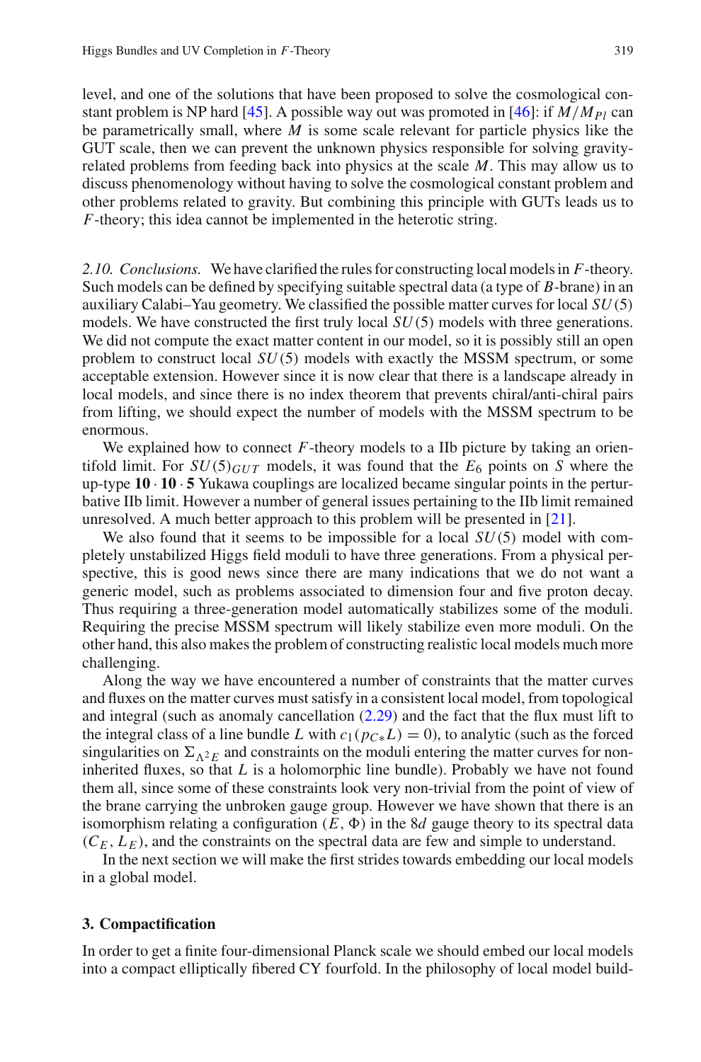level, and one of the solutions that have been proposed to solve the cosmological constant problem is NP hard [45]. A possible way out was promoted in [46]: if $M/M_{Pl}$ can be parametrically small, where $M$ is some scale relevant for particle physics like the GUT scale, then we can prevent the unknown physics responsible for solving gravity-related problems from feeding back into physics at the scale $M$. This may allow us to discuss phenomenology without having to solve the cosmological constant problem and other problems related to gravity. But combining this principle with GUTs leads us to $F$-theory; this idea cannot be implemented in the heterotic string.

*2.10. Conclusions.* We have clarified the rules for constructing local models in $F$-theory. Such models can be defined by specifying suitable spectral data (a type of $B$-brane) in an auxiliary Calabi–Yau geometry. We classified the possible matter curves for local $SU(5)$ models. We have constructed the first truly local $SU(5)$ models with three generations. We did not compute the exact matter content in our model, so it is possibly still an open problem to construct local $SU(5)$ models with exactly the MSSM spectrum, or some acceptable extension. However since it is now clear that there is a landscape already in local models, and since there is no index theorem that prevents chiral/anti-chiral pairs from lifting, we should expect the number of models with the MSSM spectrum to be enormous.

We explained how to connect $F$-theory models to a IIb picture by taking an orientifold limit. For $SU(5)_{GUT}$ models, it was found that the $E_6$ points on $S$ where the up-type $\mathbf{10} \cdot \mathbf{10} \cdot \mathbf{5}$ Yukawa couplings are localized became singular points in the perturbative IIb limit. However a number of general issues pertaining to the IIb limit remained unresolved. A much better approach to this problem will be presented in [21].

We also found that it seems to be impossible for a local $SU(5)$ model with completely unstabilized Higgs field moduli to have three generations. From a physical perspective, this is good news since there are many indications that we do not want a generic model, such as problems associated to dimension four and five proton decay. Thus requiring a three-generation model automatically stabilizes some of the moduli. Requiring the precise MSSM spectrum will likely stabilize even more moduli. On the other hand, this also makes the problem of constructing realistic local models much more challenging.

Along the way we have encountered a number of constraints that the matter curves and fluxes on the matter curves must satisfy in a consistent local model, from topological and integral (such as anomaly cancellation (2.29) and the fact that the flux must lift to the integral class of a line bundle $L$ with $c_1(p_{C*}L) = 0$), to analytic (such as the forced singularities on $\Sigma_{\wedge^2 E}$ and constraints on the moduli entering the matter curves for non-inherited fluxes, so that $L$ is a holomorphic line bundle). Probably we have not found them all, since some of these constraints look very non-trivial from the point of view of the brane carrying the unbroken gauge group. However we have shown that there is an isomorphism relating a configuration $(E, \Phi)$ in the $8d$ gauge theory to its spectral data $(C_E, L_E)$, and the constraints on the spectral data are few and simple to understand.

In the next section we will make the first strides towards embedding our local models in a global model.

## 3. Compactification

In order to get a finite four-dimensional Planck scale we should embed our local models into a compact elliptically fibered CY fourfold. In the philosophy of local model build-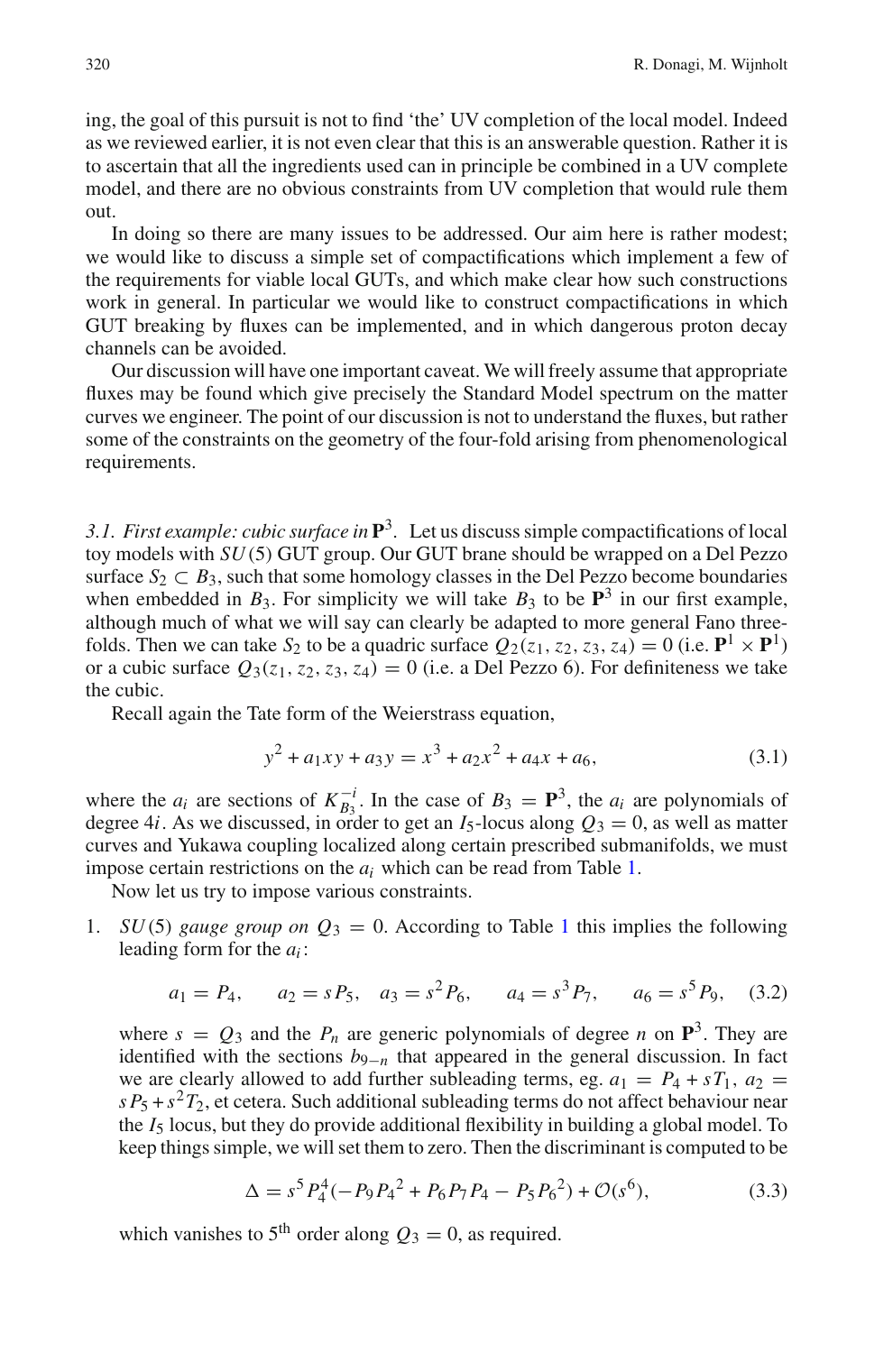ing, the goal of this pursuit is not to find 'the' UV completion of the local model. Indeed as we reviewed earlier, it is not even clear that this is an answerable question. Rather it is to ascertain that all the ingredients used can in principle be combined in a UV complete model, and there are no obvious constraints from UV completion that would rule them out.

In doing so there are many issues to be addressed. Our aim here is rather modest; we would like to discuss a simple set of compactifications which implement a few of the requirements for viable local GUTs, and which make clear how such constructions work in general. In particular we would like to construct compactifications in which GUT breaking by fluxes can be implemented, and in which dangerous proton decay channels can be avoided.

Our discussion will have one important caveat. We will freely assume that appropriate fluxes may be found which give precisely the Standard Model spectrum on the matter curves we engineer. The point of our discussion is not to understand the fluxes, but rather some of the constraints on the geometry of the four-fold arising from phenomenological requirements.

*3.1. First example: cubic surface in* $\mathbf{P}^3$. Let us discuss simple compactifications of local toy models with $SU(5)$ GUT group. Our GUT brane should be wrapped on a Del Pezzo surface $S_2 \subset B_3$, such that some homology classes in the Del Pezzo become boundaries when embedded in $B_3$. For simplicity we will take $B_3$ to be $\mathbf{P}^3$ in our first example, although much of what we will say can clearly be adapted to more general Fano three-folds. Then we can take $S_2$ to be a quadric surface $Q_2(z_1, z_2, z_3, z_4) = 0$ (i.e. $\mathbf{P}^1 \times \mathbf{P}^1$) or a cubic surface $Q_3(z_1, z_2, z_3, z_4) = 0$ (i.e. a Del Pezzo 6). For definiteness we take the cubic.

Recall again the Tate form of the Weierstrass equation,

$$y^2 + a_1 xy + a_3 y = x^3 + a_2 x^2 + a_4 x + a_6, \tag{3.1}$$

where the $a_i$ are sections of $K_{B_3}^{-i}$. In the case of $B_3 = \mathbf{P}^3$, the $a_i$ are polynomials of degree $4i$. As we discussed, in order to get an $I_5$-locus along $Q_3 = 0$, as well as matter curves and Yukawa coupling localized along certain prescribed submanifolds, we must impose certain restrictions on the $a_i$ which can be read from Table 1.

Now let us try to impose various constraints.

1. *$SU(5)$ gauge group on* $Q_3 = 0$. According to Table 1 this implies the following leading form for the $a_i$:

$$a_1 = P_4, \quad a_2 = sP_5, \quad a_3 = s^2 P_6, \quad a_4 = s^3 P_7, \quad a_6 = s^5 P_9, \tag{3.2}$$

where $s = Q_3$ and the $P_n$ are generic polynomials of degree $n$ on $\mathbf{P}^3$. They are identified with the sections $b_{9-n}$ that appeared in the general discussion. In fact we are clearly allowed to add further subleading terms, eg. $a_1 = P_4 + sT_1$, $a_2 = sP_5 + s^2 T_2$, et cetera. Such additional subleading terms do not affect behaviour near the $I_5$ locus, but they do provide additional flexibility in building a global model. To keep things simple, we will set them to zero. Then the discriminant is computed to be

$$\Delta = s^5 P_4^4 (-P_9 P_4{}^2 + P_6 P_7 P_4 - P_5 P_6{}^2) + \mathcal{O}(s^6), \tag{3.3}$$

which vanishes to 5th order along $Q_3 = 0$, as required.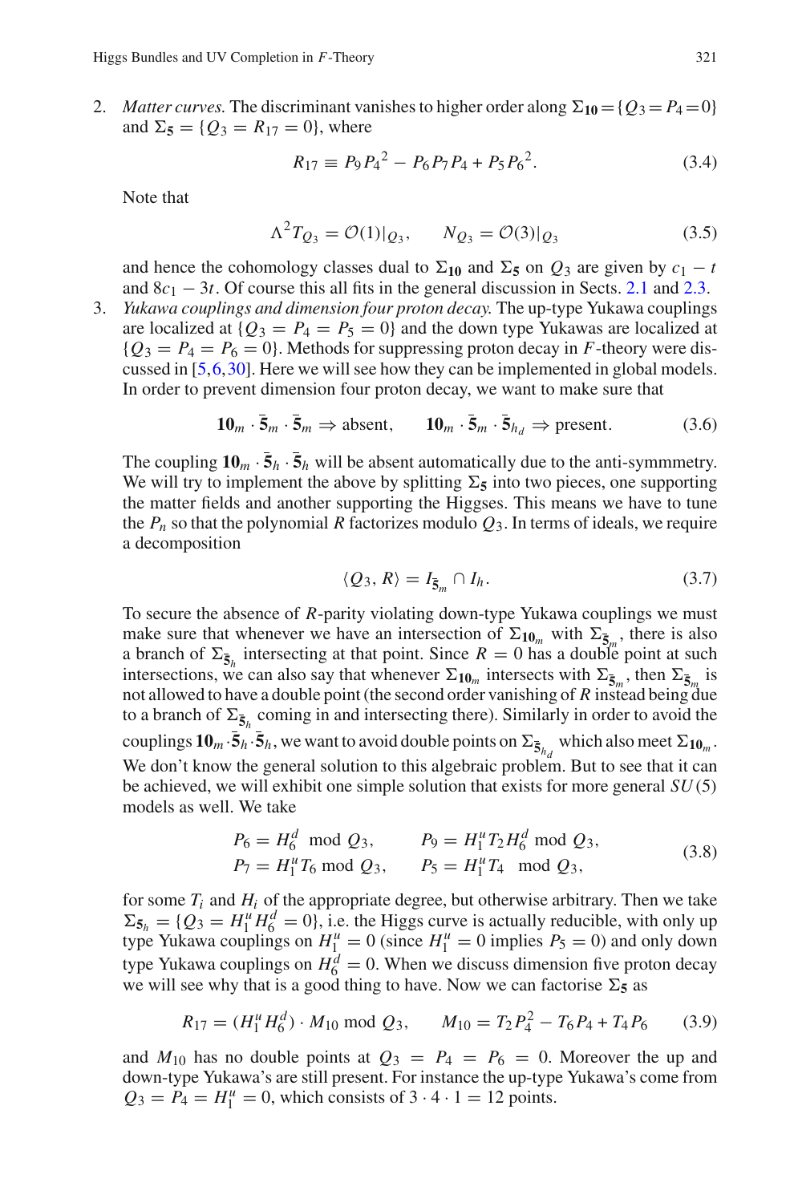2. *Matter curves.* The discriminant vanishes to higher order along $\Sigma_{\mathbf{10}} = \{Q_3 = P_4 = 0\}$ and $\Sigma_{\mathbf{5}} = \{Q_3 = R_{17} = 0\}$, where

$$R_{17} \equiv P_9 P_4{}^2 - P_6 P_7 P_4 + P_5 P_6{}^2. \tag{3.4}$$

Note that

$$\Lambda^2 T_{Q_3} = \mathcal{O}(1)|_{Q_3}, \qquad N_{Q_3} = \mathcal{O}(3)|_{Q_3} \tag{3.5}$$

and hence the cohomology classes dual to $\Sigma_{\mathbf{10}}$ and $\Sigma_{\mathbf{5}}$ on $Q_3$ are given by $c_1 - t$ and $8c_1 - 3t$. Of course this all fits in the general discussion in Sects. 2.1 and 2.3.

3. *Yukawa couplings and dimension four proton decay.* The up-type Yukawa couplings are localized at $\{Q_3 = P_4 = P_5 = 0\}$ and the down type Yukawas are localized at $\{Q_3 = P_4 = P_6 = 0\}$. Methods for suppressing proton decay in $F$-theory were discussed in [5,6,30]. Here we will see how they can be implemented in global models. In order to prevent dimension four proton decay, we want to make sure that

$$\mathbf{10}_m \cdot \bar{\mathbf{5}}_m \cdot \bar{\mathbf{5}}_m \Rightarrow \text{absent}, \qquad \mathbf{10}_m \cdot \bar{\mathbf{5}}_m \cdot \bar{\mathbf{5}}_{h_d} \Rightarrow \text{present}. \tag{3.6}$$

The coupling $\mathbf{10}_m \cdot \bar{\mathbf{5}}_h \cdot \bar{\mathbf{5}}_h$ will be absent automatically due to the anti-symmmetry. We will try to implement the above by splitting $\Sigma_{\mathbf{5}}$ into two pieces, one supporting the matter fields and another supporting the Higgses. This means we have to tune the $P_n$ so that the polynomial $R$ factorizes modulo $Q_3$. In terms of ideals, we require a decomposition

$$\langle Q_3, R\rangle = I_{\bar{\mathbf{5}}_m} \cap I_h. \tag{3.7}$$

To secure the absence of $R$-parity violating down-type Yukawa couplings we must make sure that whenever we have an intersection of $\Sigma_{\mathbf{10}_m}$ with $\Sigma_{\bar{\mathbf{5}}_m}$, there is also a branch of $\Sigma_{\bar{\mathbf{5}}_h}$ intersecting at that point. Since $R = 0$ has a double point at such intersections, we can also say that whenever $\Sigma_{\mathbf{10}_m}$ intersects with $\Sigma_{\bar{\mathbf{5}}_m}$, then $\Sigma_{\bar{\mathbf{5}}_m}$ is not allowed to have a double point (the second order vanishing of $R$ instead being due to a branch of $\Sigma_{\bar{\mathbf{5}}_h}$ coming in and intersecting there). Similarly in order to avoid the couplings $\mathbf{10}_m \cdot \bar{\mathbf{5}}_h \cdot \bar{\mathbf{5}}_h$, we want to avoid double points on $\Sigma_{\bar{\mathbf{5}}_{h_d}}$ which also meet $\Sigma_{\mathbf{10}_m}$. We don't know the general solution to this algebraic problem. But to see that it can be achieved, we will exhibit one simple solution that exists for more general $SU(5)$ models as well. We take

$$\begin{aligned} P_6 &= H_6^d \mod Q_3, & P_9 &= H_1^u T_2 H_6^d \mod Q_3, \\ P_7 &= H_1^u T_6 \mod Q_3, & P_5 &= H_1^u T_4 \mod Q_3, \end{aligned} \tag{3.8}$$

for some $T_i$ and $H_i$ of the appropriate degree, but otherwise arbitrary. Then we take $\Sigma_{\mathbf{5}_h} = \{Q_3 = H_1^u H_6^d = 0\}$, i.e. the Higgs curve is actually reducible, with only up type Yukawa couplings on $H_1^u = 0$ (since $H_1^u = 0$ implies $P_5 = 0$) and only down type Yukawa couplings on $H_6^d = 0$. When we discuss dimension five proton decay we will see why that is a good thing to have. Now we can factorise $\Sigma_{\mathbf{5}}$ as

$$R_{17} = (H_1^u H_6^d) \cdot M_{10} \mod Q_3, \qquad M_{10} = T_2 P_4^2 - T_6 P_4 + T_4 P_6 \tag{3.9}$$

and $M_{10}$ has no double points at $Q_3 = P_4 = P_6 = 0$. Moreover the up and down-type Yukawa's are still present. For instance the up-type Yukawa's come from $Q_3 = P_4 = H_1^u = 0$, which consists of $3 \cdot 4 \cdot 1 = 12$ points.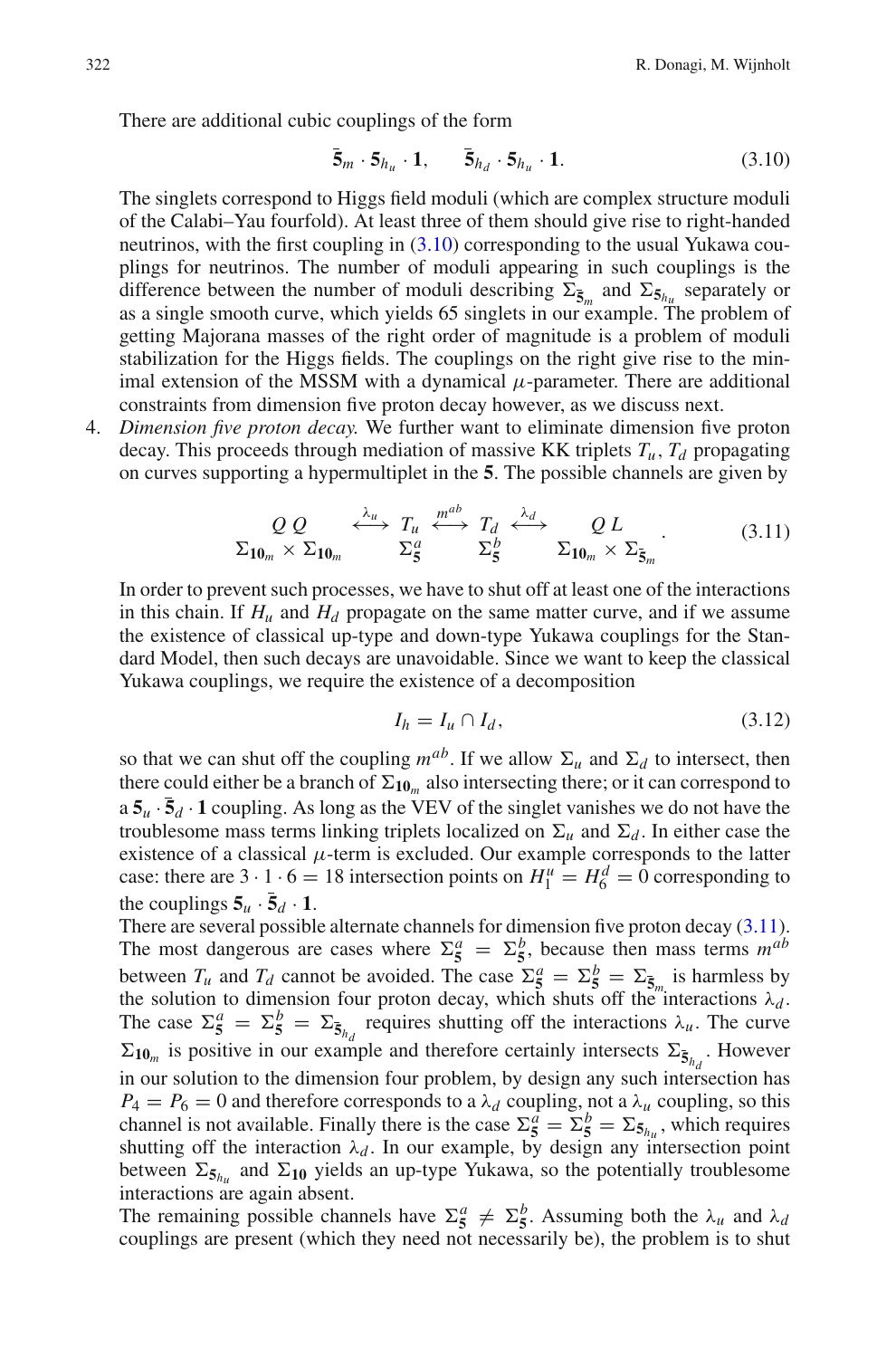There are additional cubic couplings of the form

$$\bar{\mathbf{5}}_m \cdot \mathbf{5}_{h_u} \cdot \mathbf{1}, \qquad \bar{\mathbf{5}}_{h_d} \cdot \mathbf{5}_{h_u} \cdot \mathbf{1}. \tag{3.10}$$

The singlets correspond to Higgs field moduli (which are complex structure moduli of the Calabi–Yau fourfold). At least three of them should give rise to right-handed neutrinos, with the first coupling in (3.10) corresponding to the usual Yukawa couplings for neutrinos. The number of moduli appearing in such couplings is the difference between the number of moduli describing $\Sigma_{\bar{\mathbf{5}}_m}$ and $\Sigma_{\mathbf{5}_{h_u}}$ separately or as a single smooth curve, which yields 65 singlets in our example. The problem of getting Majorana masses of the right order of magnitude is a problem of moduli stabilization for the Higgs fields. The couplings on the right give rise to the minimal extension of the MSSM with a dynamical $\mu$-parameter. There are additional constraints from dimension five proton decay however, as we discuss next.

4. *Dimension five proton decay.* We further want to eliminate dimension five proton decay. This proceeds through mediation of massive KK triplets $T_u, T_d$ propagating on curves supporting a hypermultiplet in the $\mathbf{5}$. The possible channels are given by

$$\begin{array}{ccccccc} Q\,Q & \overset{\lambda_u}{\longleftrightarrow} & T_u & \overset{m^{ab}}{\longleftrightarrow} & T_d & \overset{\lambda_d}{\longleftrightarrow} & Q\,L \\ \Sigma_{\mathbf{10}_m} \times \Sigma_{\mathbf{10}_m} & & \Sigma^a_{\mathbf{5}} & & \Sigma^b_{\mathbf{5}} & & \Sigma_{\mathbf{10}_m} \times \Sigma_{\bar{\mathbf{5}}_m} \end{array}. \tag{3.11}$$

In order to prevent such processes, we have to shut off at least one of the interactions in this chain. If $H_u$ and $H_d$ propagate on the same matter curve, and if we assume the existence of classical up-type and down-type Yukawa couplings for the Standard Model, then such decays are unavoidable. Since we want to keep the classical Yukawa couplings, we require the existence of a decomposition

$$I_h = I_u \cap I_d, \tag{3.12}$$

so that we can shut off the coupling $m^{ab}$. If we allow $\Sigma_u$ and $\Sigma_d$ to intersect, then there could either be a branch of $\Sigma_{\mathbf{10}_m}$ also intersecting there; or it can correspond to a $\mathbf{5}_u \cdot \bar{\mathbf{5}}_d \cdot \mathbf{1}$ coupling. As long as the VEV of the singlet vanishes we do not have the troublesome mass terms linking triplets localized on $\Sigma_u$ and $\Sigma_d$. In either case the existence of a classical $\mu$-term is excluded. Our example corresponds to the latter case: there are $3 \cdot 1 \cdot 6 = 18$ intersection points on $H^u_1 = H^d_6 = 0$ corresponding to the couplings $\mathbf{5}_u \cdot \bar{\mathbf{5}}_d \cdot \mathbf{1}$.

There are several possible alternate channels for dimension five proton decay (3.11). The most dangerous are cases where $\Sigma^a_{\mathbf{5}} = \Sigma^b_{\mathbf{5}}$, because then mass terms $m^{ab}$ between $T_u$ and $T_d$ cannot be avoided. The case $\Sigma^a_{\mathbf{5}} = \Sigma^b_{\mathbf{5}} = \Sigma_{\bar{\mathbf{5}}_m}$ is harmless by the solution to dimension four proton decay, which shuts off the interactions $\lambda_d$. The case $\Sigma^a_{\mathbf{5}} = \Sigma^b_{\mathbf{5}} = \Sigma_{\bar{\mathbf{5}}_{h_d}}$ requires shutting off the interactions $\lambda_u$. The curve $\Sigma_{\mathbf{10}_m}$ is positive in our example and therefore certainly intersects $\Sigma_{\bar{\mathbf{5}}_{h_d}}$. However in our solution to the dimension four problem, by design any such intersection has $P_4 = P_6 = 0$ and therefore corresponds to a $\lambda_d$ coupling, not a $\lambda_u$ coupling, so this channel is not available. Finally there is the case $\Sigma^a_{\mathbf{5}} = \Sigma^b_{\mathbf{5}} = \Sigma_{\mathbf{5}_{h_u}}$, which requires shutting off the interaction $\lambda_d$. In our example, by design any intersection point between $\Sigma_{\mathbf{5}_{h_u}}$ and $\Sigma_{\mathbf{10}}$ yields an up-type Yukawa, so the potentially troublesome interactions are again absent.

The remaining possible channels have $\Sigma^a_{\mathbf{5}} \neq \Sigma^b_{\mathbf{5}}$. Assuming both the $\lambda_u$ and $\lambda_d$ couplings are present (which they need not necessarily be), the problem is to shut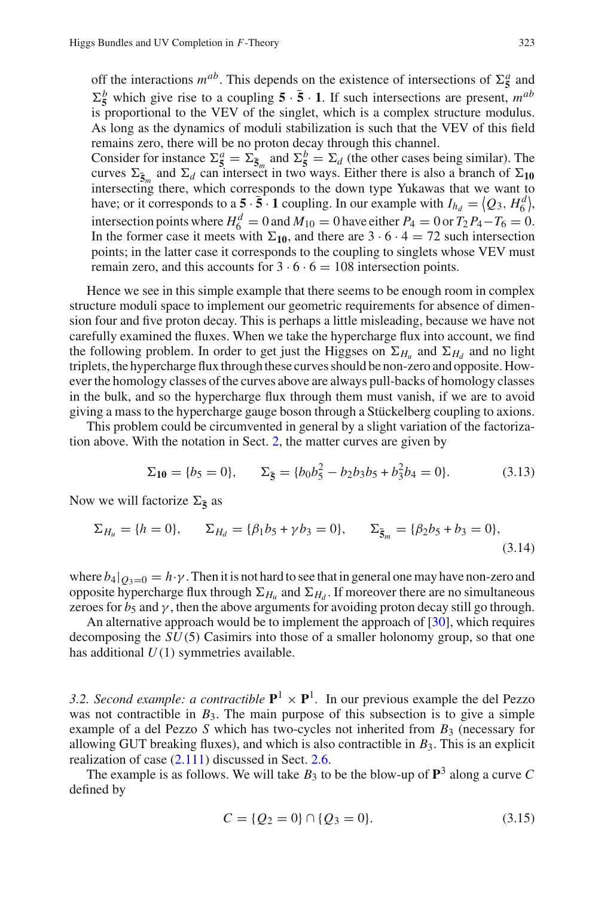off the interactions $m^{ab}$. This depends on the existence of intersections of $\Sigma^a_{\mathbf{5}}$ and $\Sigma^b_{\mathbf{5}}$ which give rise to a coupling $\mathbf{5} \cdot \bar{\mathbf{5}} \cdot \mathbf{1}$. If such intersections are present, $m^{ab}$ is proportional to the VEV of the singlet, which is a complex structure modulus. As long as the dynamics of moduli stabilization is such that the VEV of this field remains zero, there will be no proton decay through this channel.

Consider for instance $\Sigma^a_{\mathbf{5}} = \Sigma_{\bar{\mathbf{5}}_m}$ and $\Sigma^b_{\mathbf{5}} = \Sigma_d$ (the other cases being similar). The curves $\Sigma_{\bar{\mathbf{5}}_m}$ and $\Sigma_d$ can intersect in two ways. Either there is also a branch of $\Sigma_{\mathbf{10}}$ intersecting there, which corresponds to the down type Yukawas that we want to have; or it corresponds to a $\mathbf{5} \cdot \bar{\mathbf{5}} \cdot \mathbf{1}$ coupling. In our example with $I_{h_d} = \langle Q_3, H^d_6 \rangle$, intersection points where $H^d_6 = 0$ and $M_{10} = 0$ have either $P_4 = 0$ or $T_2 P_4 - T_6 = 0$. In the former case it meets with $\Sigma_{\mathbf{10}}$, and there are $3 \cdot 6 \cdot 4 = 72$ such intersection points; in the latter case it corresponds to the coupling to singlets whose VEV must remain zero, and this accounts for $3 \cdot 6 \cdot 6 = 108$ intersection points.

Hence we see in this simple example that there seems to be enough room in complex structure moduli space to implement our geometric requirements for absence of dimension four and five proton decay. This is perhaps a little misleading, because we have not carefully examined the fluxes. When we take the hypercharge flux into account, we find the following problem. In order to get just the Higgses on $\Sigma_{H_u}$ and $\Sigma_{H_d}$ and no light triplets, the hypercharge flux through these curves should be non-zero and opposite. However the homology classes of the curves above are always pull-backs of homology classes in the bulk, and so the hypercharge flux through them must vanish, if we are to avoid giving a mass to the hypercharge gauge boson through a Stückelberg coupling to axions.

This problem could be circumvented in general by a slight variation of the factorization above. With the notation in Sect. 2, the matter curves are given by

$$\Sigma_{\mathbf{10}} = \{b_5 = 0\}, \qquad \Sigma_{\bar{\mathbf{5}}} = \{b_0 b_5^2 - b_2 b_3 b_5 + b_3^2 b_4 = 0\}. \tag{3.13}$$

Now we will factorize $\Sigma_{\bar{\mathbf{5}}}$ as

$$\Sigma_{H_u} = \{h = 0\}, \qquad \Sigma_{H_d} = \{\beta_1 b_5 + \gamma b_3 = 0\}, \qquad \Sigma_{\bar{\mathbf{5}}_m} = \{\beta_2 b_5 + b_3 = 0\}, \tag{3.14}$$

where $b_4|_{Q_3=0} = h \cdot \gamma$. Then it is not hard to see that in general one may have non-zero and opposite hypercharge flux through $\Sigma_{H_u}$ and $\Sigma_{H_d}$. If moreover there are no simultaneous zeroes for $b_5$ and $\gamma$, then the above arguments for avoiding proton decay still go through.

An alternative approach would be to implement the approach of [30], which requires decomposing the $SU(5)$ Casimirs into those of a smaller holonomy group, so that one has additional $U(1)$ symmetries available.

*3.2. Second example: a contractible* $\mathbf{P}^1 \times \mathbf{P}^1$. In our previous example the del Pezzo was not contractible in $B_3$. The main purpose of this subsection is to give a simple example of a del Pezzo $S$ which has two-cycles not inherited from $B_3$ (necessary for allowing GUT breaking fluxes), and which is also contractible in $B_3$. This is an explicit realization of case (2.111) discussed in Sect. 2.6.

The example is as follows. We will take $B_3$ to be the blow-up of $\mathbf{P}^3$ along a curve $C$ defined by

$$C = \{Q_2 = 0\} \cap \{Q_3 = 0\}. \tag{3.15}$$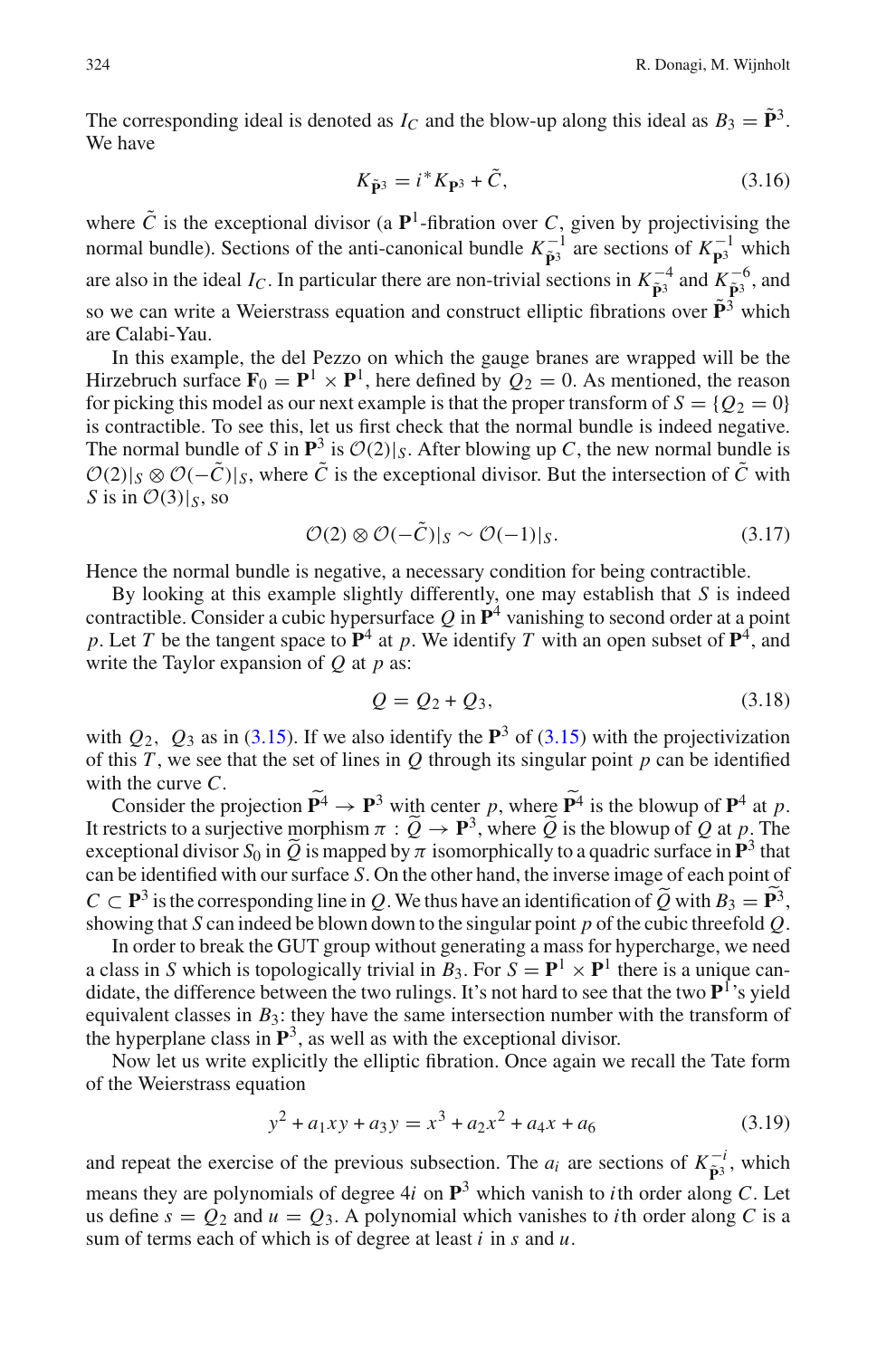The corresponding ideal is denoted as $I_C$ and the blow-up along this ideal as $B_3 = \tilde{\mathbf{P}}^3$. We have

$$K_{\tilde{\mathbf{P}}^3} = i^* K_{\mathbf{P}^3} + \tilde{C}, \tag{3.16}$$

where $\tilde{C}$ is the exceptional divisor (a $\mathbf{P}^1$-fibration over $C$, given by projectivising the normal bundle). Sections of the anti-canonical bundle $K_{\tilde{\mathbf{P}}^3}^{-1}$ are sections of $K_{\mathbf{P}^3}^{-1}$ which are also in the ideal $I_C$. In particular there are non-trivial sections in $K_{\tilde{\mathbf{P}}^3}^{-4}$ and $K_{\tilde{\mathbf{P}}^3}^{-6}$, and so we can write a Weierstrass equation and construct elliptic fibrations over $\tilde{\mathbf{P}}^3$ which are Calabi-Yau.

In this example, the del Pezzo on which the gauge branes are wrapped will be the Hirzebruch surface $\mathbf{F}_0 = \mathbf{P}^1 \times \mathbf{P}^1$, here defined by $Q_2 = 0$. As mentioned, the reason for picking this model as our next example is that the proper transform of $S = \{Q_2 = 0\}$ is contractible. To see this, let us first check that the normal bundle is indeed negative. The normal bundle of $S$ in $\mathbf{P}^3$ is $\mathcal{O}(2)|_S$. After blowing up $C$, the new normal bundle is $\mathcal{O}(2)|_S \otimes \mathcal{O}(-\tilde{C})|_S$, where $\tilde{C}$ is the exceptional divisor. But the intersection of $\tilde{C}$ with $S$ is in $\mathcal{O}(3)|_S$, so

$$\mathcal{O}(2) \otimes \mathcal{O}(-\tilde{C})|_S \sim \mathcal{O}(-1)|_S. \tag{3.17}$$

Hence the normal bundle is negative, a necessary condition for being contractible.

By looking at this example slightly differently, one may establish that $S$ is indeed contractible. Consider a cubic hypersurface $Q$ in $\mathbf{P}^4$ vanishing to second order at a point $p$. Let $T$ be the tangent space to $\mathbf{P}^4$ at $p$. We identify $T$ with an open subset of $\mathbf{P}^4$, and write the Taylor expansion of $Q$ at $p$ as:

$$Q = Q_2 + Q_3, \tag{3.18}$$

with $Q_2$, $Q_3$ as in (3.15). If we also identify the $\mathbf{P}^3$ of (3.15) with the projectivization of this $T$, we see that the set of lines in $Q$ through its singular point $p$ can be identified with the curve $C$.

Consider the projection $\widetilde{\mathbf{P}^4} \to \mathbf{P}^3$ with center $p$, where $\widetilde{\mathbf{P}^4}$ is the blowup of $\mathbf{P}^4$ at $p$. It restricts to a surjective morphism $\pi : \widetilde{Q} \to \mathbf{P}^3$, where $\widetilde{Q}$ is the blowup of $Q$ at $p$. The exceptional divisor $S_0$ in $\widetilde{Q}$ is mapped by $\pi$ isomorphically to a quadric surface in $\mathbf{P}^3$ that can be identified with our surface $S$. On the other hand, the inverse image of each point of $C \subset \mathbf{P}^3$ is the corresponding line in $Q$. We thus have an identification of $\widetilde{Q}$ with $B_3 = \widetilde{\mathbf{P}}^3$, showing that $S$ can indeed be blown down to the singular point $p$ of the cubic threefold $Q$.

In order to break the GUT group without generating a mass for hypercharge, we need a class in $S$ which is topologically trivial in $B_3$. For $S = \mathbf{P}^1 \times \mathbf{P}^1$ there is a unique candidate, the difference between the two rulings. It's not hard to see that the two $\mathbf{P}^1$'s yield equivalent classes in $B_3$: they have the same intersection number with the transform of the hyperplane class in $\mathbf{P}^3$, as well as with the exceptional divisor.

Now let us write explicitly the elliptic fibration. Once again we recall the Tate form of the Weierstrass equation

$$y^2 + a_1 xy + a_3 y = x^3 + a_2 x^2 + a_4 x + a_6 \tag{3.19}$$

and repeat the exercise of the previous subsection. The $a_i$ are sections of $K_{\tilde{\mathbf{P}}^3}^{-i}$, which means they are polynomials of degree $4i$ on $\mathbf{P}^3$ which vanish to $i$th order along $C$. Let us define $s = Q_2$ and $u = Q_3$. A polynomial which vanishes to $i$th order along $C$ is a sum of terms each of which is of degree at least $i$ in $s$ and $u$.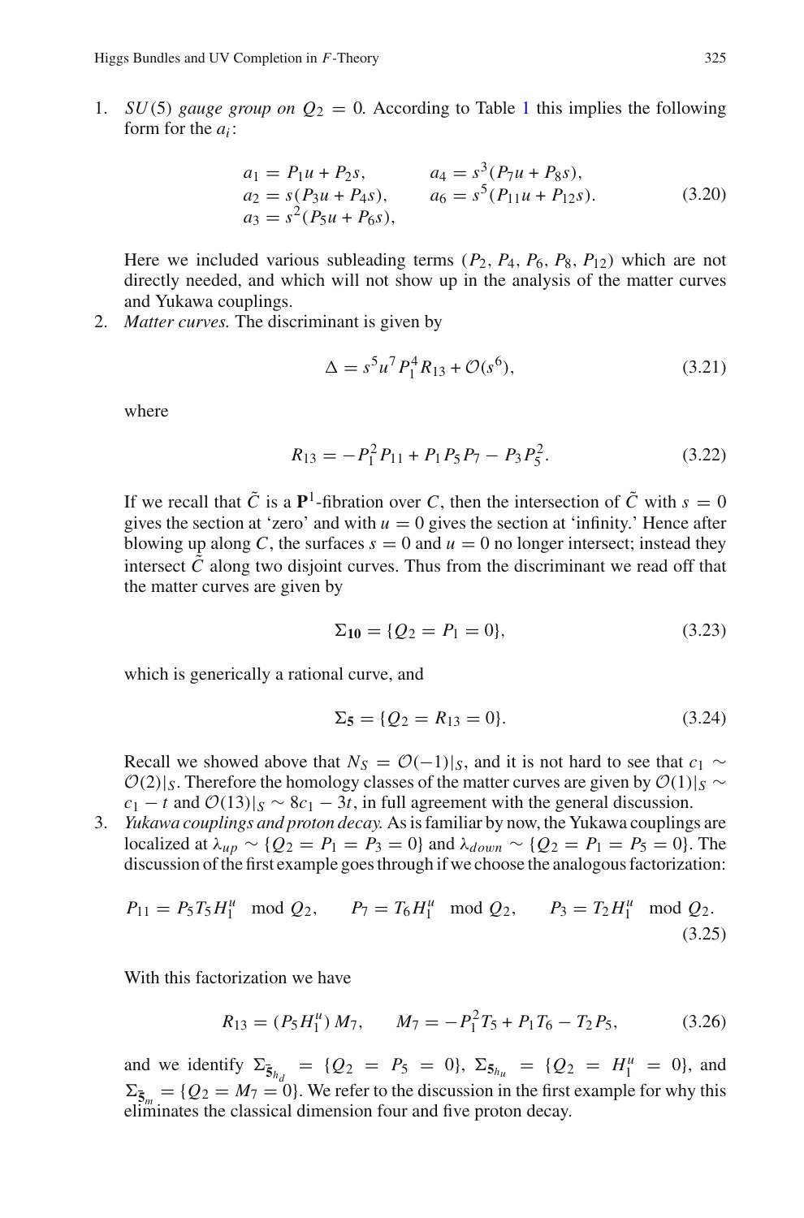1. *$SU(5)$ gauge group on $Q_2 = 0$.* According to Table 1 this implies the following form for the $a_i$:

$$
\begin{aligned}
a_1 &= P_1 u + P_2 s, & a_4 &= s^3(P_7 u + P_8 s),\\
a_2 &= s(P_3 u + P_4 s), & a_6 &= s^5(P_{11} u + P_{12} s).\\
a_3 &= s^2(P_5 u + P_6 s), & &
\end{aligned}
\tag{3.20}
$$

   Here we included various subleading terms ($P_2$, $P_4$, $P_6$, $P_8$, $P_{12}$) which are not directly needed, and which will not show up in the analysis of the matter curves and Yukawa couplings.

2. *Matter curves.* The discriminant is given by

$$
\Delta = s^5 u^7 P_1^4 R_{13} + \mathcal{O}(s^6), \tag{3.21}
$$

   where

$$
R_{13} = -P_1^2 P_{11} + P_1 P_5 P_7 - P_3 P_5^2. \tag{3.22}
$$

   If we recall that $\tilde{C}$ is a $\mathbf{P}^1$-fibration over $C$, then the intersection of $\tilde{C}$ with $s = 0$ gives the section at 'zero' and with $u = 0$ gives the section at 'infinity.' Hence after blowing up along $C$, the surfaces $s = 0$ and $u = 0$ no longer intersect; instead they intersect $\tilde{C}$ along two disjoint curves. Thus from the discriminant we read off that the matter curves are given by

$$
\Sigma_{\mathbf{10}} = \{Q_2 = P_1 = 0\}, \tag{3.23}
$$

   which is generically a rational curve, and

$$
\Sigma_{\mathbf{5}} = \{Q_2 = R_{13} = 0\}. \tag{3.24}
$$

   Recall we showed above that $N_S = \mathcal{O}(-1)|_S$, and it is not hard to see that $c_1 \sim \mathcal{O}(2)|_S$. Therefore the homology classes of the matter curves are given by $\mathcal{O}(1)|_S \sim c_1 - t$ and $\mathcal{O}(13)|_S \sim 8c_1 - 3t$, in full agreement with the general discussion.

3. *Yukawa couplings and proton decay.* As is familiar by now, the Yukawa couplings are localized at $\lambda_{up} \sim \{Q_2 = P_1 = P_3 = 0\}$ and $\lambda_{down} \sim \{Q_2 = P_1 = P_5 = 0\}$. The discussion of the first example goes through if we choose the analogous factorization:

$$
P_{11} = P_5 T_5 H_1^u \mod Q_2, \qquad P_7 = T_6 H_1^u \mod Q_2, \qquad P_3 = T_2 H_1^u \mod Q_2. \tag{3.25}
$$

   With this factorization we have

$$
R_{13} = (P_5 H_1^u)\, M_7, \qquad M_7 = -P_1^2 T_5 + P_1 T_6 - T_2 P_5, \tag{3.26}
$$

   and we identify $\Sigma_{\bar{\mathbf{5}}_{h_d}} = \{Q_2 = P_5 = 0\}$, $\Sigma_{\mathbf{5}_{h_u}} = \{Q_2 = H_1^u = 0\}$, and $\Sigma_{\bar{\mathbf{5}}_m} = \{Q_2 = M_7 = 0\}$. We refer to the discussion in the first example for why this eliminates the classical dimension four and five proton decay.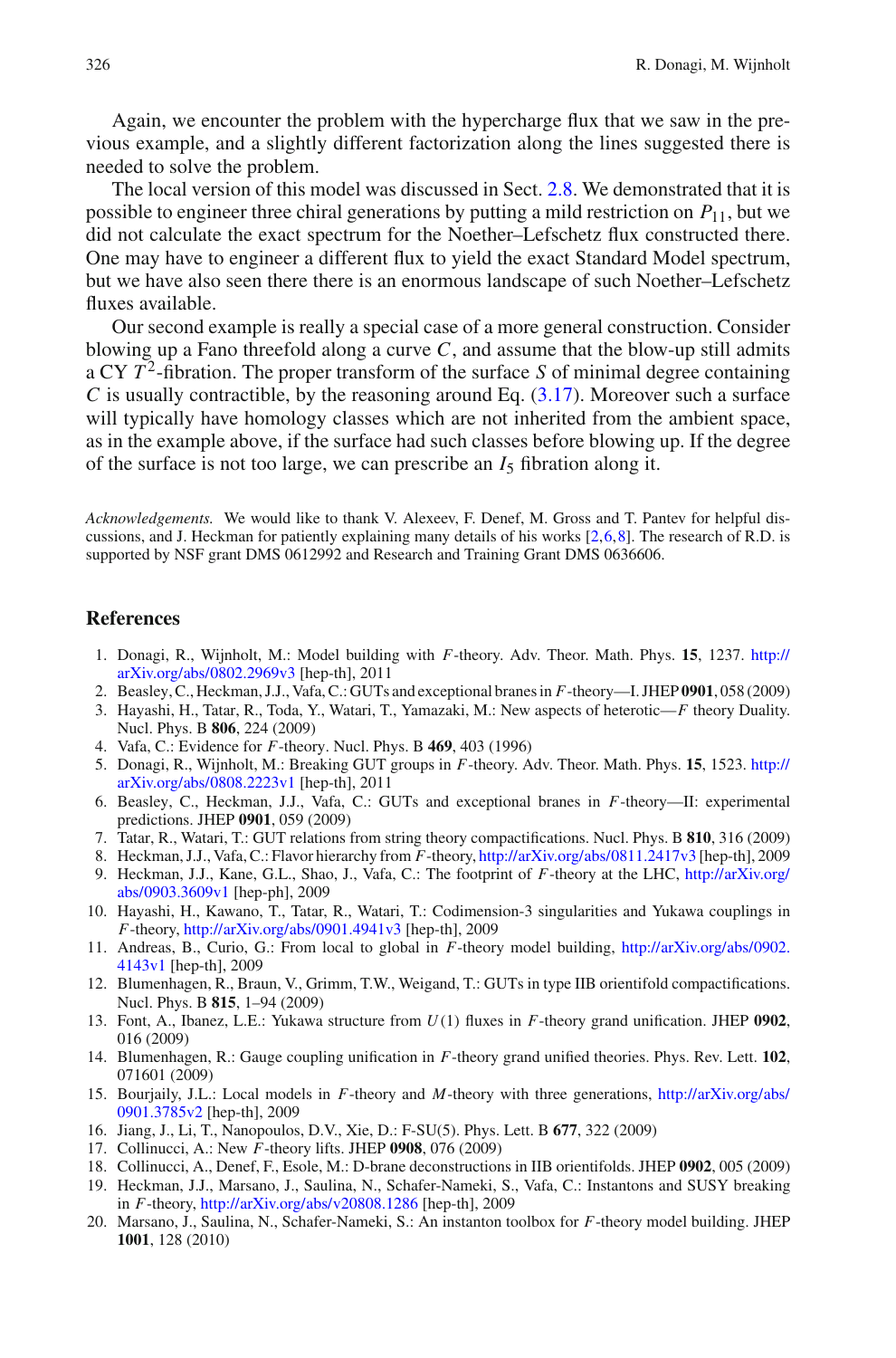Again, we encounter the problem with the hypercharge flux that we saw in the previous example, and a slightly different factorization along the lines suggested there is needed to solve the problem.

The local version of this model was discussed in Sect. 2.8. We demonstrated that it is possible to engineer three chiral generations by putting a mild restriction on $P_{11}$, but we did not calculate the exact spectrum for the Noether–Lefschetz flux constructed there. One may have to engineer a different flux to yield the exact Standard Model spectrum, but we have also seen there there is an enormous landscape of such Noether–Lefschetz fluxes available.

Our second example is really a special case of a more general construction. Consider blowing up a Fano threefold along a curve $C$, and assume that the blow-up still admits a CY $T^2$-fibration. The proper transform of the surface $S$ of minimal degree containing $C$ is usually contractible, by the reasoning around Eq. (3.17). Moreover such a surface will typically have homology classes which are not inherited from the ambient space, as in the example above, if the surface had such classes before blowing up. If the degree of the surface is not too large, we can prescribe an $I_5$ fibration along it.

*Acknowledgements.* We would like to thank V. Alexeev, F. Denef, M. Gross and T. Pantev for helpful discussions, and J. Heckman for patiently explaining many details of his works [2,6,8]. The research of R.D. is supported by NSF grant DMS 0612992 and Research and Training Grant DMS 0636606.

## References

1. Donagi, R., Wijnholt, M.: Model building with $F$-theory. Adv. Theor. Math. Phys. **15**, 1237. http://arXiv.org/abs/0802.2969v3 [hep-th], 2011
2. Beasley, C., Heckman, J.J., Vafa, C.: GUTs and exceptional branes in $F$-theory—I. JHEP **0901**, 058 (2009)
3. Hayashi, H., Tatar, R., Toda, Y., Watari, T., Yamazaki, M.: New aspects of heterotic—$F$ theory Duality. Nucl. Phys. B **806**, 224 (2009)
4. Vafa, C.: Evidence for $F$-theory. Nucl. Phys. B **469**, 403 (1996)
5. Donagi, R., Wijnholt, M.: Breaking GUT groups in $F$-theory. Adv. Theor. Math. Phys. **15**, 1523. http://arXiv.org/abs/0808.2223v1 [hep-th], 2011
6. Beasley, C., Heckman, J.J., Vafa, C.: GUTs and exceptional branes in $F$-theory—II: experimental predictions. JHEP **0901**, 059 (2009)
7. Tatar, R., Watari, T.: GUT relations from string theory compactifications. Nucl. Phys. B **810**, 316 (2009)
8. Heckman, J.J., Vafa, C.: Flavor hierarchy from $F$-theory, http://arXiv.org/abs/0811.2417v3 [hep-th], 2009
9. Heckman, J.J., Kane, G.L., Shao, J., Vafa, C.: The footprint of $F$-theory at the LHC, http://arXiv.org/abs/0903.3609v1 [hep-ph], 2009
10. Hayashi, H., Kawano, T., Tatar, R., Watari, T.: Codimension-3 singularities and Yukawa couplings in $F$-theory, http://arXiv.org/abs/0901.4941v3 [hep-th], 2009
11. Andreas, B., Curio, G.: From local to global in $F$-theory model building, http://arXiv.org/abs/0902.4143v1 [hep-th], 2009
12. Blumenhagen, R., Braun, V., Grimm, T.W., Weigand, T.: GUTs in type IIB orientifold compactifications. Nucl. Phys. B **815**, 1–94 (2009)
13. Font, A., Ibanez, L.E.: Yukawa structure from $U(1)$ fluxes in $F$-theory grand unification. JHEP **0902**, 016 (2009)
14. Blumenhagen, R.: Gauge coupling unification in $F$-theory grand unified theories. Phys. Rev. Lett. **102**, 071601 (2009)
15. Bourjaily, J.L.: Local models in $F$-theory and $M$-theory with three generations, http://arXiv.org/abs/0901.3785v2 [hep-th], 2009
16. Jiang, J., Li, T., Nanopoulos, D.V., Xie, D.: F-SU(5). Phys. Lett. B **677**, 322 (2009)
17. Collinucci, A.: New $F$-theory lifts. JHEP **0908**, 076 (2009)
18. Collinucci, A., Denef, F., Esole, M.: D-brane deconstructions in IIB orientifolds. JHEP **0902**, 005 (2009)
19. Heckman, J.J., Marsano, J., Saulina, N., Schafer-Nameki, S., Vafa, C.: Instantons and SUSY breaking in $F$-theory, http://arXiv.org/abs/v20808.1286 [hep-th], 2009
20. Marsano, J., Saulina, N., Schafer-Nameki, S.: An instanton toolbox for $F$-theory model building. JHEP **1001**, 128 (2010)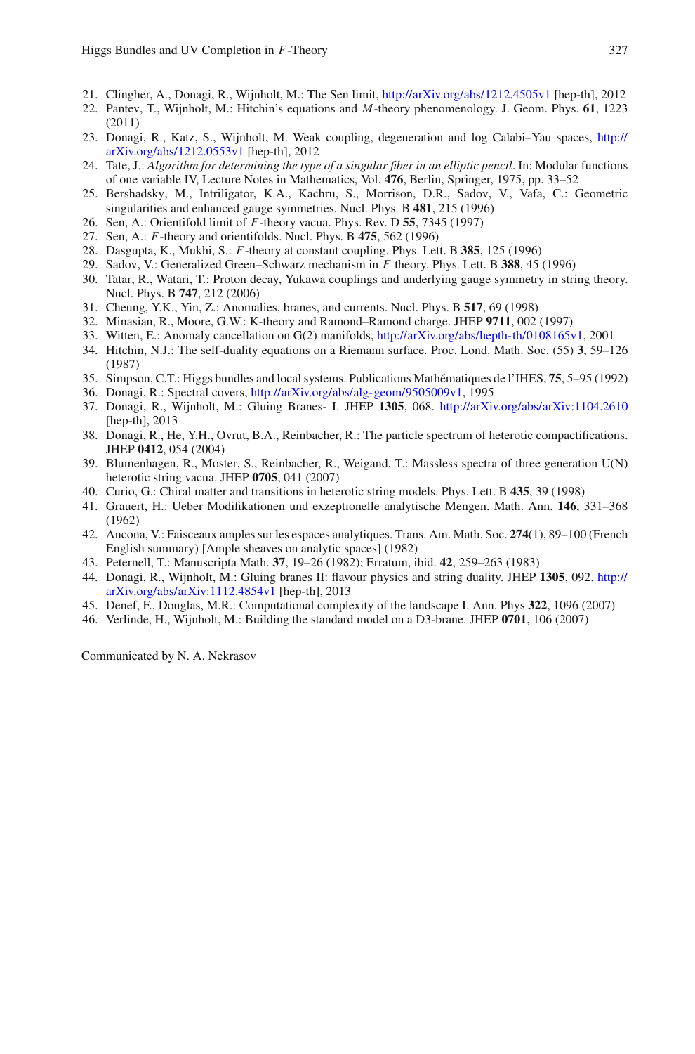21. Clingher, A., Donagi, R., Wijnholt, M.: The Sen limit, http://arXiv.org/abs/1212.4505v1 [hep-th], 2012
22. Pantev, T., Wijnholt, M.: Hitchin's equations and *M*-theory phenomenology. J. Geom. Phys. **61**, 1223 (2011)
23. Donagi, R., Katz, S., Wijnholt, M. Weak coupling, degeneration and log Calabi–Yau spaces, http://arXiv.org/abs/1212.0553v1 [hep-th], 2012
24. Tate, J.: *Algorithm for determining the type of a singular fiber in an elliptic pencil*. In: Modular functions of one variable IV, Lecture Notes in Mathematics, Vol. **476**, Berlin, Springer, 1975, pp. 33–52
25. Bershadsky, M., Intriligator, K.A., Kachru, S., Morrison, D.R., Sadov, V., Vafa, C.: Geometric singularities and enhanced gauge symmetries. Nucl. Phys. B **481**, 215 (1996)
26. Sen, A.: Orientifold limit of *F*-theory vacua. Phys. Rev. D **55**, 7345 (1997)
27. Sen, A.: *F*-theory and orientifolds. Nucl. Phys. B **475**, 562 (1996)
28. Dasgupta, K., Mukhi, S.: *F*-theory at constant coupling. Phys. Lett. B **385**, 125 (1996)
29. Sadov, V.: Generalized Green–Schwarz mechanism in *F* theory. Phys. Lett. B **388**, 45 (1996)
30. Tatar, R., Watari, T.: Proton decay, Yukawa couplings and underlying gauge symmetry in string theory. Nucl. Phys. B **747**, 212 (2006)
31. Cheung, Y.K., Yin, Z.: Anomalies, branes, and currents. Nucl. Phys. B **517**, 69 (1998)
32. Minasian, R., Moore, G.W.: K-theory and Ramond–Ramond charge. JHEP **9711**, 002 (1997)
33. Witten, E.: Anomaly cancellation on G(2) manifolds, http://arXiv.org/abs/hepth-th/0108165v1, 2001
34. Hitchin, N.J.: The self-duality equations on a Riemann surface. Proc. Lond. Math. Soc. (55) **3**, 59–126 (1987)
35. Simpson, C.T.: Higgs bundles and local systems. Publications Mathématiques de l'IHES, **75**, 5–95 (1992)
36. Donagi, R.: Spectral covers, http://arXiv.org/abs/alg-geom/9505009v1, 1995
37. Donagi, R., Wijnholt, M.: Gluing Branes- I. JHEP **1305**, 068. http://arXiv.org/abs/arXiv:1104.2610 [hep-th], 2013
38. Donagi, R., He, Y.H., Ovrut, B.A., Reinbacher, R.: The particle spectrum of heterotic compactifications. JHEP **0412**, 054 (2004)
39. Blumenhagen, R., Moster, S., Reinbacher, R., Weigand, T.: Massless spectra of three generation U(N) heterotic string vacua. JHEP **0705**, 041 (2007)
40. Curio, G.: Chiral matter and transitions in heterotic string models. Phys. Lett. B **435**, 39 (1998)
41. Grauert, H.: Ueber Modifikationen und exzeptionelle analytische Mengen. Math. Ann. **146**, 331–368 (1962)
42. Ancona, V.: Faisceaux amples sur les espaces analytiques. Trans. Am. Math. Soc. **274**(1), 89–100 (French English summary) [Ample sheaves on analytic spaces] (1982)
43. Peternell, T.: Manuscripta Math. **37**, 19–26 (1982); Erratum, ibid. **42**, 259–263 (1983)
44. Donagi, R., Wijnholt, M.: Gluing branes II: flavour physics and string duality. JHEP **1305**, 092. http://arXiv.org/abs/arXiv:1112.4854v1 [hep-th], 2013
45. Denef, F., Douglas, M.R.: Computational complexity of the landscape I. Ann. Phys **322**, 1096 (2007)
46. Verlinde, H., Wijnholt, M.: Building the standard model on a D3-brane. JHEP **0701**, 106 (2007)

Communicated by N. A. Nekrasov